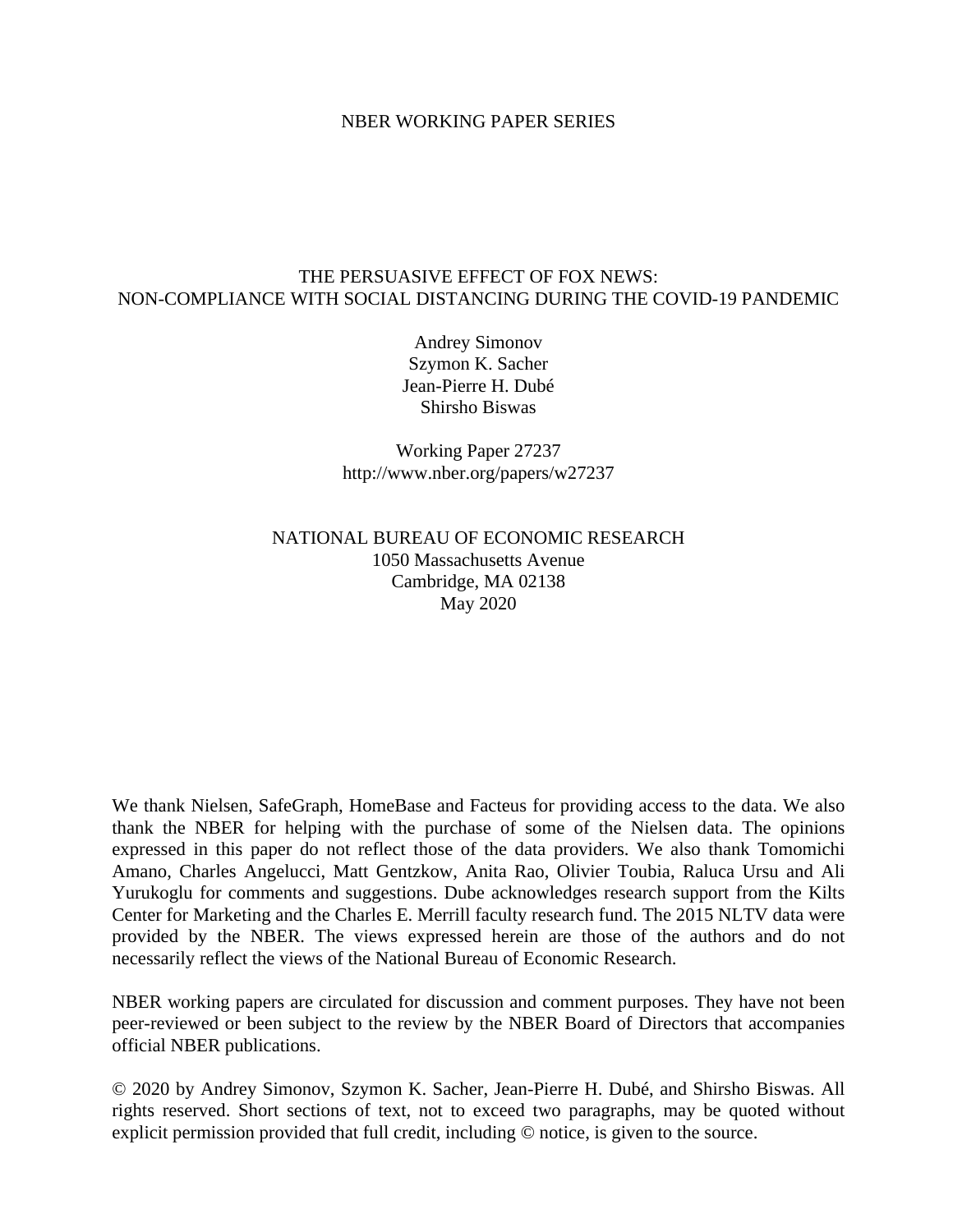NBER WORKING PAPER SERIES

# THE PERSUASIVE EFFECT OF FOX NEWS: NON-COMPLIANCE WITH SOCIAL DISTANCING DURING THE COVID-19 PANDEMIC

Andrey Simonov
Szymon K. Sacher
Jean-Pierre H. Dubé
Shirsho Biswas

Working Paper 27237
http://www.nber.org/papers/w27237

NATIONAL BUREAU OF ECONOMIC RESEARCH
1050 Massachusetts Avenue
Cambridge, MA 02138
May 2020

We thank Nielsen, SafeGraph, HomeBase and Facteus for providing access to the data. We also thank the NBER for helping with the purchase of some of the Nielsen data. The opinions expressed in this paper do not reflect those of the data providers. We also thank Tomomichi Amano, Charles Angelucci, Matt Gentzkow, Anita Rao, Olivier Toubia, Raluca Ursu and Ali Yurukoglu for comments and suggestions. Dube acknowledges research support from the Kilts Center for Marketing and the Charles E. Merrill faculty research fund. The 2015 NLTV data were provided by the NBER. The views expressed herein are those of the authors and do not necessarily reflect the views of the National Bureau of Economic Research.

NBER working papers are circulated for discussion and comment purposes. They have not been peer-reviewed or been subject to the review by the NBER Board of Directors that accompanies official NBER publications.

© 2020 by Andrey Simonov, Szymon K. Sacher, Jean-Pierre H. Dubé, and Shirsho Biswas. All rights reserved. Short sections of text, not to exceed two paragraphs, may be quoted without explicit permission provided that full credit, including © notice, is given to the source.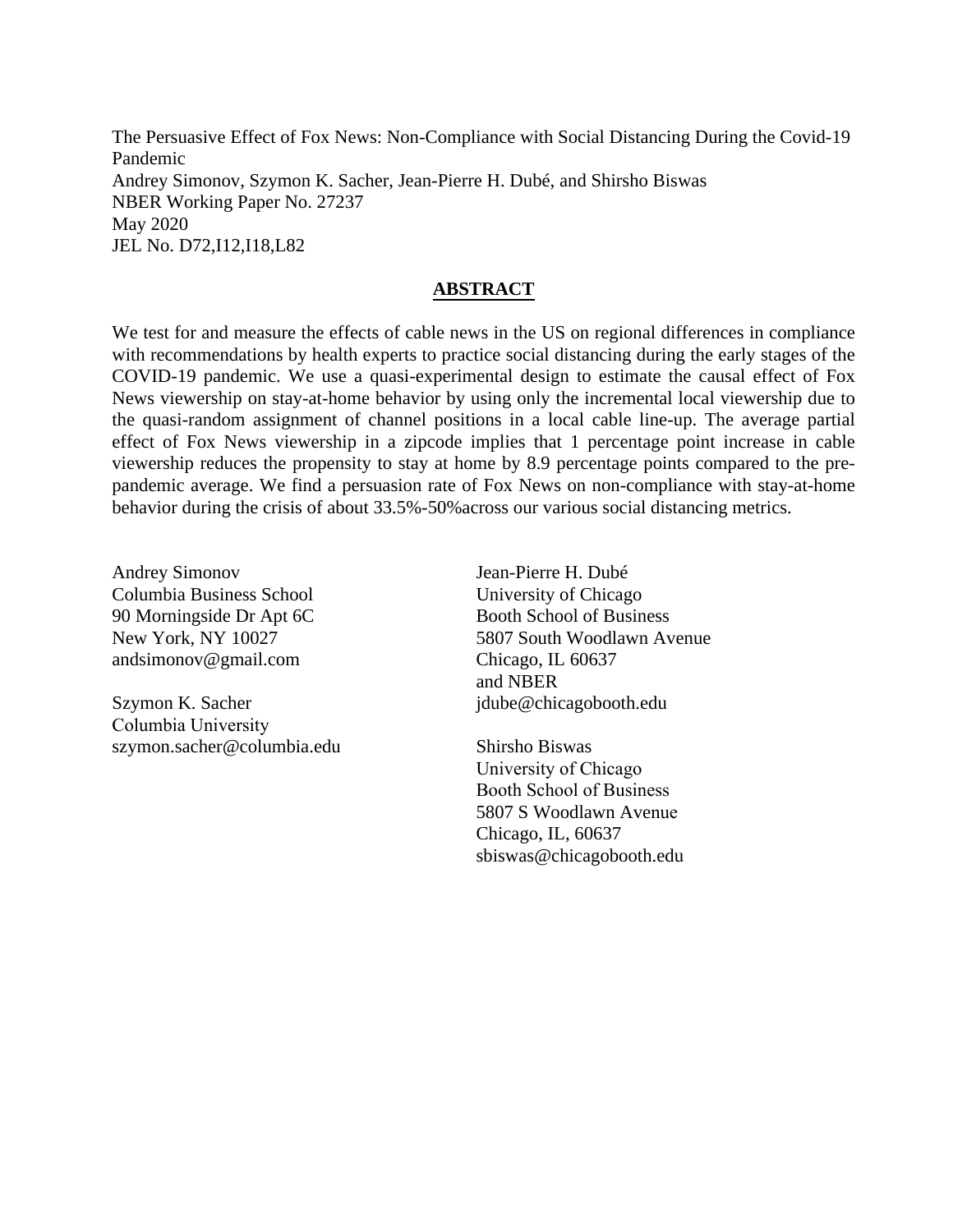The Persuasive Effect of Fox News: Non-Compliance with Social Distancing During the Covid-19 Pandemic
Andrey Simonov, Szymon K. Sacher, Jean-Pierre H. Dubé, and Shirsho Biswas
NBER Working Paper No. 27237
May 2020
JEL No. D72,I12,I18,L82

## ABSTRACT

We test for and measure the effects of cable news in the US on regional differences in compliance with recommendations by health experts to practice social distancing during the early stages of the COVID-19 pandemic. We use a quasi-experimental design to estimate the causal effect of Fox News viewership on stay-at-home behavior by using only the incremental local viewership due to the quasi-random assignment of channel positions in a local cable line-up. The average partial effect of Fox News viewership in a zipcode implies that 1 percentage point increase in cable viewership reduces the propensity to stay at home by 8.9 percentage points compared to the pre-pandemic average. We find a persuasion rate of Fox News on non-compliance with stay-at-home behavior during the crisis of about 33.5%-50%across our various social distancing metrics.

Andrey Simonov
Columbia Business School
90 Morningside Dr Apt 6C
New York, NY 10027
andsimonov@gmail.com

Szymon K. Sacher
Columbia University
szymon.sacher@columbia.edu

Jean-Pierre H. Dubé
University of Chicago
Booth School of Business
5807 South Woodlawn Avenue
Chicago, IL 60637
and NBER
jdube@chicagobooth.edu

Shirsho Biswas
University of Chicago
Booth School of Business
5807 S Woodlawn Avenue
Chicago, IL, 60637
sbiswas@chicagobooth.edu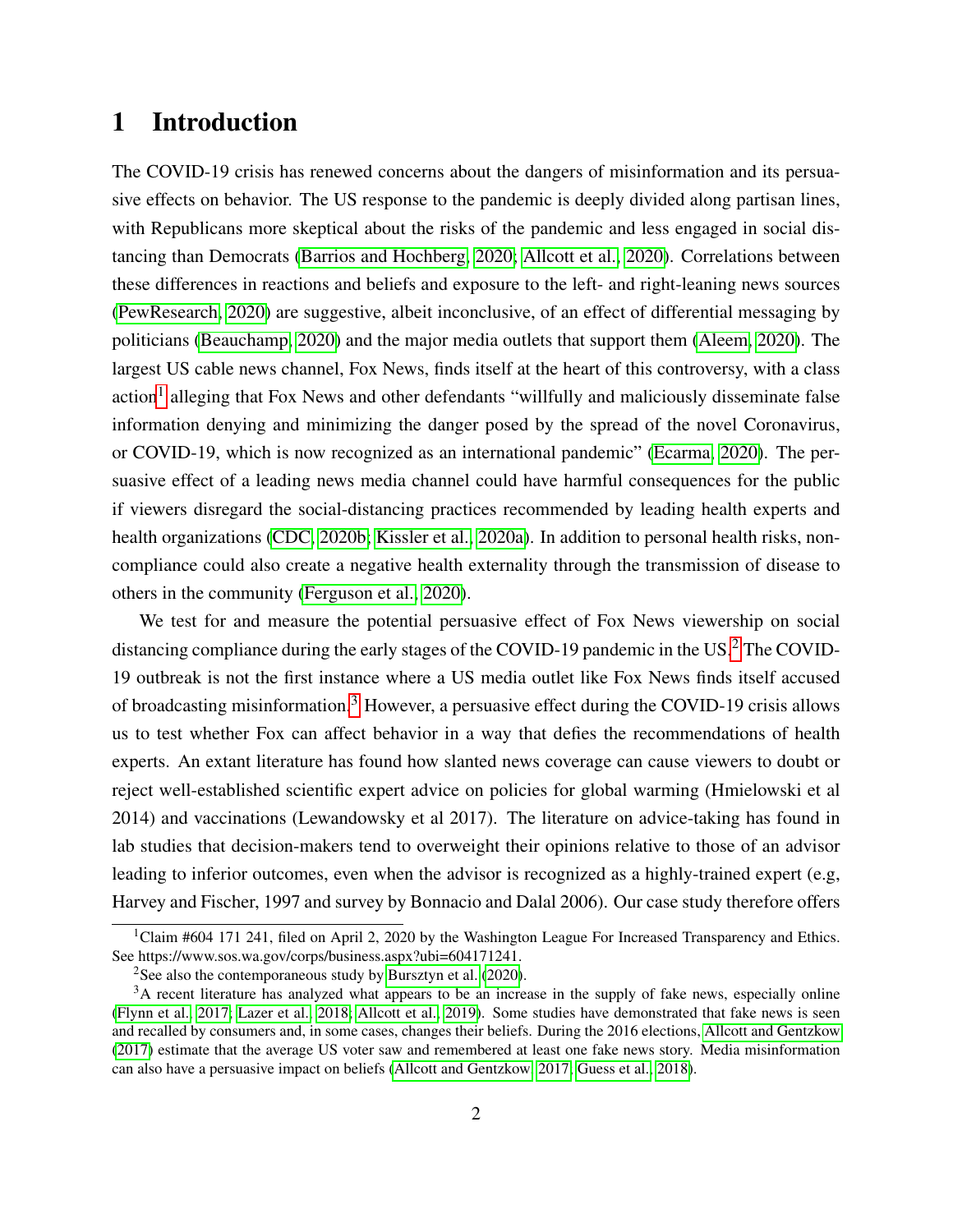# 1 Introduction

The COVID-19 crisis has renewed concerns about the dangers of misinformation and its persuasive effects on behavior. The US response to the pandemic is deeply divided along partisan lines, with Republicans more skeptical about the risks of the pandemic and less engaged in social distancing than Democrats (Barrios and Hochberg, 2020; Allcott et al., 2020). Correlations between these differences in reactions and beliefs and exposure to the left- and right-leaning news sources (PewResearch, 2020) are suggestive, albeit inconclusive, of an effect of differential messaging by politicians (Beauchamp, 2020) and the major media outlets that support them (Aleem, 2020). The largest US cable news channel, Fox News, finds itself at the heart of this controversy, with a class action[1] alleging that Fox News and other defendants "willfully and maliciously disseminate false information denying and minimizing the danger posed by the spread of the novel Coronavirus, or COVID-19, which is now recognized as an international pandemic" (Ecarma, 2020). The persuasive effect of a leading news media channel could have harmful consequences for the public if viewers disregard the social-distancing practices recommended by leading health experts and health organizations (CDC, 2020b; Kissler et al., 2020a). In addition to personal health risks, noncompliance could also create a negative health externality through the transmission of disease to others in the community (Ferguson et al., 2020).

We test for and measure the potential persuasive effect of Fox News viewership on social distancing compliance during the early stages of the COVID-19 pandemic in the US.[2] The COVID-19 outbreak is not the first instance where a US media outlet like Fox News finds itself accused of broadcasting misinformation.[3] However, a persuasive effect during the COVID-19 crisis allows us to test whether Fox can affect behavior in a way that defies the recommendations of health experts. An extant literature has found how slanted news coverage can cause viewers to doubt or reject well-established scientific expert advice on policies for global warming (Hmielowski et al 2014) and vaccinations (Lewandowsky et al 2017). The literature on advice-taking has found in lab studies that decision-makers tend to overweight their opinions relative to those of an advisor leading to inferior outcomes, even when the advisor is recognized as a highly-trained expert (e.g, Harvey and Fischer, 1997 and survey by Bonnacio and Dalal 2006). Our case study therefore offers

[1] Claim #604 171 241, filed on April 2, 2020 by the Washington League For Increased Transparency and Ethics. See https://www.sos.wa.gov/corps/business.aspx?ubi=604171241.

[2] See also the contemporaneous study by Bursztyn et al. (2020).

[3] A recent literature has analyzed what appears to be an increase in the supply of fake news, especially online (Flynn et al., 2017; Lazer et al., 2018; Allcott et al., 2019). Some studies have demonstrated that fake news is seen and recalled by consumers and, in some cases, changes their beliefs. During the 2016 elections, Allcott and Gentzkow (2017) estimate that the average US voter saw and remembered at least one fake news story. Media misinformation can also have a persuasive impact on beliefs (Allcott and Gentzkow, 2017; Guess et al., 2018).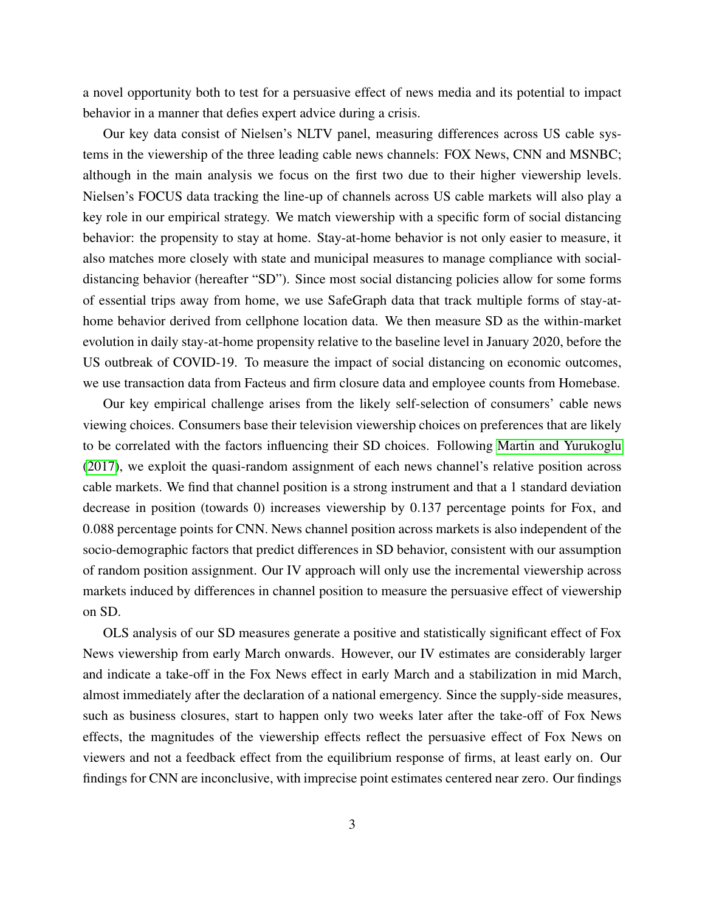a novel opportunity both to test for a persuasive effect of news media and its potential to impact behavior in a manner that defies expert advice during a crisis.

Our key data consist of Nielsen's NLTV panel, measuring differences across US cable systems in the viewership of the three leading cable news channels: FOX News, CNN and MSNBC; although in the main analysis we focus on the first two due to their higher viewership levels. Nielsen's FOCUS data tracking the line-up of channels across US cable markets will also play a key role in our empirical strategy. We match viewership with a specific form of social distancing behavior: the propensity to stay at home. Stay-at-home behavior is not only easier to measure, it also matches more closely with state and municipal measures to manage compliance with social-distancing behavior (hereafter "SD"). Since most social distancing policies allow for some forms of essential trips away from home, we use SafeGraph data that track multiple forms of stay-at-home behavior derived from cellphone location data. We then measure SD as the within-market evolution in daily stay-at-home propensity relative to the baseline level in January 2020, before the US outbreak of COVID-19. To measure the impact of social distancing on economic outcomes, we use transaction data from Facteus and firm closure data and employee counts from Homebase.

Our key empirical challenge arises from the likely self-selection of consumers' cable news viewing choices. Consumers base their television viewership choices on preferences that are likely to be correlated with the factors influencing their SD choices. Following Martin and Yurukoglu (2017), we exploit the quasi-random assignment of each news channel's relative position across cable markets. We find that channel position is a strong instrument and that a 1 standard deviation decrease in position (towards 0) increases viewership by 0.137 percentage points for Fox, and 0.088 percentage points for CNN. News channel position across markets is also independent of the socio-demographic factors that predict differences in SD behavior, consistent with our assumption of random position assignment. Our IV approach will only use the incremental viewership across markets induced by differences in channel position to measure the persuasive effect of viewership on SD.

OLS analysis of our SD measures generate a positive and statistically significant effect of Fox News viewership from early March onwards. However, our IV estimates are considerably larger and indicate a take-off in the Fox News effect in early March and a stabilization in mid March, almost immediately after the declaration of a national emergency. Since the supply-side measures, such as business closures, start to happen only two weeks later after the take-off of Fox News effects, the magnitudes of the viewership effects reflect the persuasive effect of Fox News on viewers and not a feedback effect from the equilibrium response of firms, at least early on. Our findings for CNN are inconclusive, with imprecise point estimates centered near zero. Our findings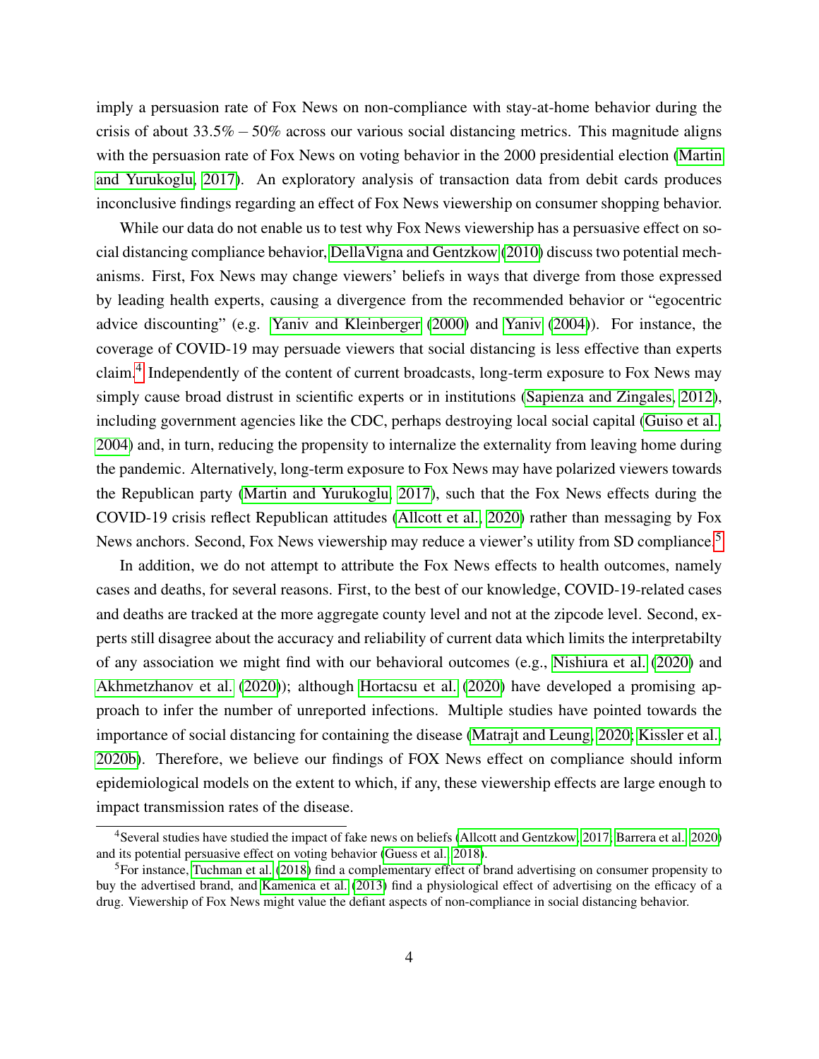imply a persuasion rate of Fox News on non-compliance with stay-at-home behavior during the crisis of about 33.5% – 50% across our various social distancing metrics. This magnitude aligns with the persuasion rate of Fox News on voting behavior in the 2000 presidential election (Martin and Yurukoglu, 2017). An exploratory analysis of transaction data from debit cards produces inconclusive findings regarding an effect of Fox News viewership on consumer shopping behavior.

While our data do not enable us to test why Fox News viewership has a persuasive effect on social distancing compliance behavior, DellaVigna and Gentzkow (2010) discuss two potential mechanisms. First, Fox News may change viewers' beliefs in ways that diverge from those expressed by leading health experts, causing a divergence from the recommended behavior or "egocentric advice discounting" (e.g. Yaniv and Kleinberger (2000) and Yaniv (2004)). For instance, the coverage of COVID-19 may persuade viewers that social distancing is less effective than experts claim.[4] Independently of the content of current broadcasts, long-term exposure to Fox News may simply cause broad distrust in scientific experts or in institutions (Sapienza and Zingales, 2012), including government agencies like the CDC, perhaps destroying local social capital (Guiso et al., 2004) and, in turn, reducing the propensity to internalize the externality from leaving home during the pandemic. Alternatively, long-term exposure to Fox News may have polarized viewers towards the Republican party (Martin and Yurukoglu, 2017), such that the Fox News effects during the COVID-19 crisis reflect Republican attitudes (Allcott et al., 2020) rather than messaging by Fox News anchors. Second, Fox News viewership may reduce a viewer's utility from SD compliance.[5]

In addition, we do not attempt to attribute the Fox News effects to health outcomes, namely cases and deaths, for several reasons. First, to the best of our knowledge, COVID-19-related cases and deaths are tracked at the more aggregate county level and not at the zipcode level. Second, experts still disagree about the accuracy and reliability of current data which limits the interpretabilty of any association we might find with our behavioral outcomes (e.g., Nishiura et al. (2020) and Akhmetzhanov et al. (2020)); although Hortacsu et al. (2020) have developed a promising approach to infer the number of unreported infections. Multiple studies have pointed towards the importance of social distancing for containing the disease (Matrajt and Leung, 2020; Kissler et al., 2020b). Therefore, we believe our findings of FOX News effect on compliance should inform epidemiological models on the extent to which, if any, these viewership effects are large enough to impact transmission rates of the disease.

[4] Several studies have studied the impact of fake news on beliefs (Allcott and Gentzkow, 2017; Barrera et al., 2020) and its potential persuasive effect on voting behavior (Guess et al., 2018).

[5] For instance, Tuchman et al. (2018) find a complementary effect of brand advertising on consumer propensity to buy the advertised brand, and Kamenica et al. (2013) find a physiological effect of advertising on the efficacy of a drug. Viewership of Fox News might value the defiant aspects of non-compliance in social distancing behavior.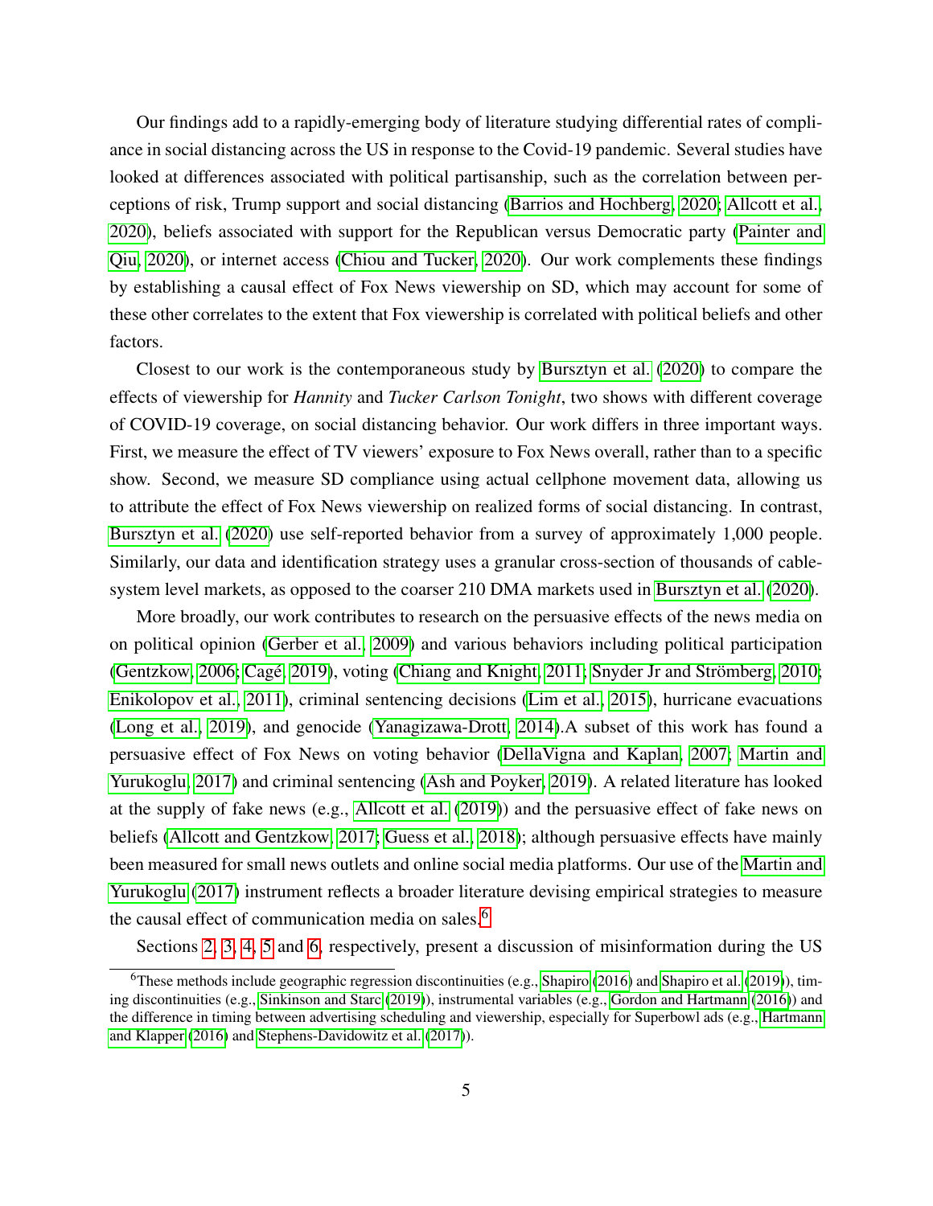Our findings add to a rapidly-emerging body of literature studying differential rates of compliance in social distancing across the US in response to the Covid-19 pandemic. Several studies have looked at differences associated with political partisanship, such as the correlation between perceptions of risk, Trump support and social distancing (Barrios and Hochberg, 2020; Allcott et al., 2020), beliefs associated with support for the Republican versus Democratic party (Painter and Qiu, 2020), or internet access (Chiou and Tucker, 2020). Our work complements these findings by establishing a causal effect of Fox News viewership on SD, which may account for some of these other correlates to the extent that Fox viewership is correlated with political beliefs and other factors.

Closest to our work is the contemporaneous study by Bursztyn et al. (2020) to compare the effects of viewership for *Hannity* and *Tucker Carlson Tonight*, two shows with different coverage of COVID-19 coverage, on social distancing behavior. Our work differs in three important ways. First, we measure the effect of TV viewers' exposure to Fox News overall, rather than to a specific show. Second, we measure SD compliance using actual cellphone movement data, allowing us to attribute the effect of Fox News viewership on realized forms of social distancing. In contrast, Bursztyn et al. (2020) use self-reported behavior from a survey of approximately 1,000 people. Similarly, our data and identification strategy uses a granular cross-section of thousands of cable-system level markets, as opposed to the coarser 210 DMA markets used in Bursztyn et al. (2020).

More broadly, our work contributes to research on the persuasive effects of the news media on on political opinion (Gerber et al., 2009) and various behaviors including political participation (Gentzkow, 2006; Cagé, 2019), voting (Chiang and Knight, 2011; Snyder Jr and Strömberg, 2010; Enikolopov et al., 2011), criminal sentencing decisions (Lim et al., 2015), hurricane evacuations (Long et al., 2019), and genocide (Yanagizawa-Drott, 2014).A subset of this work has found a persuasive effect of Fox News on voting behavior (DellaVigna and Kaplan, 2007; Martin and Yurukoglu, 2017) and criminal sentencing (Ash and Poyker, 2019). A related literature has looked at the supply of fake news (e.g., Allcott et al. (2019)) and the persuasive effect of fake news on beliefs (Allcott and Gentzkow, 2017; Guess et al., 2018); although persuasive effects have mainly been measured for small news outlets and online social media platforms. Our use of the Martin and Yurukoglu (2017) instrument reflects a broader literature devising empirical strategies to measure the causal effect of communication media on sales.[6]

Sections 2, 3, 4, 5 and 6, respectively, present a discussion of misinformation during the US

[6] These methods include geographic regression discontinuities (e.g., Shapiro (2016) and Shapiro et al. (2019)), timing discontinuities (e.g., Sinkinson and Starc (2019)), instrumental variables (e.g., Gordon and Hartmann (2016)) and the difference in timing between advertising scheduling and viewership, especially for Superbowl ads (e.g., Hartmann and Klapper (2016) and Stephens-Davidowitz et al. (2017)).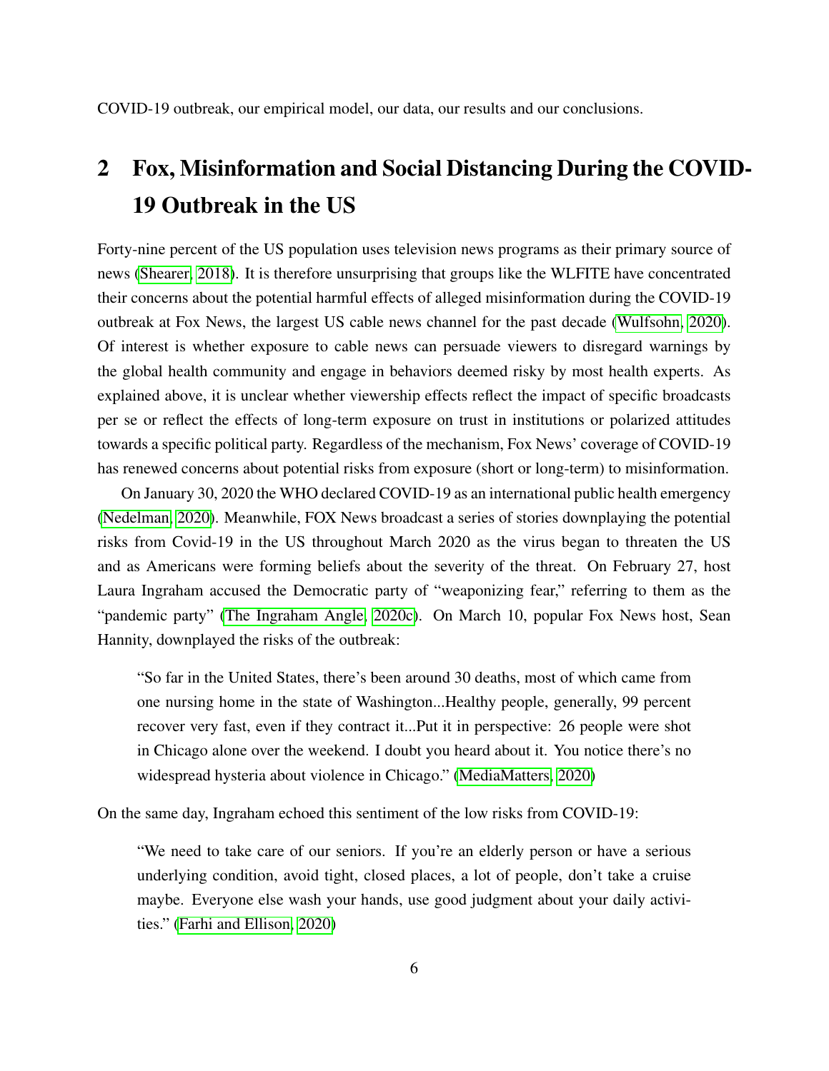COVID-19 outbreak, our empirical model, our data, our results and our conclusions.

## 2 Fox, Misinformation and Social Distancing During the COVID-19 Outbreak in the US

Forty-nine percent of the US population uses television news programs as their primary source of news (Shearer, 2018). It is therefore unsurprising that groups like the WLFITE have concentrated their concerns about the potential harmful effects of alleged misinformation during the COVID-19 outbreak at Fox News, the largest US cable news channel for the past decade (Wulfsohn, 2020). Of interest is whether exposure to cable news can persuade viewers to disregard warnings by the global health community and engage in behaviors deemed risky by most health experts. As explained above, it is unclear whether viewership effects reflect the impact of specific broadcasts per se or reflect the effects of long-term exposure on trust in institutions or polarized attitudes towards a specific political party. Regardless of the mechanism, Fox News' coverage of COVID-19 has renewed concerns about potential risks from exposure (short or long-term) to misinformation.

On January 30, 2020 the WHO declared COVID-19 as an international public health emergency (Nedelman, 2020). Meanwhile, FOX News broadcast a series of stories downplaying the potential risks from Covid-19 in the US throughout March 2020 as the virus began to threaten the US and as Americans were forming beliefs about the severity of the threat. On February 27, host Laura Ingraham accused the Democratic party of "weaponizing fear," referring to them as the "pandemic party" (The Ingraham Angle, 2020c). On March 10, popular Fox News host, Sean Hannity, downplayed the risks of the outbreak:

> "So far in the United States, there's been around 30 deaths, most of which came from one nursing home in the state of Washington...Healthy people, generally, 99 percent recover very fast, even if they contract it...Put it in perspective: 26 people were shot in Chicago alone over the weekend. I doubt you heard about it. You notice there's no widespread hysteria about violence in Chicago." (MediaMatters, 2020)

On the same day, Ingraham echoed this sentiment of the low risks from COVID-19:

> "We need to take care of our seniors. If you're an elderly person or have a serious underlying condition, avoid tight, closed places, a lot of people, don't take a cruise maybe. Everyone else wash your hands, use good judgment about your daily activities." (Farhi and Ellison, 2020)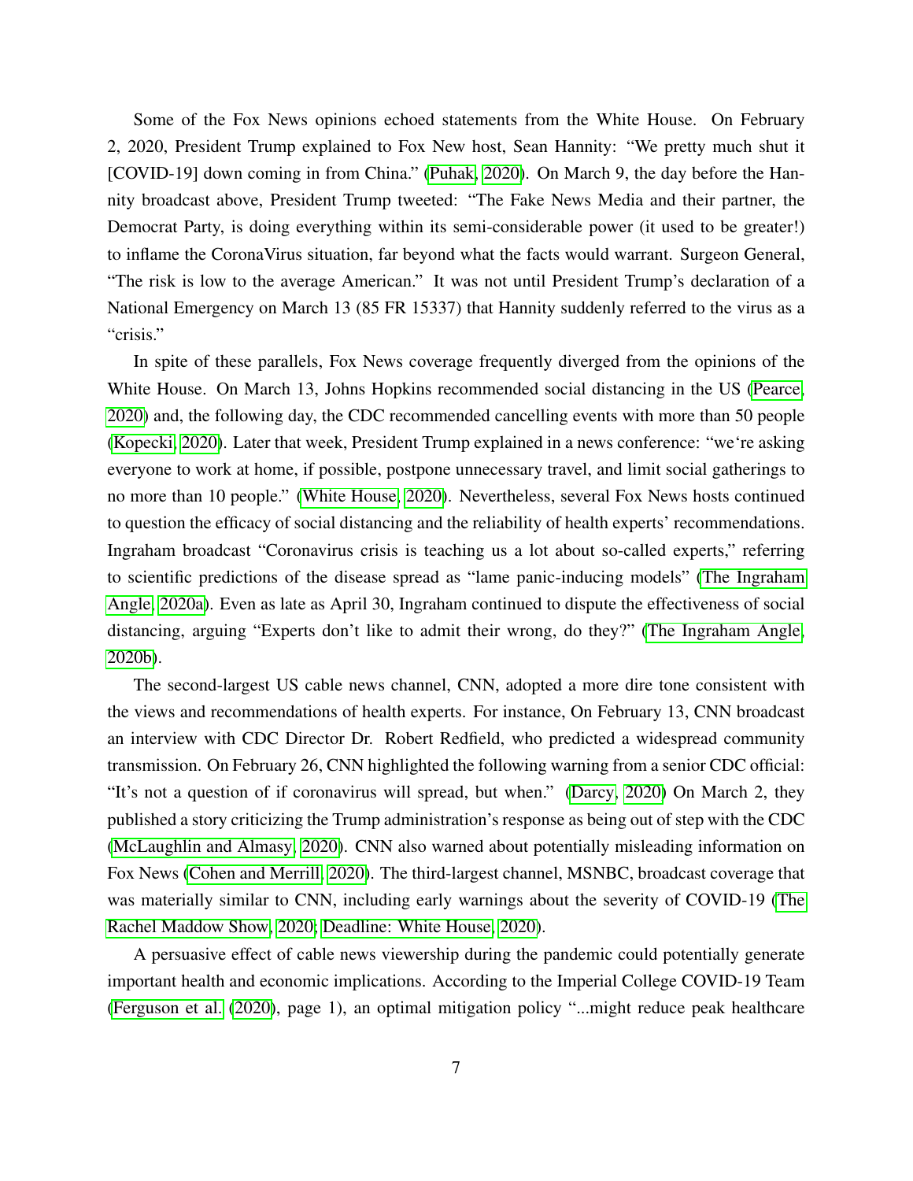Some of the Fox News opinions echoed statements from the White House. On February 2, 2020, President Trump explained to Fox New host, Sean Hannity: "We pretty much shut it [COVID-19] down coming in from China." (Puhak, 2020). On March 9, the day before the Hannity broadcast above, President Trump tweeted: "The Fake News Media and their partner, the Democrat Party, is doing everything within its semi-considerable power (it used to be greater!) to inflame the CoronaVirus situation, far beyond what the facts would warrant. Surgeon General, "The risk is low to the average American." It was not until President Trump's declaration of a National Emergency on March 13 (85 FR 15337) that Hannity suddenly referred to the virus as a "crisis."

In spite of these parallels, Fox News coverage frequently diverged from the opinions of the White House. On March 13, Johns Hopkins recommended social distancing in the US (Pearce, 2020) and, the following day, the CDC recommended cancelling events with more than 50 people (Kopecki, 2020). Later that week, President Trump explained in a news conference: "we're asking everyone to work at home, if possible, postpone unnecessary travel, and limit social gatherings to no more than 10 people." (White House, 2020). Nevertheless, several Fox News hosts continued to question the efficacy of social distancing and the reliability of health experts' recommendations. Ingraham broadcast "Coronavirus crisis is teaching us a lot about so-called experts," referring to scientific predictions of the disease spread as "lame panic-inducing models" (The Ingraham Angle, 2020a). Even as late as April 30, Ingraham continued to dispute the effectiveness of social distancing, arguing "Experts don't like to admit their wrong, do they?" (The Ingraham Angle, 2020b).

The second-largest US cable news channel, CNN, adopted a more dire tone consistent with the views and recommendations of health experts. For instance, On February 13, CNN broadcast an interview with CDC Director Dr. Robert Redfield, who predicted a widespread community transmission. On February 26, CNN highlighted the following warning from a senior CDC official: "It's not a question of if coronavirus will spread, but when." (Darcy, 2020) On March 2, they published a story criticizing the Trump administration's response as being out of step with the CDC (McLaughlin and Almasy, 2020). CNN also warned about potentially misleading information on Fox News (Cohen and Merrill, 2020). The third-largest channel, MSNBC, broadcast coverage that was materially similar to CNN, including early warnings about the severity of COVID-19 (The Rachel Maddow Show, 2020; Deadline: White House, 2020).

A persuasive effect of cable news viewership during the pandemic could potentially generate important health and economic implications. According to the Imperial College COVID-19 Team (Ferguson et al. (2020), page 1), an optimal mitigation policy "...might reduce peak healthcare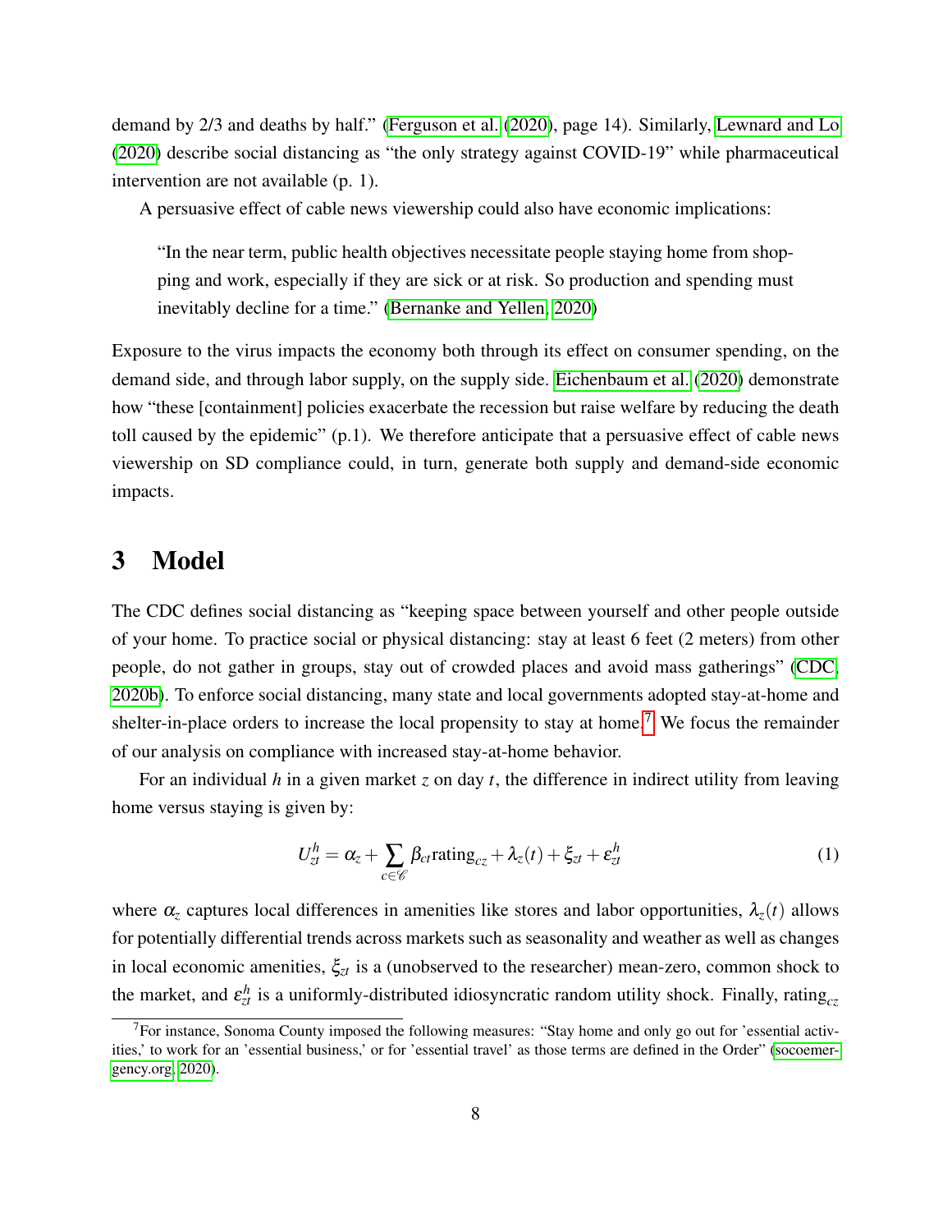demand by 2/3 and deaths by half." (Ferguson et al. (2020), page 14). Similarly, Lewnard and Lo (2020) describe social distancing as "the only strategy against COVID-19" while pharmaceutical intervention are not available (p. 1).

A persuasive effect of cable news viewership could also have economic implications:

> "In the near term, public health objectives necessitate people staying home from shopping and work, especially if they are sick or at risk. So production and spending must inevitably decline for a time." (Bernanke and Yellen, 2020)

Exposure to the virus impacts the economy both through its effect on consumer spending, on the demand side, and through labor supply, on the supply side. Eichenbaum et al. (2020) demonstrate how "these [containment] policies exacerbate the recession but raise welfare by reducing the death toll caused by the epidemic" (p.1). We therefore anticipate that a persuasive effect of cable news viewership on SD compliance could, in turn, generate both supply and demand-side economic impacts.

# 3 Model

The CDC defines social distancing as "keeping space between yourself and other people outside of your home. To practice social or physical distancing: stay at least 6 feet (2 meters) from other people, do not gather in groups, stay out of crowded places and avoid mass gatherings" (CDC, 2020b). To enforce social distancing, many state and local governments adopted stay-at-home and shelter-in-place orders to increase the local propensity to stay at home.[7] We focus the remainder of our analysis on compliance with increased stay-at-home behavior.

For an individual $h$ in a given market $z$ on day $t$, the difference in indirect utility from leaving home versus staying is given by:

$$U_{zt}^{h} = \alpha_z + \sum_{c \in \mathscr{C}} \beta_{ct} \text{rating}_{cz} + \lambda_z(t) + \xi_{zt} + \varepsilon_{zt}^{h} \tag{1}$$

where $\alpha_z$ captures local differences in amenities like stores and labor opportunities, $\lambda_z(t)$ allows for potentially differential trends across markets such as seasonality and weather as well as changes in local economic amenities, $\xi_{zt}$ is a (unobserved to the researcher) mean-zero, common shock to the market, and $\varepsilon_{zt}^{h}$ is a uniformly-distributed idiosyncratic random utility shock. Finally, $\text{rating}_{cz}$

[7] For instance, Sonoma County imposed the following measures: "Stay home and only go out for 'essential activities,' to work for an 'essential business,' or for 'essential travel' as those terms are defined in the Order" (socoemergency.org, 2020).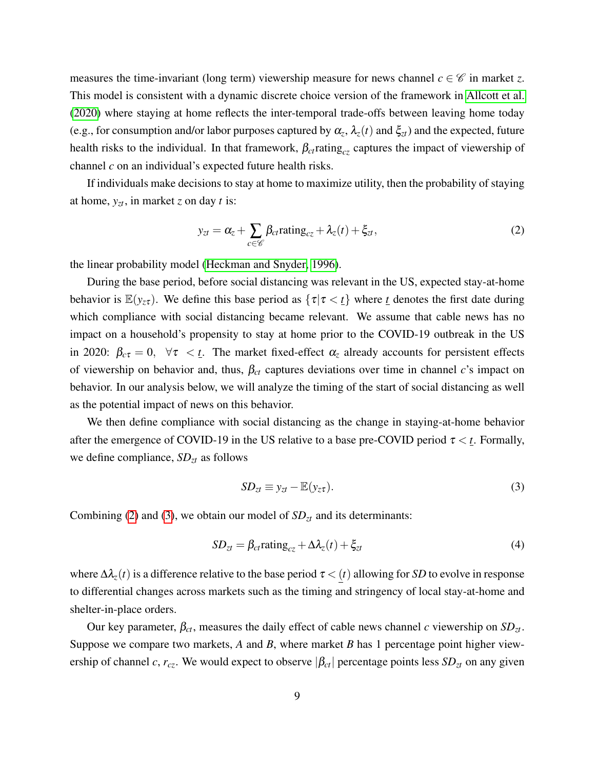measures the time-invariant (long term) viewership measure for news channel $c \in \mathscr{C}$ in market $z$. This model is consistent with a dynamic discrete choice version of the framework in Allcott et al. (2020) where staying at home reflects the inter-temporal trade-offs between leaving home today (e.g., for consumption and/or labor purposes captured by $\alpha_z$, $\lambda_z(t)$ and $\xi_{zt}$) and the expected, future health risks to the individual. In that framework, $\beta_{ct}\text{rating}_{cz}$ captures the impact of viewership of channel $c$ on an individual's expected future health risks.

If individuals make decisions to stay at home to maximize utility, then the probability of staying at home, $y_{zt}$, in market $z$ on day $t$ is:

$$y_{zt} = \alpha_z + \sum_{c \in \mathscr{C}} \beta_{ct}\text{rating}_{cz} + \lambda_z(t) + \xi_{zt}, \tag{2}$$

the linear probability model (Heckman and Snyder, 1996).

During the base period, before social distancing was relevant in the US, expected stay-at-home behavior is $\mathbb{E}(y_{z\tau})$. We define this base period as $\{\tau | \tau < \underline{t}\}$ where $\underline{t}$ denotes the first date during which compliance with social distancing became relevant. We assume that cable news has no impact on a household's propensity to stay at home prior to the COVID-19 outbreak in the US in 2020: $\beta_{c\tau} = 0, \ \ \forall \tau \ < \underline{t}$. The market fixed-effect $\alpha_z$ already accounts for persistent effects of viewership on behavior and, thus, $\beta_{ct}$ captures deviations over time in channel $c$'s impact on behavior. In our analysis below, we will analyze the timing of the start of social distancing as well as the potential impact of news on this behavior.

We then define compliance with social distancing as the change in staying-at-home behavior after the emergence of COVID-19 in the US relative to a base pre-COVID period $\tau < \underline{t}$. Formally, we define compliance, $SD_{zt}$ as follows

$$SD_{zt} \equiv y_{zt} - \mathbb{E}(y_{z\tau}). \tag{3}$$

Combining (2) and (3), we obtain our model of $SD_{zt}$ and its determinants:

$$SD_{zt} = \beta_{ct}\text{rating}_{cz} + \Delta\lambda_z(t) + \xi_{zt} \tag{4}$$

where $\Delta\lambda_z(t)$ is a difference relative to the base period $\tau < \underline{(t)}$ allowing for $SD$ to evolve in response to differential changes across markets such as the timing and stringency of local stay-at-home and shelter-in-place orders.

Our key parameter, $\beta_{ct}$, measures the daily effect of cable news channel $c$ viewership on $SD_{zt}$. Suppose we compare two markets, $A$ and $B$, where market $B$ has 1 percentage point higher viewership of channel $c$, $r_{cz}$. We would expect to observe $|\beta_{ct}|$ percentage points less $SD_{zt}$ on any given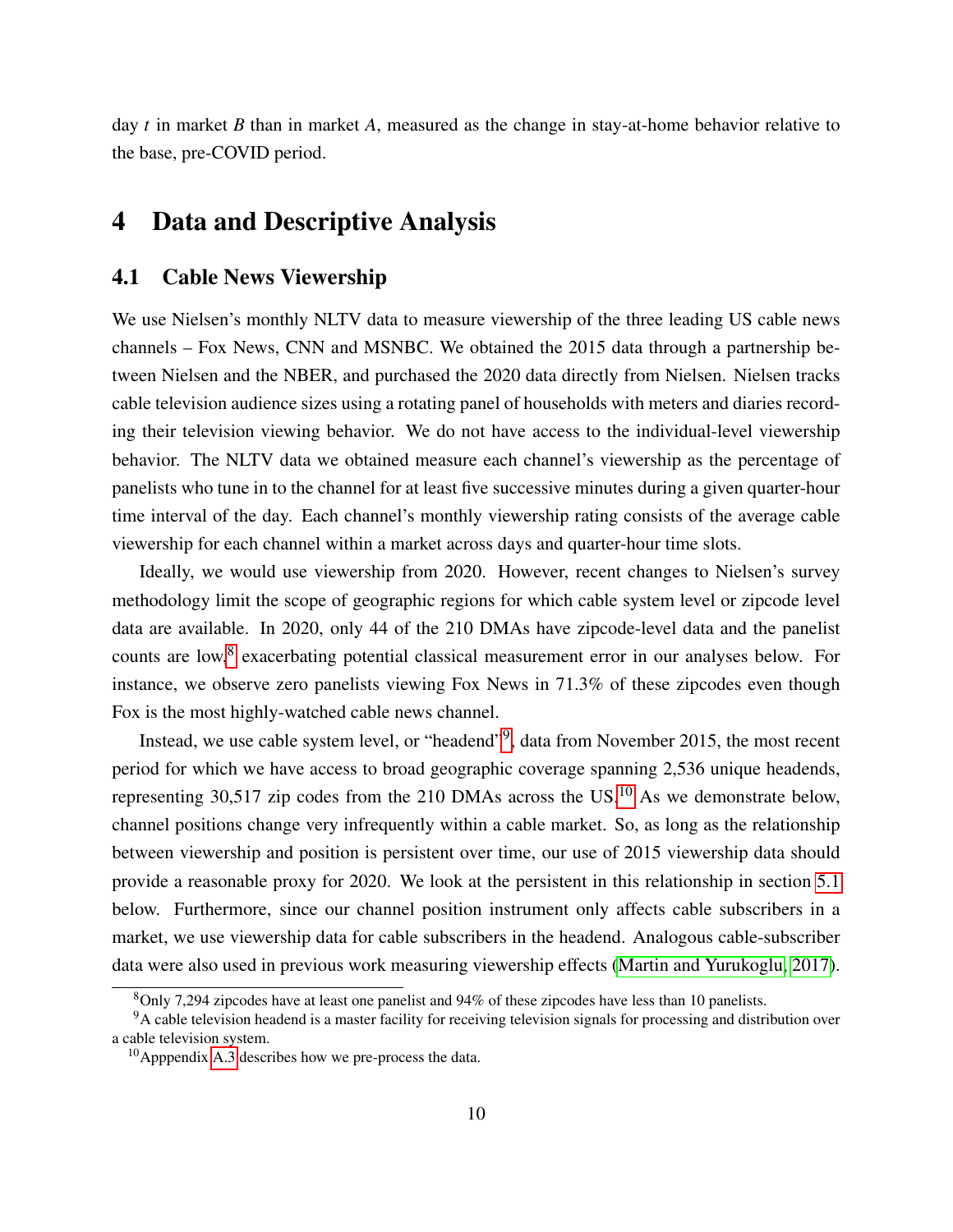day $t$ in market $B$ than in market $A$, measured as the change in stay-at-home behavior relative to the base, pre-COVID period.

# 4 Data and Descriptive Analysis

## 4.1 Cable News Viewership

We use Nielsen's monthly NLTV data to measure viewership of the three leading US cable news channels – Fox News, CNN and MSNBC. We obtained the 2015 data through a partnership between Nielsen and the NBER, and purchased the 2020 data directly from Nielsen. Nielsen tracks cable television audience sizes using a rotating panel of households with meters and diaries recording their television viewing behavior. We do not have access to the individual-level viewership behavior. The NLTV data we obtained measure each channel's viewership as the percentage of panelists who tune in to the channel for at least five successive minutes during a given quarter-hour time interval of the day. Each channel's monthly viewership rating consists of the average cable viewership for each channel within a market across days and quarter-hour time slots.

Ideally, we would use viewership from 2020. However, recent changes to Nielsen's survey methodology limit the scope of geographic regions for which cable system level or zipcode level data are available. In 2020, only 44 of the 210 DMAs have zipcode-level data and the panelist counts are low,[8] exacerbating potential classical measurement error in our analyses below. For instance, we observe zero panelists viewing Fox News in 71.3% of these zipcodes even though Fox is the most highly-watched cable news channel.

Instead, we use cable system level, or "headend"[9], data from November 2015, the most recent period for which we have access to broad geographic coverage spanning 2,536 unique headends, representing 30,517 zip codes from the 210 DMAs across the US.[10] As we demonstrate below, channel positions change very infrequently within a cable market. So, as long as the relationship between viewership and position is persistent over time, our use of 2015 viewership data should provide a reasonable proxy for 2020. We look at the persistent in this relationship in section 5.1 below. Furthermore, since our channel position instrument only affects cable subscribers in a market, we use viewership data for cable subscribers in the headend. Analogous cable-subscriber data were also used in previous work measuring viewership effects (Martin and Yurukoglu, 2017).

[8] Only 7,294 zipcodes have at least one panelist and 94% of these zipcodes have less than 10 panelists.

[9] A cable television headend is a master facility for receiving television signals for processing and distribution over a cable television system.

[10] Apppendix A.3 describes how we pre-process the data.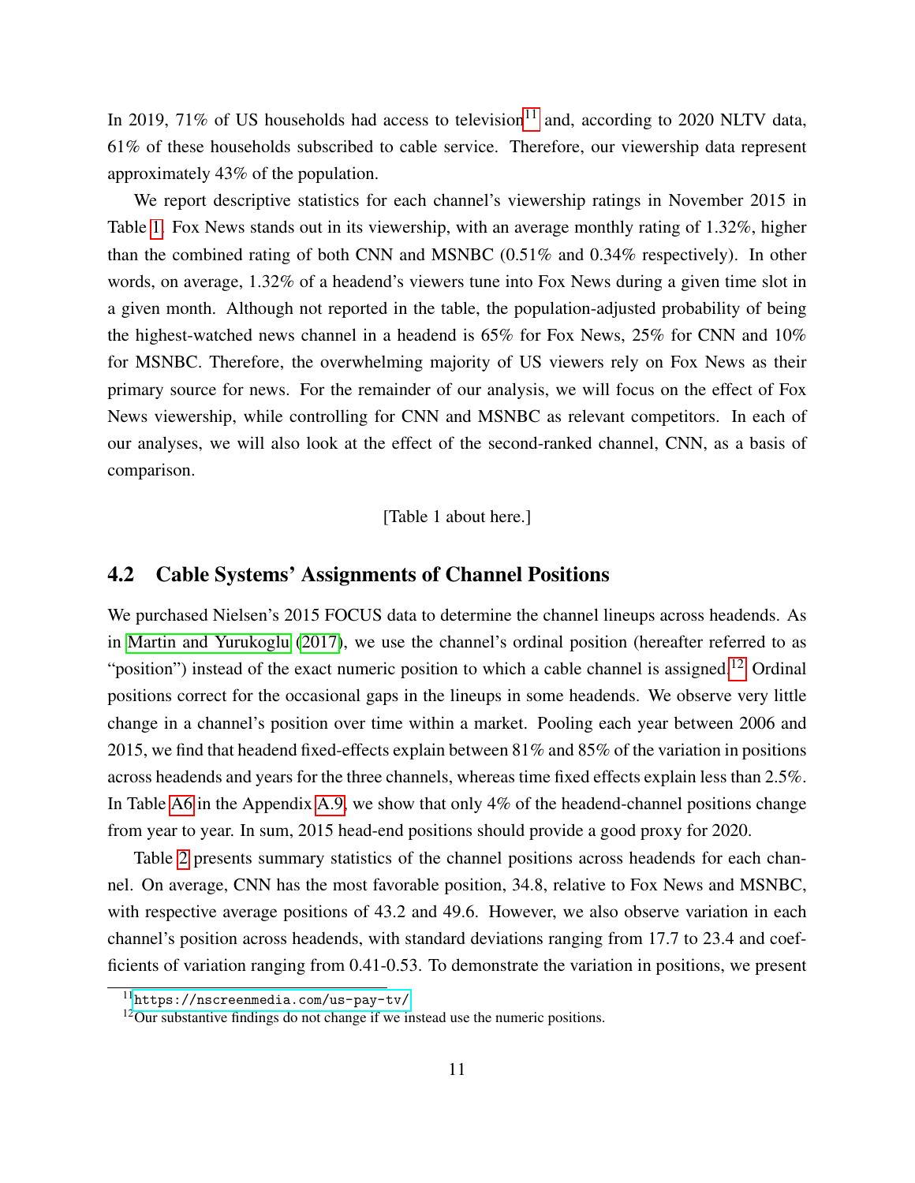In 2019, 71% of US households had access to television[11] and, according to 2020 NLTV data, 61% of these households subscribed to cable service. Therefore, our viewership data represent approximately 43% of the population.

We report descriptive statistics for each channel's viewership ratings in November 2015 in Table 1. Fox News stands out in its viewership, with an average monthly rating of 1.32%, higher than the combined rating of both CNN and MSNBC (0.51% and 0.34% respectively). In other words, on average, 1.32% of a headend's viewers tune into Fox News during a given time slot in a given month. Although not reported in the table, the population-adjusted probability of being the highest-watched news channel in a headend is 65% for Fox News, 25% for CNN and 10% for MSNBC. Therefore, the overwhelming majority of US viewers rely on Fox News as their primary source for news. For the remainder of our analysis, we will focus on the effect of Fox News viewership, while controlling for CNN and MSNBC as relevant competitors. In each of our analyses, we will also look at the effect of the second-ranked channel, CNN, as a basis of comparison.

[Table 1 about here.]

## 4.2 Cable Systems' Assignments of Channel Positions

We purchased Nielsen's 2015 FOCUS data to determine the channel lineups across headends. As in Martin and Yurukoglu (2017), we use the channel's ordinal position (hereafter referred to as "position") instead of the exact numeric position to which a cable channel is assigned.[12] Ordinal positions correct for the occasional gaps in the lineups in some headends. We observe very little change in a channel's position over time within a market. Pooling each year between 2006 and 2015, we find that headend fixed-effects explain between 81% and 85% of the variation in positions across headends and years for the three channels, whereas time fixed effects explain less than 2.5%. In Table A6 in the Appendix A.9, we show that only 4% of the headend-channel positions change from year to year. In sum, 2015 head-end positions should provide a good proxy for 2020.

Table 2 presents summary statistics of the channel positions across headends for each channel. On average, CNN has the most favorable position, 34.8, relative to Fox News and MSNBC, with respective average positions of 43.2 and 49.6. However, we also observe variation in each channel's position across headends, with standard deviations ranging from 17.7 to 23.4 and coefficients of variation ranging from 0.41-0.53. To demonstrate the variation in positions, we present

[11] https://nscreenmedia.com/us-pay-tv/

[12] Our substantive findings do not change if we instead use the numeric positions.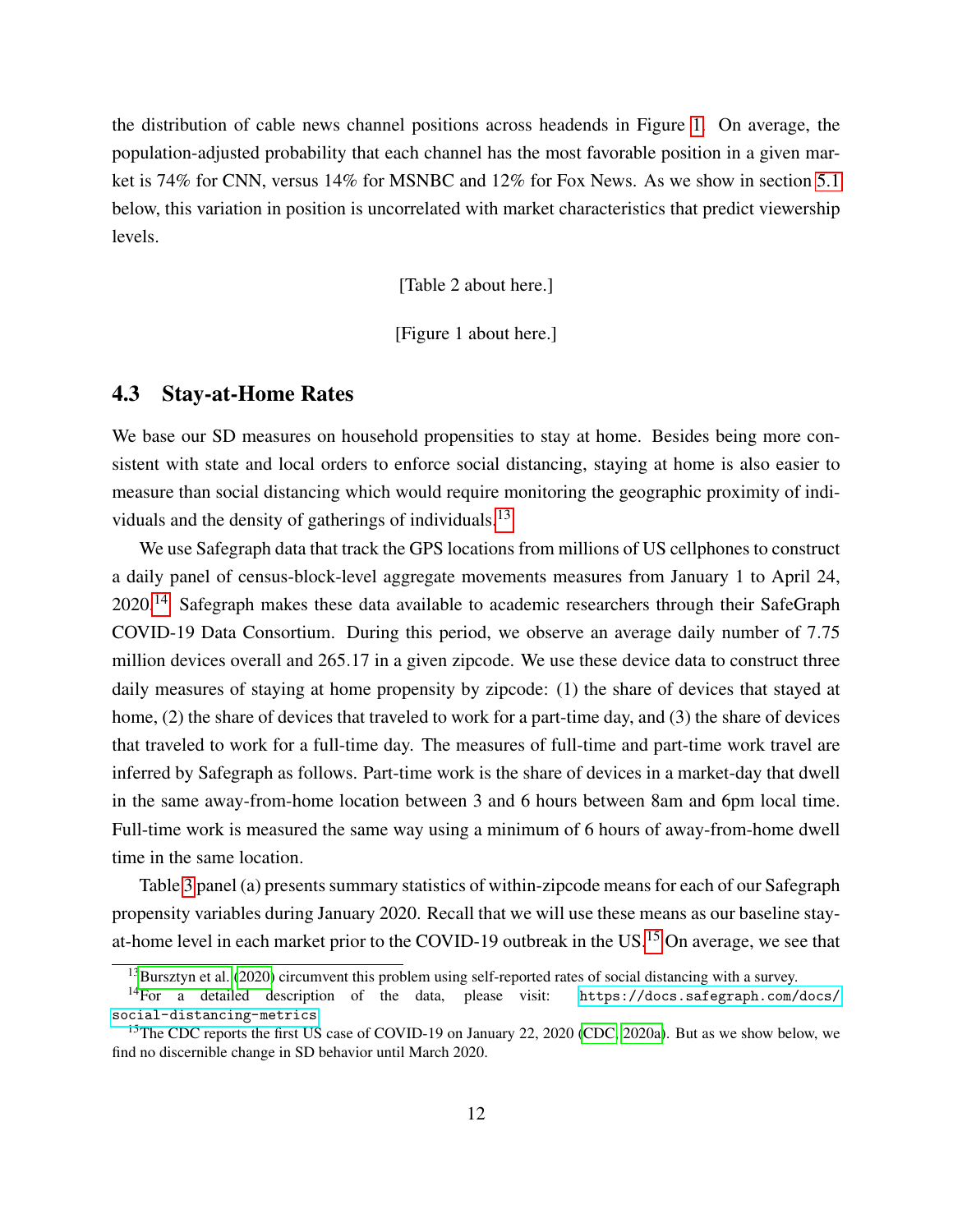the distribution of cable news channel positions across headends in Figure 1. On average, the population-adjusted probability that each channel has the most favorable position in a given market is 74% for CNN, versus 14% for MSNBC and 12% for Fox News. As we show in section 5.1 below, this variation in position is uncorrelated with market characteristics that predict viewership levels.

[Table 2 about here.]

[Figure 1 about here.]

### 4.3 Stay-at-Home Rates

We base our SD measures on household propensities to stay at home. Besides being more consistent with state and local orders to enforce social distancing, staying at home is also easier to measure than social distancing which would require monitoring the geographic proximity of individuals and the density of gatherings of individuals.[13]

We use Safegraph data that track the GPS locations from millions of US cellphones to construct a daily panel of census-block-level aggregate movements measures from January 1 to April 24, 2020.[14] Safegraph makes these data available to academic researchers through their SafeGraph COVID-19 Data Consortium. During this period, we observe an average daily number of 7.75 million devices overall and 265.17 in a given zipcode. We use these device data to construct three daily measures of staying at home propensity by zipcode: (1) the share of devices that stayed at home, (2) the share of devices that traveled to work for a part-time day, and (3) the share of devices that traveled to work for a full-time day. The measures of full-time and part-time work travel are inferred by Safegraph as follows. Part-time work is the share of devices in a market-day that dwell in the same away-from-home location between 3 and 6 hours between 8am and 6pm local time. Full-time work is measured the same way using a minimum of 6 hours of away-from-home dwell time in the same location.

Table 3 panel (a) presents summary statistics of within-zipcode means for each of our Safegraph propensity variables during January 2020. Recall that we will use these means as our baseline stay-at-home level in each market prior to the COVID-19 outbreak in the US.[15] On average, we see that

---

[13] Bursztyn et al. (2020) circumvent this problem using self-reported rates of social distancing with a survey.

[14] For a detailed description of the data, please visit: https://docs.safegraph.com/docs/social-distancing-metrics

[15] The CDC reports the first US case of COVID-19 on January 22, 2020 (CDC, 2020a). But as we show below, we find no discernible change in SD behavior until March 2020.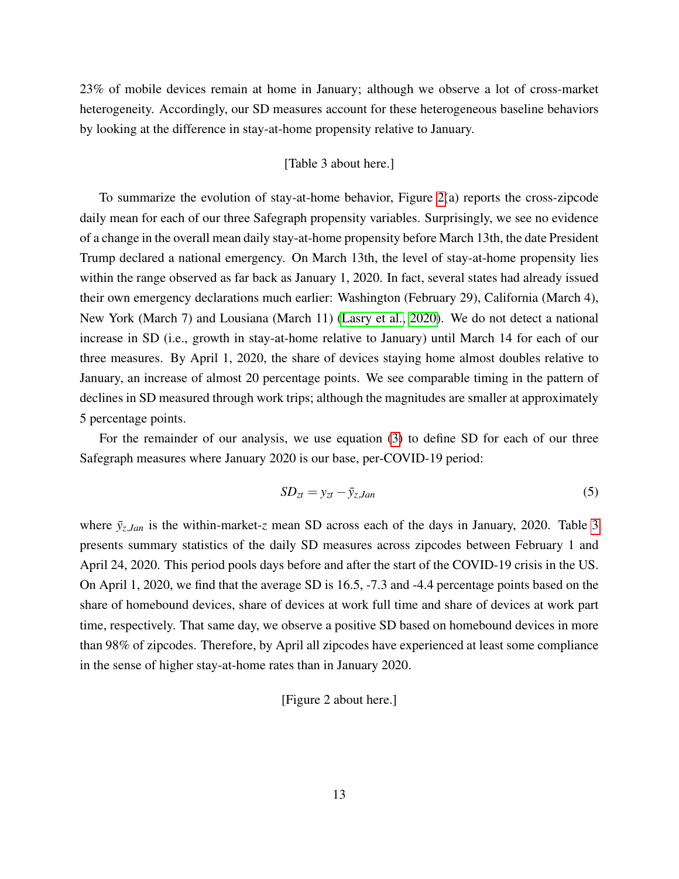23% of mobile devices remain at home in January; although we observe a lot of cross-market heterogeneity. Accordingly, our SD measures account for these heterogeneous baseline behaviors by looking at the difference in stay-at-home propensity relative to January.

[Table 3 about here.]

To summarize the evolution of stay-at-home behavior, Figure 2(a) reports the cross-zipcode daily mean for each of our three Safegraph propensity variables. Surprisingly, we see no evidence of a change in the overall mean daily stay-at-home propensity before March 13th, the date President Trump declared a national emergency. On March 13th, the level of stay-at-home propensity lies within the range observed as far back as January 1, 2020. In fact, several states had already issued their own emergency declarations much earlier: Washington (February 29), California (March 4), New York (March 7) and Lousiana (March 11) (Lasry et al., 2020). We do not detect a national increase in SD (i.e., growth in stay-at-home relative to January) until March 14 for each of our three measures. By April 1, 2020, the share of devices staying home almost doubles relative to January, an increase of almost 20 percentage points. We see comparable timing in the pattern of declines in SD measured through work trips; although the magnitudes are smaller at approximately 5 percentage points.

For the remainder of our analysis, we use equation (3) to define SD for each of our three Safegraph measures where January 2020 is our base, per-COVID-19 period:

$$SD_{zt} = y_{zt} - \bar{y}_{z,Jan} \tag{5}$$

where $\bar{y}_{z,Jan}$ is the within-market-$z$ mean SD across each of the days in January, 2020. Table 3 presents summary statistics of the daily SD measures across zipcodes between February 1 and April 24, 2020. This period pools days before and after the start of the COVID-19 crisis in the US. On April 1, 2020, we find that the average SD is 16.5, -7.3 and -4.4 percentage points based on the share of homebound devices, share of devices at work full time and share of devices at work part time, respectively. That same day, we observe a positive SD based on homebound devices in more than 98% of zipcodes. Therefore, by April all zipcodes have experienced at least some compliance in the sense of higher stay-at-home rates than in January 2020.

[Figure 2 about here.]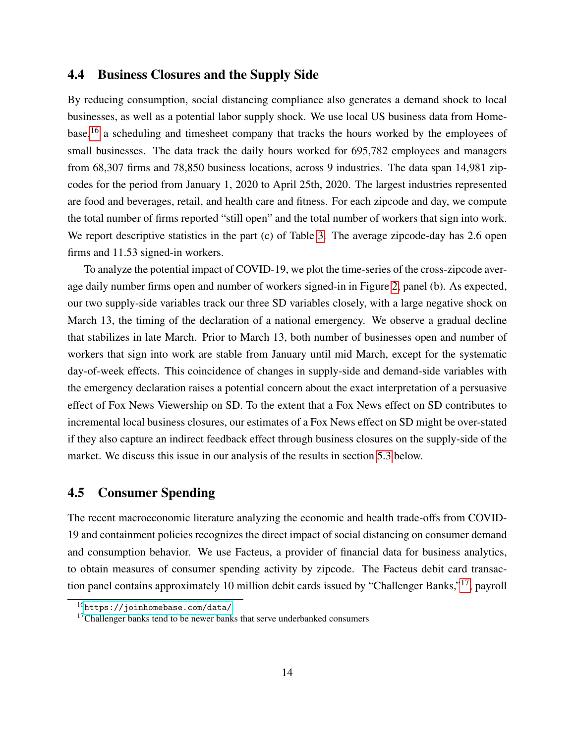### 4.4 Business Closures and the Supply Side

By reducing consumption, social distancing compliance also generates a demand shock to local businesses, as well as a potential labor supply shock. We use local US business data from Homebase,[16] a scheduling and timesheet company that tracks the hours worked by the employees of small businesses. The data track the daily hours worked for 695,782 employees and managers from 68,307 firms and 78,850 business locations, across 9 industries. The data span 14,981 zipcodes for the period from January 1, 2020 to April 25th, 2020. The largest industries represented are food and beverages, retail, and health care and fitness. For each zipcode and day, we compute the total number of firms reported "still open" and the total number of workers that sign into work. We report descriptive statistics in the part (c) of Table 3. The average zipcode-day has 2.6 open firms and 11.53 signed-in workers.

To analyze the potential impact of COVID-19, we plot the time-series of the cross-zipcode average daily number firms open and number of workers signed-in in Figure 2, panel (b). As expected, our two supply-side variables track our three SD variables closely, with a large negative shock on March 13, the timing of the declaration of a national emergency. We observe a gradual decline that stabilizes in late March. Prior to March 13, both number of businesses open and number of workers that sign into work are stable from January until mid March, except for the systematic day-of-week effects. This coincidence of changes in supply-side and demand-side variables with the emergency declaration raises a potential concern about the exact interpretation of a persuasive effect of Fox News Viewership on SD. To the extent that a Fox News effect on SD contributes to incremental local business closures, our estimates of a Fox News effect on SD might be over-stated if they also capture an indirect feedback effect through business closures on the supply-side of the market. We discuss this issue in our analysis of the results in section 5.3 below.

### 4.5 Consumer Spending

The recent macroeconomic literature analyzing the economic and health trade-offs from COVID-19 and containment policies recognizes the direct impact of social distancing on consumer demand and consumption behavior. We use Facteus, a provider of financial data for business analytics, to obtain measures of consumer spending activity by zipcode. The Facteus debit card transaction panel contains approximately 10 million debit cards issued by "Challenger Banks,"[17], payroll

[16] https://joinhomebase.com/data/

[17] Challenger banks tend to be newer banks that serve underbanked consumers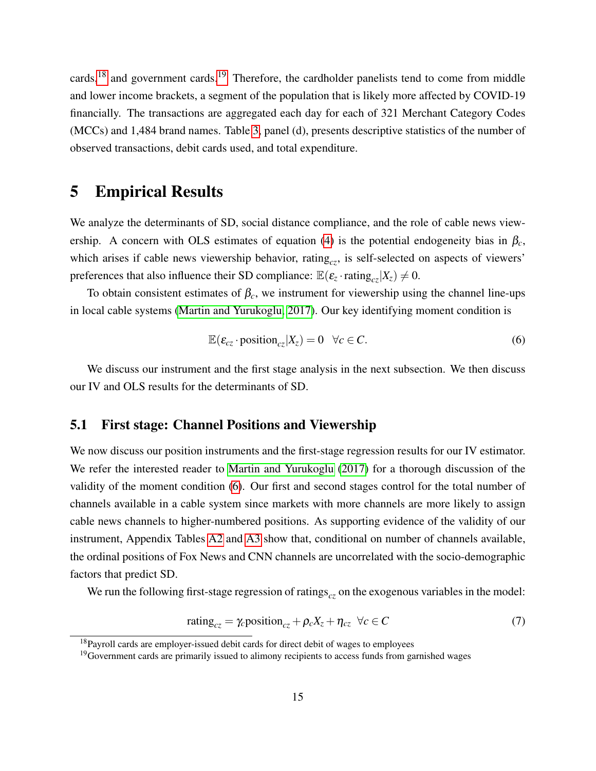cards,[18] and government cards.[19] Therefore, the cardholder panelists tend to come from middle and lower income brackets, a segment of the population that is likely more affected by COVID-19 financially. The transactions are aggregated each day for each of 321 Merchant Category Codes (MCCs) and 1,484 brand names. Table 3, panel (d), presents descriptive statistics of the number of observed transactions, debit cards used, and total expenditure.

# 5 Empirical Results

We analyze the determinants of SD, social distance compliance, and the role of cable news viewership. A concern with OLS estimates of equation (4) is the potential endogeneity bias in $\beta_c$, which arises if cable news viewership behavior, $\text{rating}_{cz}$, is self-selected on aspects of viewers' preferences that also influence their SD compliance: $\mathbb{E}(\varepsilon_z \cdot \text{rating}_{cz}|X_z) \neq 0$.

To obtain consistent estimates of $\beta_c$, we instrument for viewership using the channel line-ups in local cable systems (Martin and Yurukoglu, 2017). Our key identifying moment condition is

$$\mathbb{E}(\varepsilon_{cz} \cdot \text{position}_{cz}|X_z) = 0 \quad \forall c \in C. \tag{6}$$

We discuss our instrument and the first stage analysis in the next subsection. We then discuss our IV and OLS results for the determinants of SD.

## 5.1 First stage: Channel Positions and Viewership

We now discuss our position instruments and the first-stage regression results for our IV estimator. We refer the interested reader to Martin and Yurukoglu (2017) for a thorough discussion of the validity of the moment condition (6). Our first and second stages control for the total number of channels available in a cable system since markets with more channels are more likely to assign cable news channels to higher-numbered positions. As supporting evidence of the validity of our instrument, Appendix Tables A2 and A3 show that, conditional on number of channels available, the ordinal positions of Fox News and CNN channels are uncorrelated with the socio-demographic factors that predict SD.

We run the following first-stage regression of $\text{ratings}_{cz}$ on the exogenous variables in the model:

$$\text{rating}_{cz} = \gamma_c \text{position}_{cz} + \rho_c X_z + \eta_{cz} \quad \forall c \in C \tag{7}$$

[18] Payroll cards are employer-issued debit cards for direct debit of wages to employees

[19] Government cards are primarily issued to alimony recipients to access funds from garnished wages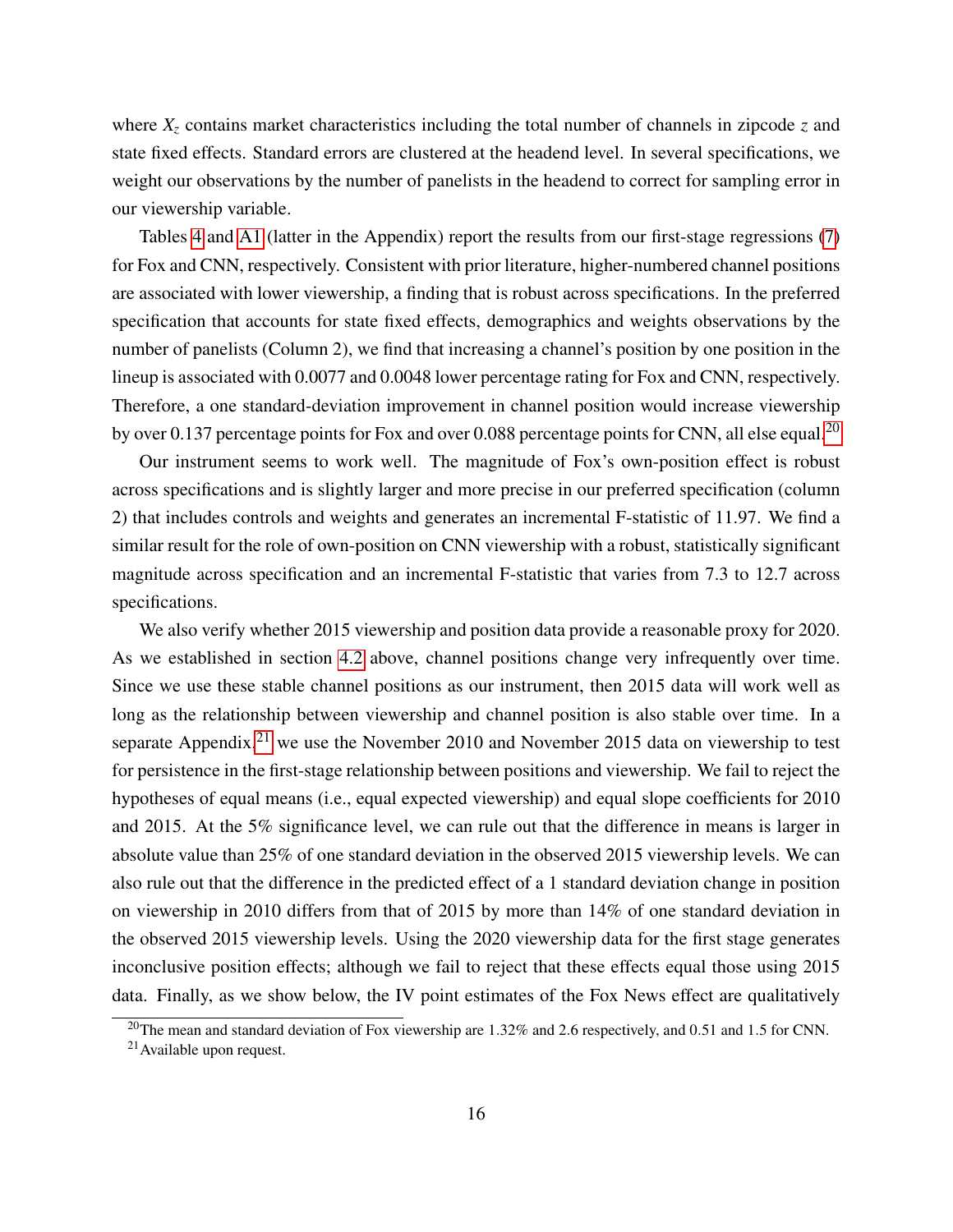where $X_z$ contains market characteristics including the total number of channels in zipcode $z$ and state fixed effects. Standard errors are clustered at the headend level. In several specifications, we weight our observations by the number of panelists in the headend to correct for sampling error in our viewership variable.

Tables 4 and A1 (latter in the Appendix) report the results from our first-stage regressions (7) for Fox and CNN, respectively. Consistent with prior literature, higher-numbered channel positions are associated with lower viewership, a finding that is robust across specifications. In the preferred specification that accounts for state fixed effects, demographics and weights observations by the number of panelists (Column 2), we find that increasing a channel's position by one position in the lineup is associated with 0.0077 and 0.0048 lower percentage rating for Fox and CNN, respectively. Therefore, a one standard-deviation improvement in channel position would increase viewership by over 0.137 percentage points for Fox and over 0.088 percentage points for CNN, all else equal.[20]

Our instrument seems to work well. The magnitude of Fox's own-position effect is robust across specifications and is slightly larger and more precise in our preferred specification (column 2) that includes controls and weights and generates an incremental F-statistic of 11.97. We find a similar result for the role of own-position on CNN viewership with a robust, statistically significant magnitude across specification and an incremental F-statistic that varies from 7.3 to 12.7 across specifications.

We also verify whether 2015 viewership and position data provide a reasonable proxy for 2020. As we established in section 4.2 above, channel positions change very infrequently over time. Since we use these stable channel positions as our instrument, then 2015 data will work well as long as the relationship between viewership and channel position is also stable over time. In a separate Appendix,[21] we use the November 2010 and November 2015 data on viewership to test for persistence in the first-stage relationship between positions and viewership. We fail to reject the hypotheses of equal means (i.e., equal expected viewership) and equal slope coefficients for 2010 and 2015. At the 5% significance level, we can rule out that the difference in means is larger in absolute value than 25% of one standard deviation in the observed 2015 viewership levels. We can also rule out that the difference in the predicted effect of a 1 standard deviation change in position on viewership in 2010 differs from that of 2015 by more than 14% of one standard deviation in the observed 2015 viewership levels. Using the 2020 viewership data for the first stage generates inconclusive position effects; although we fail to reject that these effects equal those using 2015 data. Finally, as we show below, the IV point estimates of the Fox News effect are qualitatively

[20] The mean and standard deviation of Fox viewership are 1.32% and 2.6 respectively, and 0.51 and 1.5 for CNN.

[21] Available upon request.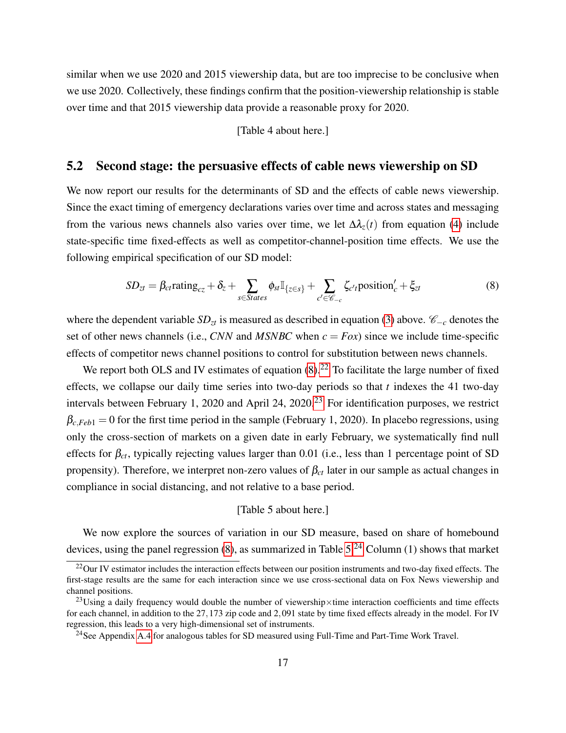similar when we use 2020 and 2015 viewership data, but are too imprecise to be conclusive when we use 2020. Collectively, these findings confirm that the position-viewership relationship is stable over time and that 2015 viewership data provide a reasonable proxy for 2020.

[Table 4 about here.]

## 5.2 Second stage: the persuasive effects of cable news viewership on SD

We now report our results for the determinants of SD and the effects of cable news viewership. Since the exact timing of emergency declarations varies over time and across states and messaging from the various news channels also varies over time, we let $\Delta\lambda_z(t)$ from equation (4) include state-specific time fixed-effects as well as competitor-channel-position time effects. We use the following empirical specification of our SD model:

$$SD_{zt} = \beta_{ct}\text{rating}_{cz} + \delta_z + \sum_{s \in States} \phi_{st}\mathbb{I}_{\{z \in s\}} + \sum_{c' \in \mathscr{C}_{-c}} \zeta_{c't}\text{position}'_c + \xi_{zt} \tag{8}$$

where the dependent variable $SD_{zt}$ is measured as described in equation (3) above. $\mathscr{C}_{-c}$ denotes the set of other news channels (i.e., *CNN* and *MSNBC* when $c = Fox$) since we include time-specific effects of competitor news channel positions to control for substitution between news channels.

We report both OLS and IV estimates of equation (8).[22] To facilitate the large number of fixed effects, we collapse our daily time series into two-day periods so that $t$ indexes the 41 two-day intervals between February 1, 2020 and April 24, 2020.[23] For identification purposes, we restrict $\beta_{c,Feb1} = 0$ for the first time period in the sample (February 1, 2020). In placebo regressions, using only the cross-section of markets on a given date in early February, we systematically find null effects for $\beta_{ct}$, typically rejecting values larger than 0.01 (i.e., less than 1 percentage point of SD propensity). Therefore, we interpret non-zero values of $\beta_{ct}$ later in our sample as actual changes in compliance in social distancing, and not relative to a base period.

[Table 5 about here.]

We now explore the sources of variation in our SD measure, based on share of homebound devices, using the panel regression (8), as summarized in Table 5.[24] Column (1) shows that market

[22] Our IV estimator includes the interaction effects between our position instruments and two-day fixed effects. The first-stage results are the same for each interaction since we use cross-sectional data on Fox News viewership and channel positions.

[23] Using a daily frequency would double the number of viewership×time interaction coefficients and time effects for each channel, in addition to the 27,173 zip code and 2,091 state by time fixed effects already in the model. For IV regression, this leads to a very high-dimensional set of instruments.

[24] See Appendix A.4 for analogous tables for SD measured using Full-Time and Part-Time Work Travel.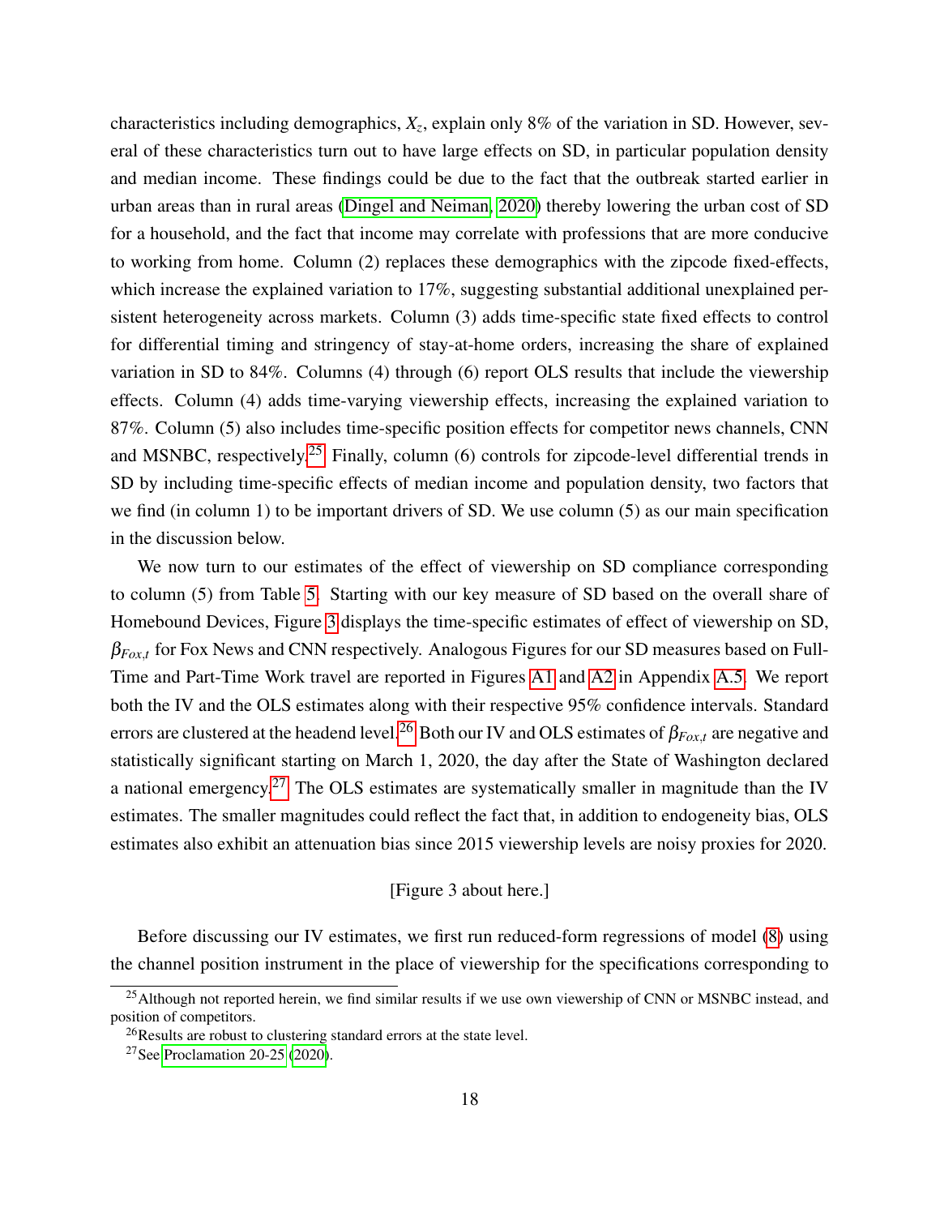characteristics including demographics, $X_z$, explain only 8% of the variation in SD. However, several of these characteristics turn out to have large effects on SD, in particular population density and median income. These findings could be due to the fact that the outbreak started earlier in urban areas than in rural areas (Dingel and Neiman, 2020) thereby lowering the urban cost of SD for a household, and the fact that income may correlate with professions that are more conducive to working from home. Column (2) replaces these demographics with the zipcode fixed-effects, which increase the explained variation to 17%, suggesting substantial additional unexplained persistent heterogeneity across markets. Column (3) adds time-specific state fixed effects to control for differential timing and stringency of stay-at-home orders, increasing the share of explained variation in SD to 84%. Columns (4) through (6) report OLS results that include the viewership effects. Column (4) adds time-varying viewership effects, increasing the explained variation to 87%. Column (5) also includes time-specific position effects for competitor news channels, CNN and MSNBC, respectively.[25] Finally, column (6) controls for zipcode-level differential trends in SD by including time-specific effects of median income and population density, two factors that we find (in column 1) to be important drivers of SD. We use column (5) as our main specification in the discussion below.

We now turn to our estimates of the effect of viewership on SD compliance corresponding to column (5) from Table 5. Starting with our key measure of SD based on the overall share of Homebound Devices, Figure 3 displays the time-specific estimates of effect of viewership on SD, $\beta_{Fox,t}$ for Fox News and CNN respectively. Analogous Figures for our SD measures based on Full-Time and Part-Time Work travel are reported in Figures A1 and A2 in Appendix A.5. We report both the IV and the OLS estimates along with their respective 95% confidence intervals. Standard errors are clustered at the headend level.[26] Both our IV and OLS estimates of $\beta_{Fox,t}$ are negative and statistically significant starting on March 1, 2020, the day after the State of Washington declared a national emergency.[27] The OLS estimates are systematically smaller in magnitude than the IV estimates. The smaller magnitudes could reflect the fact that, in addition to endogeneity bias, OLS estimates also exhibit an attenuation bias since 2015 viewership levels are noisy proxies for 2020.

[Figure 3 about here.]

Before discussing our IV estimates, we first run reduced-form regressions of model (8) using the channel position instrument in the place of viewership for the specifications corresponding to

[25] Although not reported herein, we find similar results if we use own viewership of CNN or MSNBC instead, and position of competitors.

[26] Results are robust to clustering standard errors at the state level.

[27] See Proclamation 20-25 (2020).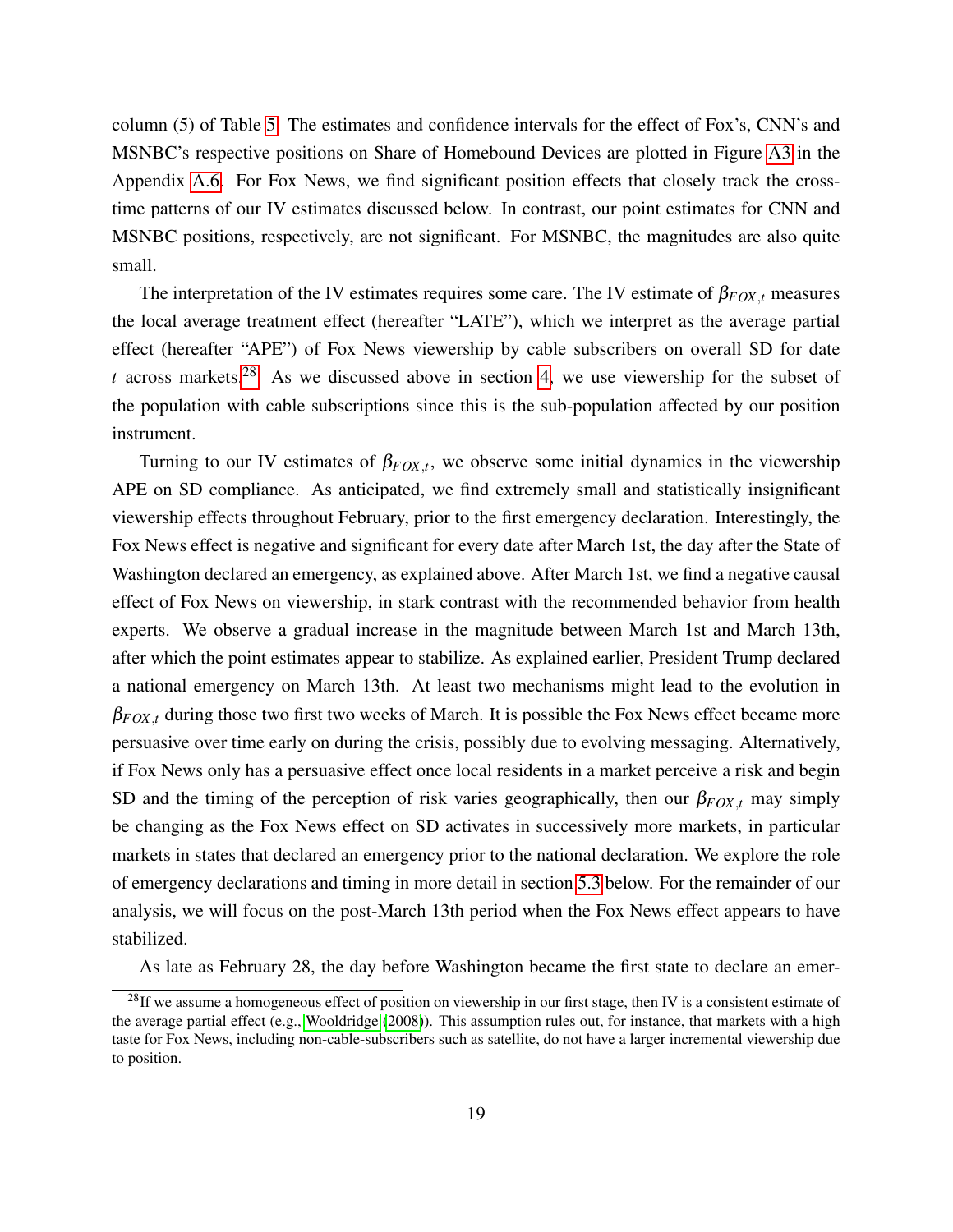column (5) of Table 5. The estimates and confidence intervals for the effect of Fox's, CNN's and MSNBC's respective positions on Share of Homebound Devices are plotted in Figure A3 in the Appendix A.6. For Fox News, we find significant position effects that closely track the cross-time patterns of our IV estimates discussed below. In contrast, our point estimates for CNN and MSNBC positions, respectively, are not significant. For MSNBC, the magnitudes are also quite small.

The interpretation of the IV estimates requires some care. The IV estimate of $\beta_{FOX,t}$ measures the local average treatment effect (hereafter "LATE"), which we interpret as the average partial effect (hereafter "APE") of Fox News viewership by cable subscribers on overall SD for date $t$ across markets.[28] As we discussed above in section 4, we use viewership for the subset of the population with cable subscriptions since this is the sub-population affected by our position instrument.

Turning to our IV estimates of $\beta_{FOX,t}$, we observe some initial dynamics in the viewership APE on SD compliance. As anticipated, we find extremely small and statistically insignificant viewership effects throughout February, prior to the first emergency declaration. Interestingly, the Fox News effect is negative and significant for every date after March 1st, the day after the State of Washington declared an emergency, as explained above. After March 1st, we find a negative causal effect of Fox News on viewership, in stark contrast with the recommended behavior from health experts. We observe a gradual increase in the magnitude between March 1st and March 13th, after which the point estimates appear to stabilize. As explained earlier, President Trump declared a national emergency on March 13th. At least two mechanisms might lead to the evolution in $\beta_{FOX,t}$ during those two first two weeks of March. It is possible the Fox News effect became more persuasive over time early on during the crisis, possibly due to evolving messaging. Alternatively, if Fox News only has a persuasive effect once local residents in a market perceive a risk and begin SD and the timing of the perception of risk varies geographically, then our $\beta_{FOX,t}$ may simply be changing as the Fox News effect on SD activates in successively more markets, in particular markets in states that declared an emergency prior to the national declaration. We explore the role of emergency declarations and timing in more detail in section 5.3 below. For the remainder of our analysis, we will focus on the post-March 13th period when the Fox News effect appears to have stabilized.

As late as February 28, the day before Washington became the first state to declare an emer-

[28] If we assume a homogeneous effect of position on viewership in our first stage, then IV is a consistent estimate of the average partial effect (e.g., Wooldridge (2008)). This assumption rules out, for instance, that markets with a high taste for Fox News, including non-cable-subscribers such as satellite, do not have a larger incremental viewership due to position.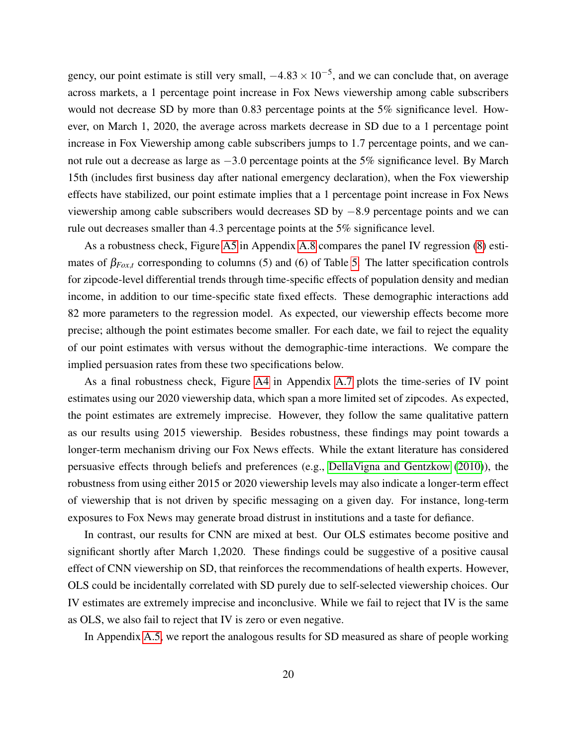gency, our point estimate is still very small, $-4.83 \times 10^{-5}$, and we can conclude that, on average across markets, a 1 percentage point increase in Fox News viewership among cable subscribers would not decrease SD by more than 0.83 percentage points at the 5% significance level. However, on March 1, 2020, the average across markets decrease in SD due to a 1 percentage point increase in Fox Viewership among cable subscribers jumps to 1.7 percentage points, and we cannot rule out a decrease as large as $-3.0$ percentage points at the 5% significance level. By March 15th (includes first business day after national emergency declaration), when the Fox viewership effects have stabilized, our point estimate implies that a 1 percentage point increase in Fox News viewership among cable subscribers would decreases SD by $-8.9$ percentage points and we can rule out decreases smaller than 4.3 percentage points at the 5% significance level.

As a robustness check, Figure A5 in Appendix A.8 compares the panel IV regression (8) estimates of $\beta_{Fox,t}$ corresponding to columns (5) and (6) of Table 5. The latter specification controls for zipcode-level differential trends through time-specific effects of population density and median income, in addition to our time-specific state fixed effects. These demographic interactions add 82 more parameters to the regression model. As expected, our viewership effects become more precise; although the point estimates become smaller. For each date, we fail to reject the equality of our point estimates with versus without the demographic-time interactions. We compare the implied persuasion rates from these two specifications below.

As a final robustness check, Figure A4 in Appendix A.7 plots the time-series of IV point estimates using our 2020 viewership data, which span a more limited set of zipcodes. As expected, the point estimates are extremely imprecise. However, they follow the same qualitative pattern as our results using 2015 viewership. Besides robustness, these findings may point towards a longer-term mechanism driving our Fox News effects. While the extant literature has considered persuasive effects through beliefs and preferences (e.g., DellaVigna and Gentzkow (2010)), the robustness from using either 2015 or 2020 viewership levels may also indicate a longer-term effect of viewership that is not driven by specific messaging on a given day. For instance, long-term exposures to Fox News may generate broad distrust in institutions and a taste for defiance.

In contrast, our results for CNN are mixed at best. Our OLS estimates become positive and significant shortly after March 1,2020. These findings could be suggestive of a positive causal effect of CNN viewership on SD, that reinforces the recommendations of health experts. However, OLS could be incidentally correlated with SD purely due to self-selected viewership choices. Our IV estimates are extremely imprecise and inconclusive. While we fail to reject that IV is the same as OLS, we also fail to reject that IV is zero or even negative.

In Appendix A.5, we report the analogous results for SD measured as share of people working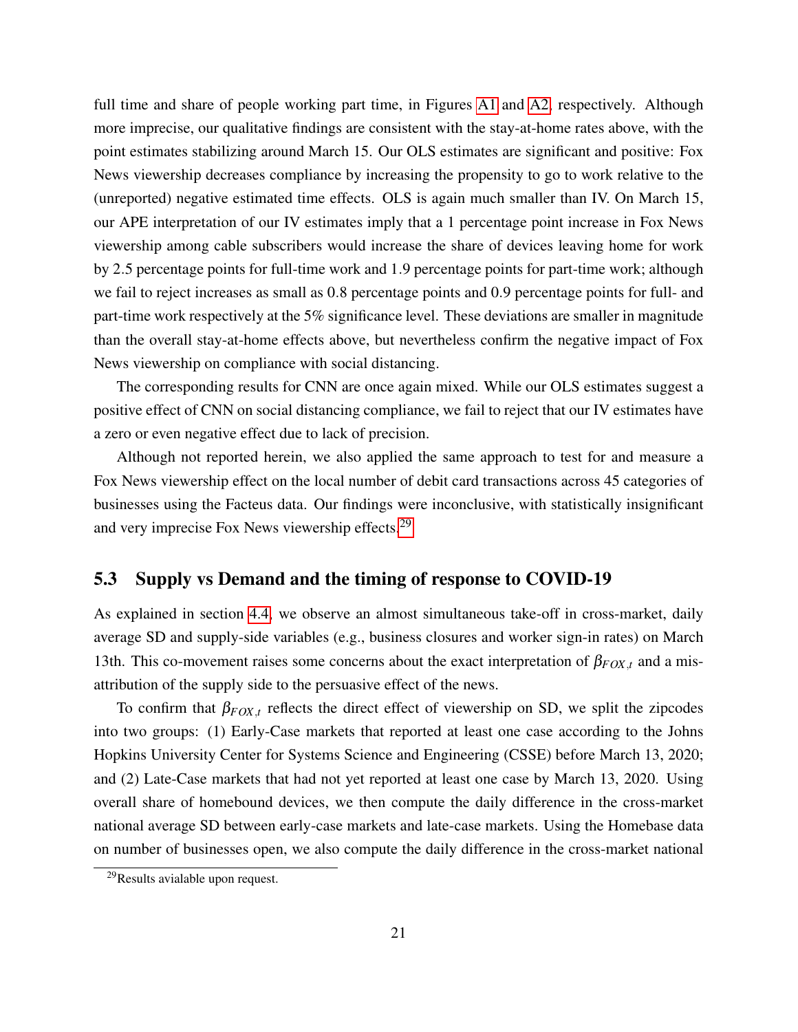full time and share of people working part time, in Figures A1 and A2, respectively. Although more imprecise, our qualitative findings are consistent with the stay-at-home rates above, with the point estimates stabilizing around March 15. Our OLS estimates are significant and positive: Fox News viewership decreases compliance by increasing the propensity to go to work relative to the (unreported) negative estimated time effects. OLS is again much smaller than IV. On March 15, our APE interpretation of our IV estimates imply that a 1 percentage point increase in Fox News viewership among cable subscribers would increase the share of devices leaving home for work by 2.5 percentage points for full-time work and 1.9 percentage points for part-time work; although we fail to reject increases as small as 0.8 percentage points and 0.9 percentage points for full- and part-time work respectively at the 5% significance level. These deviations are smaller in magnitude than the overall stay-at-home effects above, but nevertheless confirm the negative impact of Fox News viewership on compliance with social distancing.

The corresponding results for CNN are once again mixed. While our OLS estimates suggest a positive effect of CNN on social distancing compliance, we fail to reject that our IV estimates have a zero or even negative effect due to lack of precision.

Although not reported herein, we also applied the same approach to test for and measure a Fox News viewership effect on the local number of debit card transactions across 45 categories of businesses using the Facteus data. Our findings were inconclusive, with statistically insignificant and very imprecise Fox News viewership effects.[29]

## 5.3 Supply vs Demand and the timing of response to COVID-19

As explained in section 4.4, we observe an almost simultaneous take-off in cross-market, daily average SD and supply-side variables (e.g., business closures and worker sign-in rates) on March 13th. This co-movement raises some concerns about the exact interpretation of $\beta_{FOX,t}$ and a misattribution of the supply side to the persuasive effect of the news.

To confirm that $\beta_{FOX,t}$ reflects the direct effect of viewership on SD, we split the zipcodes into two groups: (1) Early-Case markets that reported at least one case according to the Johns Hopkins University Center for Systems Science and Engineering (CSSE) before March 13, 2020; and (2) Late-Case markets that had not yet reported at least one case by March 13, 2020. Using overall share of homebound devices, we then compute the daily difference in the cross-market national average SD between early-case markets and late-case markets. Using the Homebase data on number of businesses open, we also compute the daily difference in the cross-market national

[29] Results avialable upon request.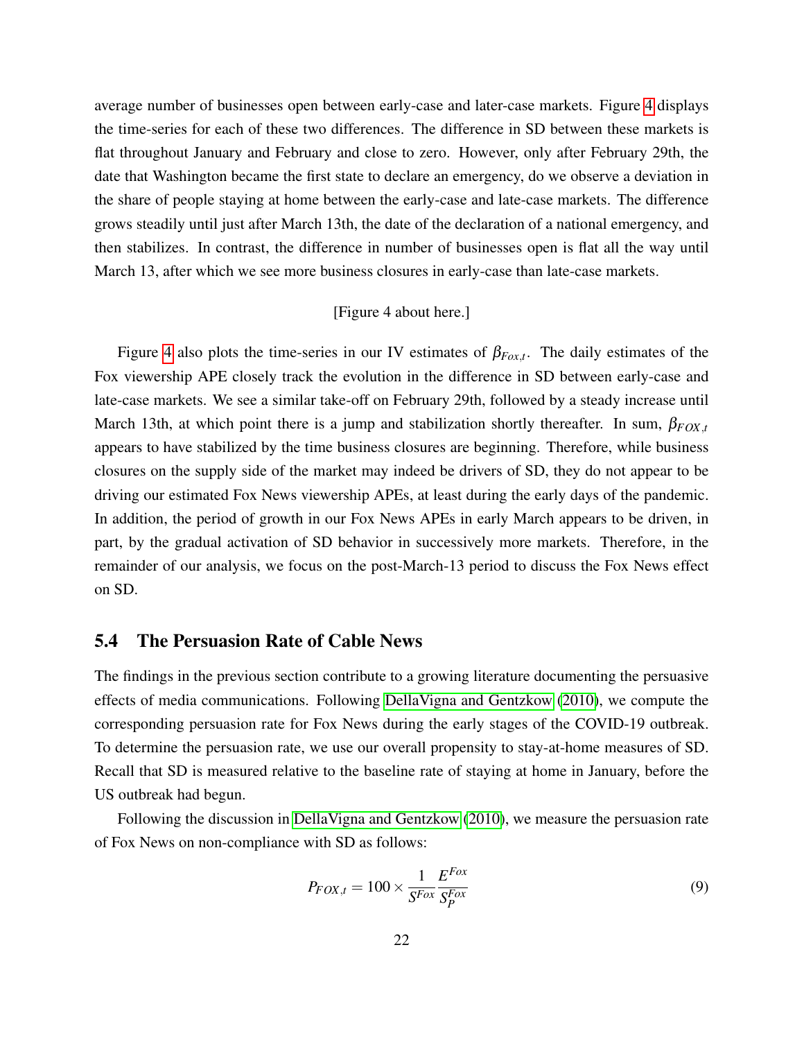average number of businesses open between early-case and later-case markets. Figure 4 displays the time-series for each of these two differences. The difference in SD between these markets is flat throughout January and February and close to zero. However, only after February 29th, the date that Washington became the first state to declare an emergency, do we observe a deviation in the share of people staying at home between the early-case and late-case markets. The difference grows steadily until just after March 13th, the date of the declaration of a national emergency, and then stabilizes. In contrast, the difference in number of businesses open is flat all the way until March 13, after which we see more business closures in early-case than late-case markets.

[Figure 4 about here.]

Figure 4 also plots the time-series in our IV estimates of $\beta_{Fox,t}$. The daily estimates of the Fox viewership APE closely track the evolution in the difference in SD between early-case and late-case markets. We see a similar take-off on February 29th, followed by a steady increase until March 13th, at which point there is a jump and stabilization shortly thereafter. In sum, $\beta_{FOX,t}$ appears to have stabilized by the time business closures are beginning. Therefore, while business closures on the supply side of the market may indeed be drivers of SD, they do not appear to be driving our estimated Fox News viewership APEs, at least during the early days of the pandemic. In addition, the period of growth in our Fox News APEs in early March appears to be driven, in part, by the gradual activation of SD behavior in successively more markets. Therefore, in the remainder of our analysis, we focus on the post-March-13 period to discuss the Fox News effect on SD.

## 5.4 The Persuasion Rate of Cable News

The findings in the previous section contribute to a growing literature documenting the persuasive effects of media communications. Following DellaVigna and Gentzkow (2010), we compute the corresponding persuasion rate for Fox News during the early stages of the COVID-19 outbreak. To determine the persuasion rate, we use our overall propensity to stay-at-home measures of SD. Recall that SD is measured relative to the baseline rate of staying at home in January, before the US outbreak had begun.

Following the discussion in DellaVigna and Gentzkow (2010), we measure the persuasion rate of Fox News on non-compliance with SD as follows:

$$P_{FOX,t} = 100 \times \frac{1}{S^{Fox}} \frac{E^{Fox}}{S_P^{Fox}} \tag{9}$$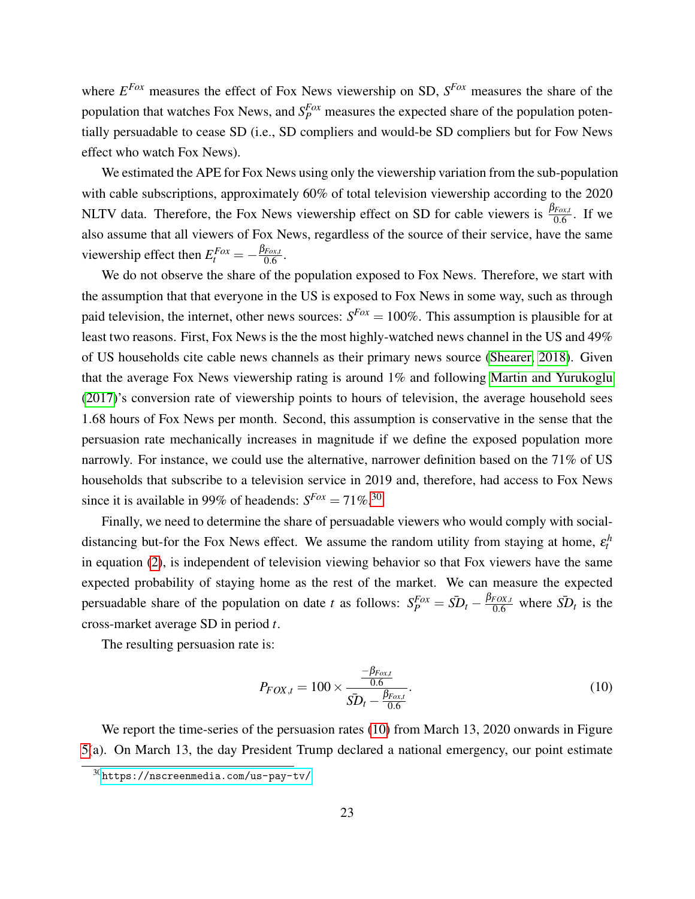where $E^{Fox}$ measures the effect of Fox News viewership on SD, $S^{Fox}$ measures the share of the population that watches Fox News, and $S_P^{Fox}$ measures the expected share of the population potentially persuadable to cease SD (i.e., SD compliers and would-be SD compliers but for Fow News effect who watch Fox News).

We estimated the APE for Fox News using only the viewership variation from the sub-population with cable subscriptions, approximately 60% of total television viewership according to the 2020 NLTV data. Therefore, the Fox News viewership effect on SD for cable viewers is $\frac{\beta_{Fox,t}}{0.6}$. If we also assume that all viewers of Fox News, regardless of the source of their service, have the same viewership effect then $E_t^{Fox} = -\frac{\beta_{Fox,t}}{0.6}$.

We do not observe the share of the population exposed to Fox News. Therefore, we start with the assumption that that everyone in the US is exposed to Fox News in some way, such as through paid television, the internet, other news sources: $S^{Fox} = 100\%$. This assumption is plausible for at least two reasons. First, Fox News is the the most highly-watched news channel in the US and 49% of US households cite cable news channels as their primary news source (Shearer, 2018). Given that the average Fox News viewership rating is around 1% and following Martin and Yurukoglu (2017)'s conversion rate of viewership points to hours of television, the average household sees 1.68 hours of Fox News per month. Second, this assumption is conservative in the sense that the persuasion rate mechanically increases in magnitude if we define the exposed population more narrowly. For instance, we could use the alternative, narrower definition based on the 71% of US households that subscribe to a television service in 2019 and, therefore, had access to Fox News since it is available in 99% of headends: $S^{Fox} = 71\%$.[30]

Finally, we need to determine the share of persuadable viewers who would comply with social-distancing but-for the Fox News effect. We assume the random utility from staying at home, $\varepsilon_t^h$ in equation (2), is independent of television viewing behavior so that Fox viewers have the same expected probability of staying home as the rest of the market. We can measure the expected persuadable share of the population on date $t$ as follows: $S_P^{Fox} = \bar{SD}_t - \frac{\beta_{FOX,t}}{0.6}$ where $\bar{SD}_t$ is the cross-market average SD in period $t$.

The resulting persuasion rate is:

$$P_{FOX,t} = 100 \times \frac{\frac{-\beta_{Fox,t}}{0.6}}{\bar{SD}_t - \frac{\beta_{Fox,t}}{0.6}}. \tag{10}$$

We report the time-series of the persuasion rates (10) from March 13, 2020 onwards in Figure 5(a). On March 13, the day President Trump declared a national emergency, our point estimate

[30] https://nscreenmedia.com/us-pay-tv/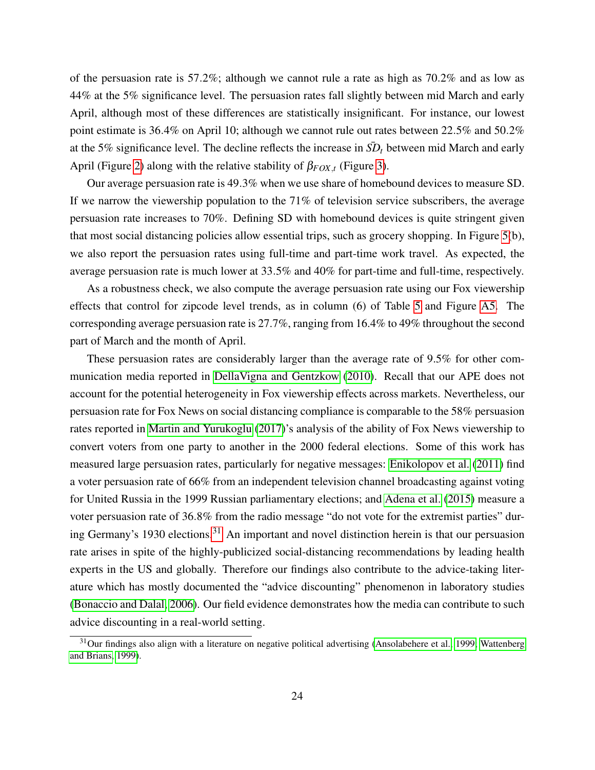of the persuasion rate is 57.2%; although we cannot rule a rate as high as 70.2% and as low as 44% at the 5% significance level. The persuasion rates fall slightly between mid March and early April, although most of these differences are statistically insignificant. For instance, our lowest point estimate is 36.4% on April 10; although we cannot rule out rates between 22.5% and 50.2% at the 5% significance level. The decline reflects the increase in $\bar{SD}_t$ between mid March and early April (Figure 2) along with the relative stability of $\beta_{FOX,t}$ (Figure 3).

Our average persuasion rate is 49.3% when we use share of homebound devices to measure SD. If we narrow the viewership population to the 71% of television service subscribers, the average persuasion rate increases to 70%. Defining SD with homebound devices is quite stringent given that most social distancing policies allow essential trips, such as grocery shopping. In Figure 5(b), we also report the persuasion rates using full-time and part-time work travel. As expected, the average persuasion rate is much lower at 33.5% and 40% for part-time and full-time, respectively.

As a robustness check, we also compute the average persuasion rate using our Fox viewership effects that control for zipcode level trends, as in column (6) of Table 5 and Figure A5. The corresponding average persuasion rate is 27.7%, ranging from 16.4% to 49% throughout the second part of March and the month of April.

These persuasion rates are considerably larger than the average rate of 9.5% for other communication media reported in DellaVigna and Gentzkow (2010). Recall that our APE does not account for the potential heterogeneity in Fox viewership effects across markets. Nevertheless, our persuasion rate for Fox News on social distancing compliance is comparable to the 58% persuasion rates reported in Martin and Yurukoglu (2017)'s analysis of the ability of Fox News viewership to convert voters from one party to another in the 2000 federal elections. Some of this work has measured large persuasion rates, particularly for negative messages: Enikolopov et al. (2011) find a voter persuasion rate of 66% from an independent television channel broadcasting against voting for United Russia in the 1999 Russian parliamentary elections; and Adena et al. (2015) measure a voter persuasion rate of 36.8% from the radio message "do not vote for the extremist parties" during Germany's 1930 elections.[31] An important and novel distinction herein is that our persuasion rate arises in spite of the highly-publicized social-distancing recommendations by leading health experts in the US and globally. Therefore our findings also contribute to the advice-taking literature which has mostly documented the "advice discounting" phenomenon in laboratory studies (Bonaccio and Dalal, 2006). Our field evidence demonstrates how the media can contribute to such advice discounting in a real-world setting.

[31] Our findings also align with a literature on negative political advertising (Ansolabehere et al., 1999; Wattenberg and Brians, 1999).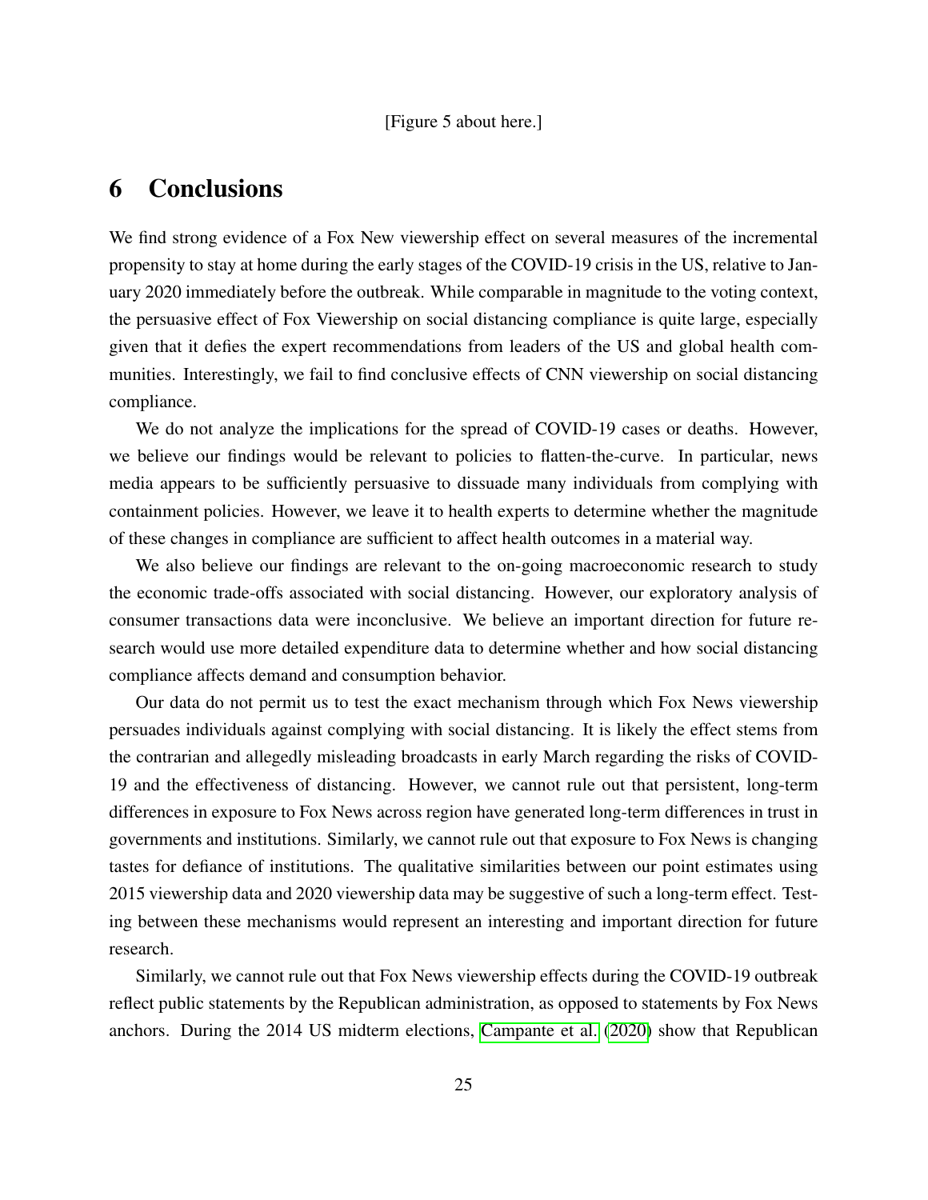[Figure 5 about here.]

# 6 Conclusions

We find strong evidence of a Fox New viewership effect on several measures of the incremental propensity to stay at home during the early stages of the COVID-19 crisis in the US, relative to January 2020 immediately before the outbreak. While comparable in magnitude to the voting context, the persuasive effect of Fox Viewership on social distancing compliance is quite large, especially given that it defies the expert recommendations from leaders of the US and global health communities. Interestingly, we fail to find conclusive effects of CNN viewership on social distancing compliance.

We do not analyze the implications for the spread of COVID-19 cases or deaths. However, we believe our findings would be relevant to policies to flatten-the-curve. In particular, news media appears to be sufficiently persuasive to dissuade many individuals from complying with containment policies. However, we leave it to health experts to determine whether the magnitude of these changes in compliance are sufficient to affect health outcomes in a material way.

We also believe our findings are relevant to the on-going macroeconomic research to study the economic trade-offs associated with social distancing. However, our exploratory analysis of consumer transactions data were inconclusive. We believe an important direction for future research would use more detailed expenditure data to determine whether and how social distancing compliance affects demand and consumption behavior.

Our data do not permit us to test the exact mechanism through which Fox News viewership persuades individuals against complying with social distancing. It is likely the effect stems from the contrarian and allegedly misleading broadcasts in early March regarding the risks of COVID-19 and the effectiveness of distancing. However, we cannot rule out that persistent, long-term differences in exposure to Fox News across region have generated long-term differences in trust in governments and institutions. Similarly, we cannot rule out that exposure to Fox News is changing tastes for defiance of institutions. The qualitative similarities between our point estimates using 2015 viewership data and 2020 viewership data may be suggestive of such a long-term effect. Testing between these mechanisms would represent an interesting and important direction for future research.

Similarly, we cannot rule out that Fox News viewership effects during the COVID-19 outbreak reflect public statements by the Republican administration, as opposed to statements by Fox News anchors. During the 2014 US midterm elections, Campante et al. (2020) show that Republican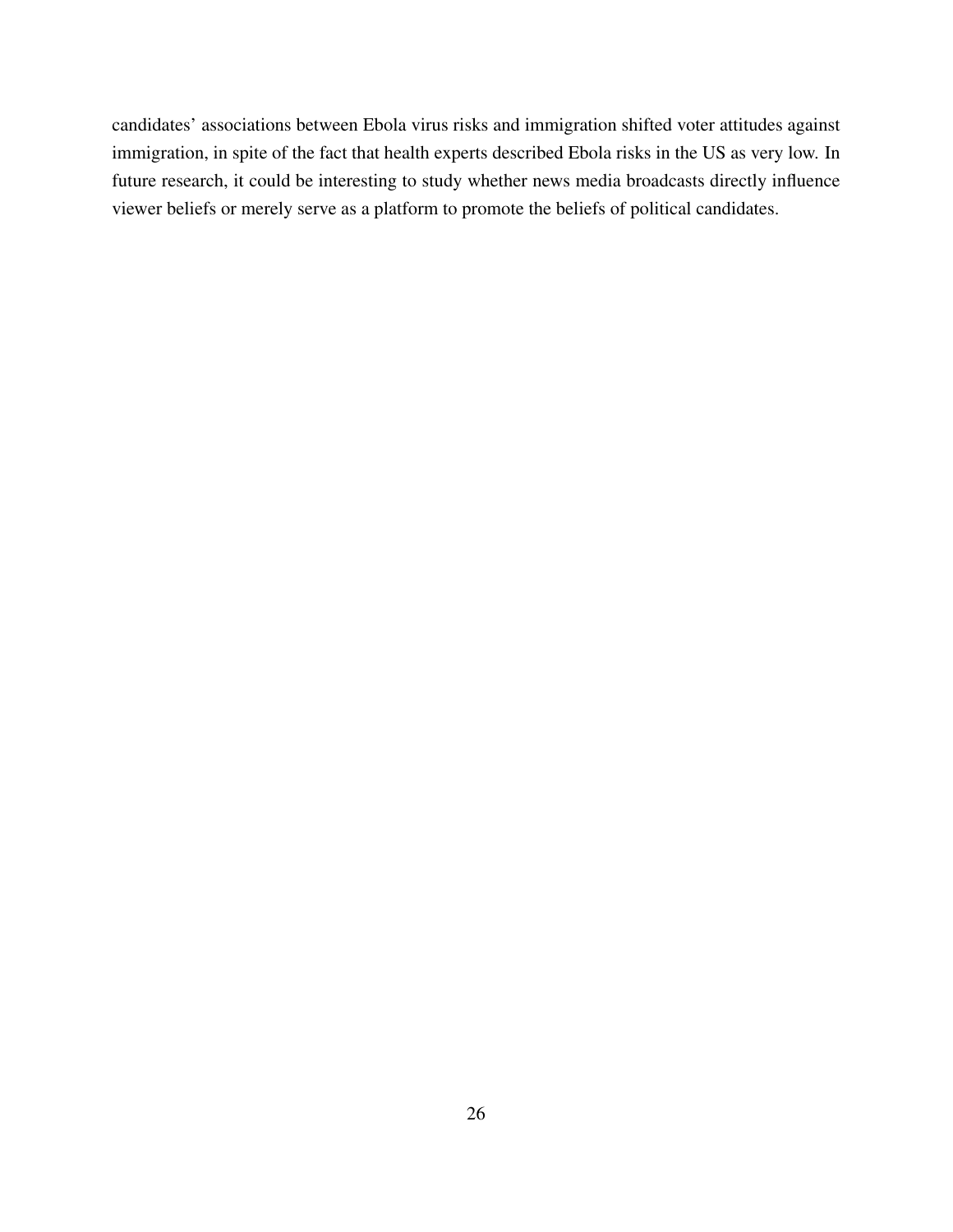candidates' associations between Ebola virus risks and immigration shifted voter attitudes against immigration, in spite of the fact that health experts described Ebola risks in the US as very low. In future research, it could be interesting to study whether news media broadcasts directly influence viewer beliefs or merely serve as a platform to promote the beliefs of political candidates.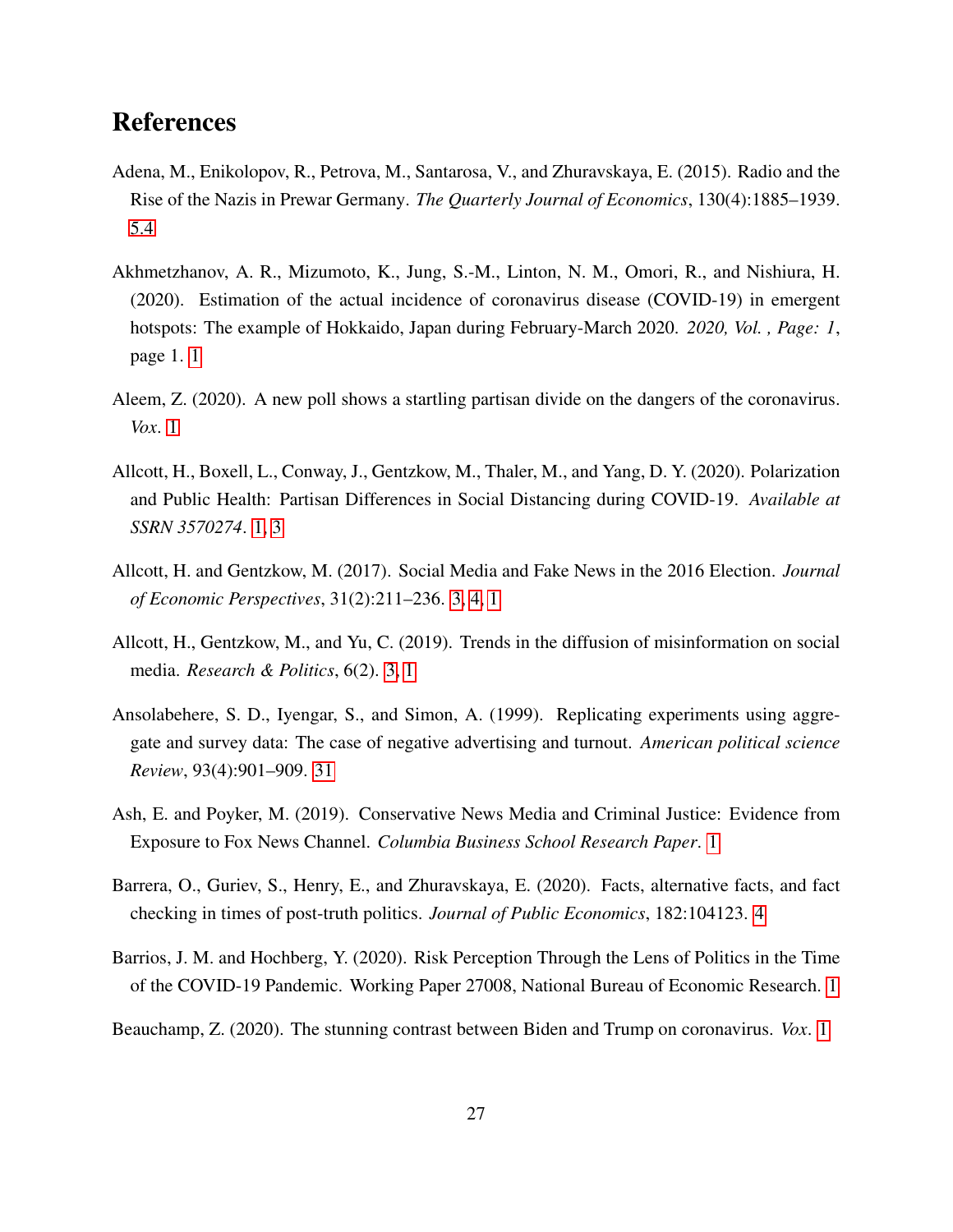# References

Adena, M., Enikolopov, R., Petrova, M., Santarosa, V., and Zhuravskaya, E. (2015). Radio and the Rise of the Nazis in Prewar Germany. *The Quarterly Journal of Economics*, 130(4):1885–1939. 5.4

Akhmetzhanov, A. R., Mizumoto, K., Jung, S.-M., Linton, N. M., Omori, R., and Nishiura, H. (2020). Estimation of the actual incidence of coronavirus disease (COVID-19) in emergent hotspots: The example of Hokkaido, Japan during February-March 2020. *2020, Vol. , Page: 1*, page 1. 1

Aleem, Z. (2020). A new poll shows a startling partisan divide on the dangers of the coronavirus. *Vox*. 1

Allcott, H., Boxell, L., Conway, J., Gentzkow, M., Thaler, M., and Yang, D. Y. (2020). Polarization and Public Health: Partisan Differences in Social Distancing during COVID-19. *Available at SSRN 3570274*. 1, 3

Allcott, H. and Gentzkow, M. (2017). Social Media and Fake News in the 2016 Election. *Journal of Economic Perspectives*, 31(2):211–236. 3, 4, 1

Allcott, H., Gentzkow, M., and Yu, C. (2019). Trends in the diffusion of misinformation on social media. *Research & Politics*, 6(2). 3, 1

Ansolabehere, S. D., Iyengar, S., and Simon, A. (1999). Replicating experiments using aggregate and survey data: The case of negative advertising and turnout. *American political science Review*, 93(4):901–909. 31

Ash, E. and Poyker, M. (2019). Conservative News Media and Criminal Justice: Evidence from Exposure to Fox News Channel. *Columbia Business School Research Paper*. 1

Barrera, O., Guriev, S., Henry, E., and Zhuravskaya, E. (2020). Facts, alternative facts, and fact checking in times of post-truth politics. *Journal of Public Economics*, 182:104123. 4

Barrios, J. M. and Hochberg, Y. (2020). Risk Perception Through the Lens of Politics in the Time of the COVID-19 Pandemic. Working Paper 27008, National Bureau of Economic Research. 1

Beauchamp, Z. (2020). The stunning contrast between Biden and Trump on coronavirus. *Vox*. 1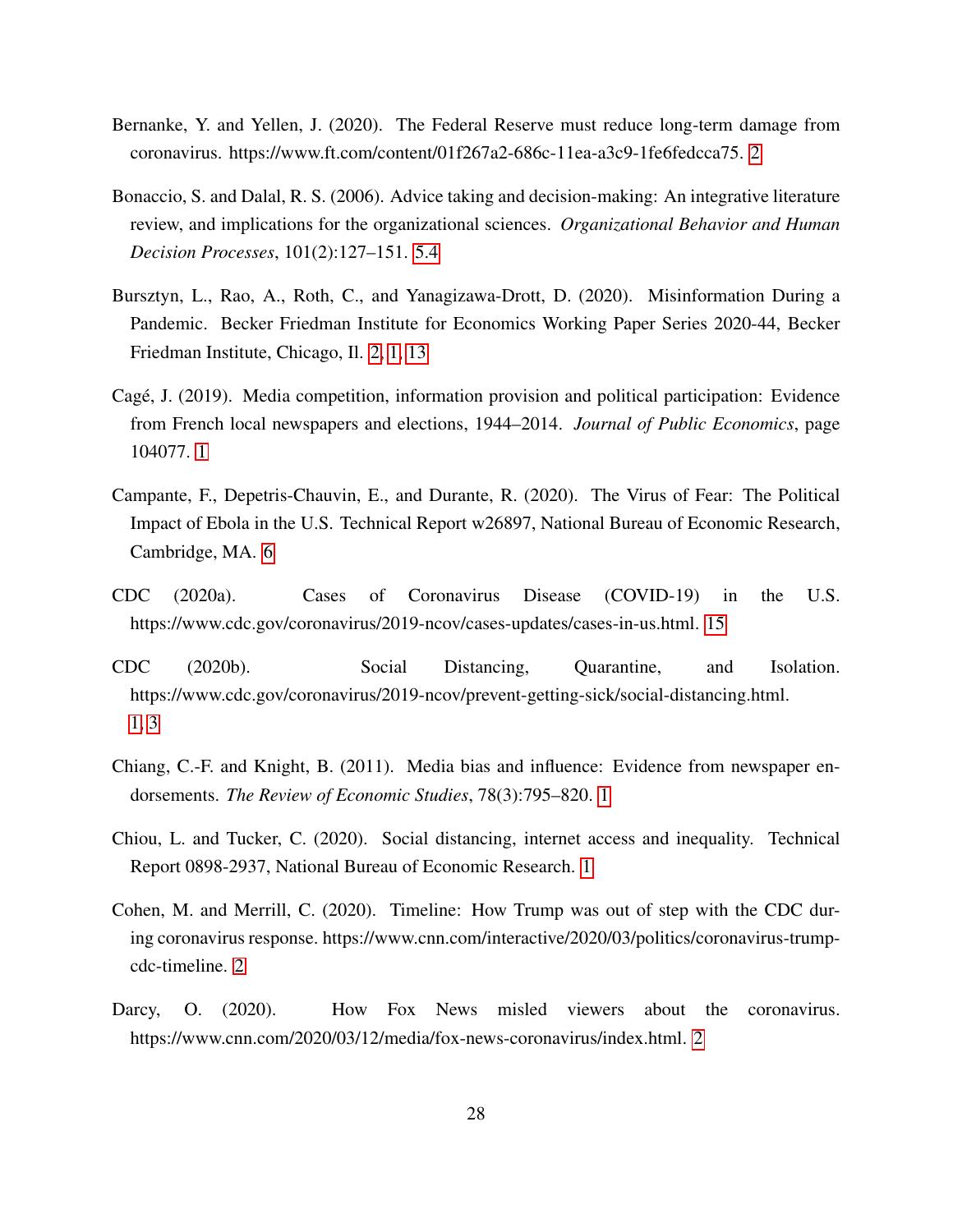Bernanke, Y. and Yellen, J. (2020). The Federal Reserve must reduce long-term damage from coronavirus. https://www.ft.com/content/01f267a2-686c-11ea-a3c9-1fe6fedcca75. 2

Bonaccio, S. and Dalal, R. S. (2006). Advice taking and decision-making: An integrative literature review, and implications for the organizational sciences. *Organizational Behavior and Human Decision Processes*, 101(2):127–151. 5.4

Bursztyn, L., Rao, A., Roth, C., and Yanagizawa-Drott, D. (2020). Misinformation During a Pandemic. Becker Friedman Institute for Economics Working Paper Series 2020-44, Becker Friedman Institute, Chicago, Il. 2, 1, 13

Cagé, J. (2019). Media competition, information provision and political participation: Evidence from French local newspapers and elections, 1944–2014. *Journal of Public Economics*, page 104077. 1

Campante, F., Depetris-Chauvin, E., and Durante, R. (2020). The Virus of Fear: The Political Impact of Ebola in the U.S. Technical Report w26897, National Bureau of Economic Research, Cambridge, MA. 6

CDC (2020a). Cases of Coronavirus Disease (COVID-19) in the U.S. https://www.cdc.gov/coronavirus/2019-ncov/cases-updates/cases-in-us.html. 15

CDC (2020b). Social Distancing, Quarantine, and Isolation. https://www.cdc.gov/coronavirus/2019-ncov/prevent-getting-sick/social-distancing.html. 1, 3

Chiang, C.-F. and Knight, B. (2011). Media bias and influence: Evidence from newspaper endorsements. *The Review of Economic Studies*, 78(3):795–820. 1

Chiou, L. and Tucker, C. (2020). Social distancing, internet access and inequality. Technical Report 0898-2937, National Bureau of Economic Research. 1

Cohen, M. and Merrill, C. (2020). Timeline: How Trump was out of step with the CDC during coronavirus response. https://www.cnn.com/interactive/2020/03/politics/coronavirus-trump-cdc-timeline. 2

Darcy, O. (2020). How Fox News misled viewers about the coronavirus. https://www.cnn.com/2020/03/12/media/fox-news-coronavirus/index.html. 2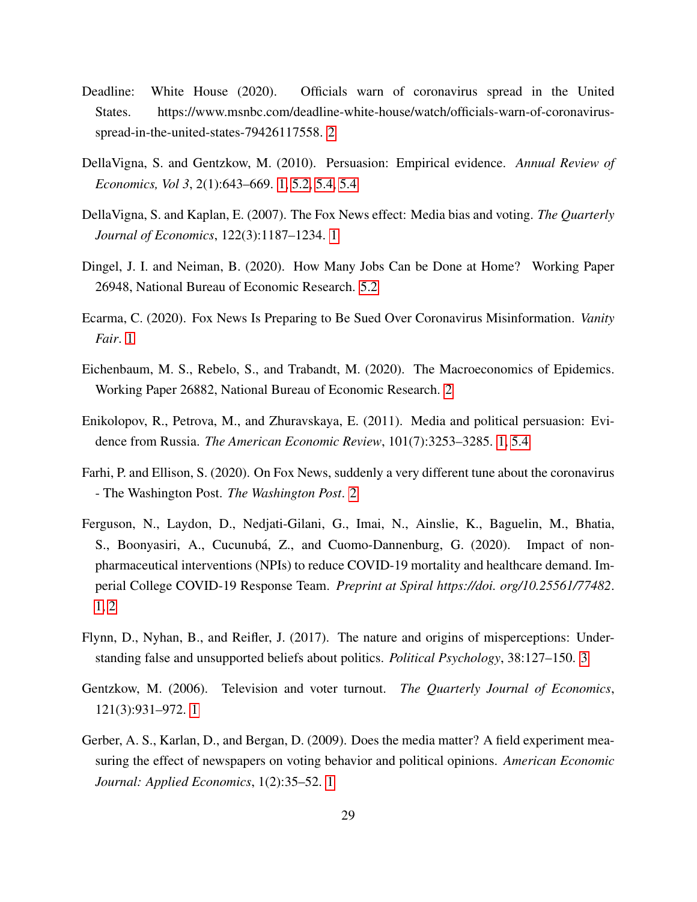Deadline: White House (2020). Officials warn of coronavirus spread in the United States. https://www.msnbc.com/deadline-white-house/watch/officials-warn-of-coronavirus-spread-in-the-united-states-79426117558. 2

DellaVigna, S. and Gentzkow, M. (2010). Persuasion: Empirical evidence. *Annual Review of Economics, Vol 3*, 2(1):643–669. 1, 5.2, 5.4, 5.4

DellaVigna, S. and Kaplan, E. (2007). The Fox News effect: Media bias and voting. *The Quarterly Journal of Economics*, 122(3):1187–1234. 1

Dingel, J. I. and Neiman, B. (2020). How Many Jobs Can be Done at Home? Working Paper 26948, National Bureau of Economic Research. 5.2

Ecarma, C. (2020). Fox News Is Preparing to Be Sued Over Coronavirus Misinformation. *Vanity Fair*. 1

Eichenbaum, M. S., Rebelo, S., and Trabandt, M. (2020). The Macroeconomics of Epidemics. Working Paper 26882, National Bureau of Economic Research. 2

Enikolopov, R., Petrova, M., and Zhuravskaya, E. (2011). Media and political persuasion: Evidence from Russia. *The American Economic Review*, 101(7):3253–3285. 1, 5.4

Farhi, P. and Ellison, S. (2020). On Fox News, suddenly a very different tune about the coronavirus - The Washington Post. *The Washington Post*. 2

Ferguson, N., Laydon, D., Nedjati-Gilani, G., Imai, N., Ainslie, K., Baguelin, M., Bhatia, S., Boonyasiri, A., Cucunubá, Z., and Cuomo-Dannenburg, G. (2020). Impact of non-pharmaceutical interventions (NPIs) to reduce COVID-19 mortality and healthcare demand. Imperial College COVID-19 Response Team. *Preprint at Spiral https://doi. org/10.25561/77482*. 1, 2

Flynn, D., Nyhan, B., and Reifler, J. (2017). The nature and origins of misperceptions: Understanding false and unsupported beliefs about politics. *Political Psychology*, 38:127–150. 3

Gentzkow, M. (2006). Television and voter turnout. *The Quarterly Journal of Economics*, 121(3):931–972. 1

Gerber, A. S., Karlan, D., and Bergan, D. (2009). Does the media matter? A field experiment measuring the effect of newspapers on voting behavior and political opinions. *American Economic Journal: Applied Economics*, 1(2):35–52. 1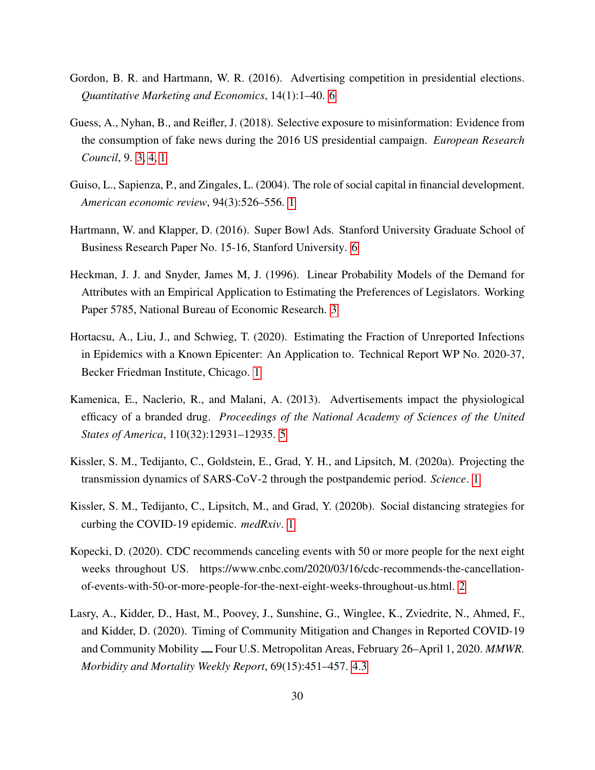Gordon, B. R. and Hartmann, W. R. (2016). Advertising competition in presidential elections. *Quantitative Marketing and Economics*, 14(1):1–40. 6

Guess, A., Nyhan, B., and Reifler, J. (2018). Selective exposure to misinformation: Evidence from the consumption of fake news during the 2016 US presidential campaign. *European Research Council*, 9. 3, 4, 1

Guiso, L., Sapienza, P., and Zingales, L. (2004). The role of social capital in financial development. *American economic review*, 94(3):526–556. 1

Hartmann, W. and Klapper, D. (2016). Super Bowl Ads. Stanford University Graduate School of Business Research Paper No. 15-16, Stanford University. 6

Heckman, J. J. and Snyder, James M, J. (1996). Linear Probability Models of the Demand for Attributes with an Empirical Application to Estimating the Preferences of Legislators. Working Paper 5785, National Bureau of Economic Research. 3

Hortacsu, A., Liu, J., and Schwieg, T. (2020). Estimating the Fraction of Unreported Infections in Epidemics with a Known Epicenter: An Application to. Technical Report WP No. 2020-37, Becker Friedman Institute, Chicago. 1

Kamenica, E., Naclerio, R., and Malani, A. (2013). Advertisements impact the physiological efficacy of a branded drug. *Proceedings of the National Academy of Sciences of the United States of America*, 110(32):12931–12935. 5

Kissler, S. M., Tedijanto, C., Goldstein, E., Grad, Y. H., and Lipsitch, M. (2020a). Projecting the transmission dynamics of SARS-CoV-2 through the postpandemic period. *Science*. 1

Kissler, S. M., Tedijanto, C., Lipsitch, M., and Grad, Y. (2020b). Social distancing strategies for curbing the COVID-19 epidemic. *medRxiv*. 1

Kopecki, D. (2020). CDC recommends canceling events with 50 or more people for the next eight weeks throughout US. https://www.cnbc.com/2020/03/16/cdc-recommends-the-cancellation-of-events-with-50-or-more-people-for-the-next-eight-weeks-throughout-us.html. 2

Lasry, A., Kidder, D., Hast, M., Poovey, J., Sunshine, G., Winglee, K., Zviedrite, N., Ahmed, F., and Kidder, D. (2020). Timing of Community Mitigation and Changes in Reported COVID-19 and Community Mobility — Four U.S. Metropolitan Areas, February 26–April 1, 2020. *MMWR. Morbidity and Mortality Weekly Report*, 69(15):451–457. 4.3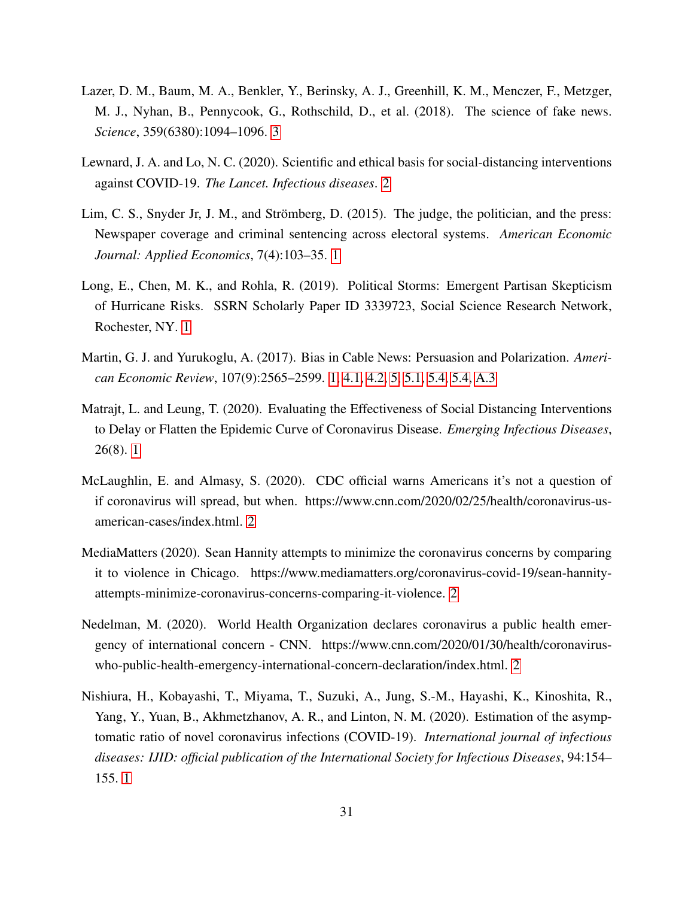Lazer, D. M., Baum, M. A., Benkler, Y., Berinsky, A. J., Greenhill, K. M., Menczer, F., Metzger, M. J., Nyhan, B., Pennycook, G., Rothschild, D., et al. (2018). The science of fake news. *Science*, 359(6380):1094–1096. 3

Lewnard, J. A. and Lo, N. C. (2020). Scientific and ethical basis for social-distancing interventions against COVID-19. *The Lancet. Infectious diseases*. 2

Lim, C. S., Snyder Jr, J. M., and Strömberg, D. (2015). The judge, the politician, and the press: Newspaper coverage and criminal sentencing across electoral systems. *American Economic Journal: Applied Economics*, 7(4):103–35. 1

Long, E., Chen, M. K., and Rohla, R. (2019). Political Storms: Emergent Partisan Skepticism of Hurricane Risks. SSRN Scholarly Paper ID 3339723, Social Science Research Network, Rochester, NY. 1

Martin, G. J. and Yurukoglu, A. (2017). Bias in Cable News: Persuasion and Polarization. *American Economic Review*, 107(9):2565–2599. 1, 4.1, 4.2, 5, 5.1, 5.4, 5.4, A.3

Matrajt, L. and Leung, T. (2020). Evaluating the Effectiveness of Social Distancing Interventions to Delay or Flatten the Epidemic Curve of Coronavirus Disease. *Emerging Infectious Diseases*, 26(8). 1

McLaughlin, E. and Almasy, S. (2020). CDC official warns Americans it's not a question of if coronavirus will spread, but when. https://www.cnn.com/2020/02/25/health/coronavirus-us-american-cases/index.html. 2

MediaMatters (2020). Sean Hannity attempts to minimize the coronavirus concerns by comparing it to violence in Chicago. https://www.mediamatters.org/coronavirus-covid-19/sean-hannity-attempts-minimize-coronavirus-concerns-comparing-it-violence. 2

Nedelman, M. (2020). World Health Organization declares coronavirus a public health emergency of international concern - CNN. https://www.cnn.com/2020/01/30/health/coronavirus-who-public-health-emergency-international-concern-declaration/index.html. 2

Nishiura, H., Kobayashi, T., Miyama, T., Suzuki, A., Jung, S.-M., Hayashi, K., Kinoshita, R., Yang, Y., Yuan, B., Akhmetzhanov, A. R., and Linton, N. M. (2020). Estimation of the asymptomatic ratio of novel coronavirus infections (COVID-19). *International journal of infectious diseases: IJID: official publication of the International Society for Infectious Diseases*, 94:154–155. 1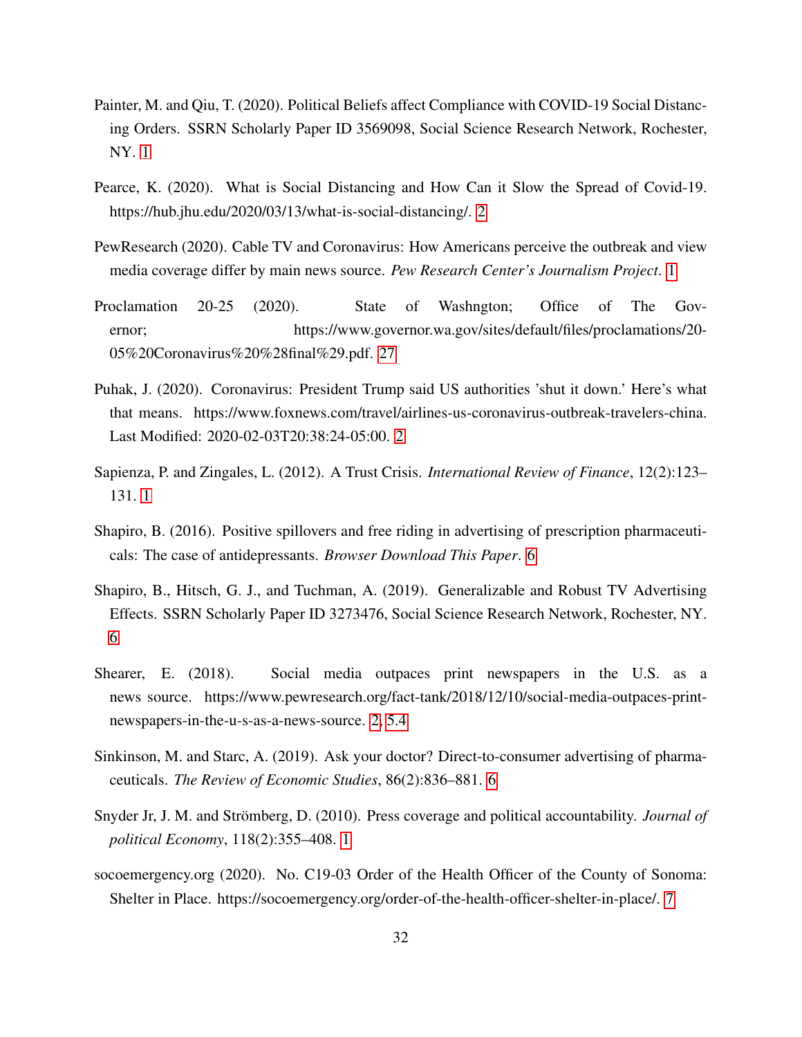Painter, M. and Qiu, T. (2020). Political Beliefs affect Compliance with COVID-19 Social Distancing Orders. SSRN Scholarly Paper ID 3569098, Social Science Research Network, Rochester, NY. 1

Pearce, K. (2020). What is Social Distancing and How Can it Slow the Spread of Covid-19. https://hub.jhu.edu/2020/03/13/what-is-social-distancing/. 2

PewResearch (2020). Cable TV and Coronavirus: How Americans perceive the outbreak and view media coverage differ by main news source. *Pew Research Center's Journalism Project*. 1

Proclamation 20-25 (2020). State of Washngton; Office of The Governor; https://www.governor.wa.gov/sites/default/files/proclamations/20-05%20Coronavirus%20%28final%29.pdf. 27

Puhak, J. (2020). Coronavirus: President Trump said US authorities 'shut it down.' Here's what that means. https://www.foxnews.com/travel/airlines-us-coronavirus-outbreak-travelers-china. Last Modified: 2020-02-03T20:38:24-05:00. 2

Sapienza, P. and Zingales, L. (2012). A Trust Crisis. *International Review of Finance*, 12(2):123–131. 1

Shapiro, B. (2016). Positive spillovers and free riding in advertising of prescription pharmaceuticals: The case of antidepressants. *Browser Download This Paper*. 6

Shapiro, B., Hitsch, G. J., and Tuchman, A. (2019). Generalizable and Robust TV Advertising Effects. SSRN Scholarly Paper ID 3273476, Social Science Research Network, Rochester, NY. 6

Shearer, E. (2018). Social media outpaces print newspapers in the U.S. as a news source. https://www.pewresearch.org/fact-tank/2018/12/10/social-media-outpaces-print-newspapers-in-the-u-s-as-a-news-source. 2, 5.4

Sinkinson, M. and Starc, A. (2019). Ask your doctor? Direct-to-consumer advertising of pharmaceuticals. *The Review of Economic Studies*, 86(2):836–881. 6

Snyder Jr, J. M. and Strömberg, D. (2010). Press coverage and political accountability. *Journal of political Economy*, 118(2):355–408. 1

socoemergency.org (2020). No. C19-03 Order of the Health Officer of the County of Sonoma: Shelter in Place. https://socoemergency.org/order-of-the-health-officer-shelter-in-place/. 7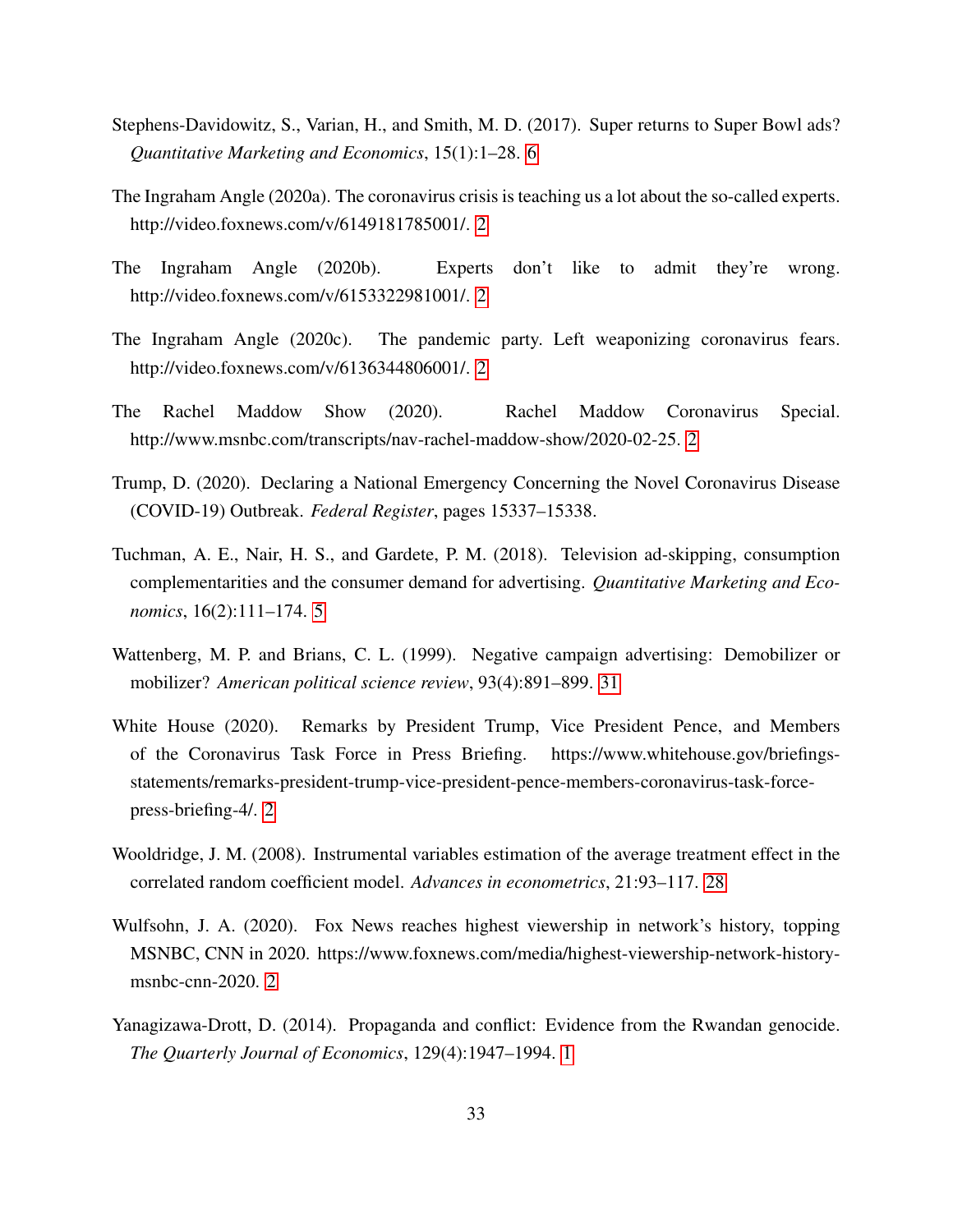Stephens-Davidowitz, S., Varian, H., and Smith, M. D. (2017). Super returns to Super Bowl ads? *Quantitative Marketing and Economics*, 15(1):1–28. 6

The Ingraham Angle (2020a). The coronavirus crisis is teaching us a lot about the so-called experts. http://video.foxnews.com/v/6149181785001/. 2

The Ingraham Angle (2020b). Experts don't like to admit they're wrong. http://video.foxnews.com/v/6153322981001/. 2

The Ingraham Angle (2020c). The pandemic party. Left weaponizing coronavirus fears. http://video.foxnews.com/v/6136344806001/. 2

The Rachel Maddow Show (2020). Rachel Maddow Coronavirus Special. http://www.msnbc.com/transcripts/nav-rachel-maddow-show/2020-02-25. 2

Trump, D. (2020). Declaring a National Emergency Concerning the Novel Coronavirus Disease (COVID-19) Outbreak. *Federal Register*, pages 15337–15338.

Tuchman, A. E., Nair, H. S., and Gardete, P. M. (2018). Television ad-skipping, consumption complementarities and the consumer demand for advertising. *Quantitative Marketing and Economics*, 16(2):111–174. 5

Wattenberg, M. P. and Brians, C. L. (1999). Negative campaign advertising: Demobilizer or mobilizer? *American political science review*, 93(4):891–899. 31

White House (2020). Remarks by President Trump, Vice President Pence, and Members of the Coronavirus Task Force in Press Briefing. https://www.whitehouse.gov/briefings-statements/remarks-president-trump-vice-president-pence-members-coronavirus-task-force-press-briefing-4/. 2

Wooldridge, J. M. (2008). Instrumental variables estimation of the average treatment effect in the correlated random coefficient model. *Advances in econometrics*, 21:93–117. 28

Wulfsohn, J. A. (2020). Fox News reaches highest viewership in network's history, topping MSNBC, CNN in 2020. https://www.foxnews.com/media/highest-viewership-network-history-msnbc-cnn-2020. 2

Yanagizawa-Drott, D. (2014). Propaganda and conflict: Evidence from the Rwandan genocide. *The Quarterly Journal of Economics*, 129(4):1947–1994. 1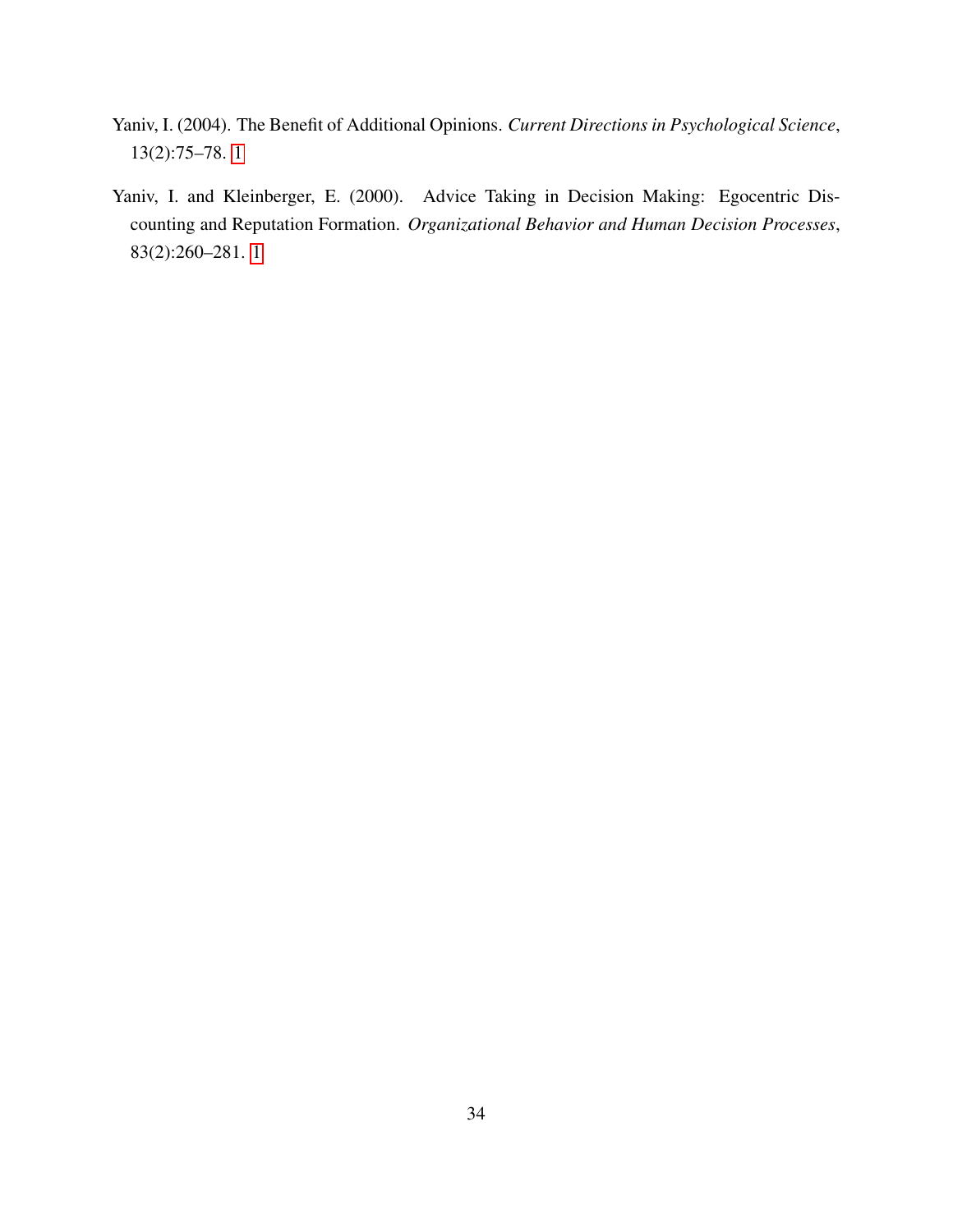Yaniv, I. (2004). The Benefit of Additional Opinions. *Current Directions in Psychological Science*, 13(2):75–78. 1

Yaniv, I. and Kleinberger, E. (2000). Advice Taking in Decision Making: Egocentric Discounting and Reputation Formation. *Organizational Behavior and Human Decision Processes*, 83(2):260–281. 1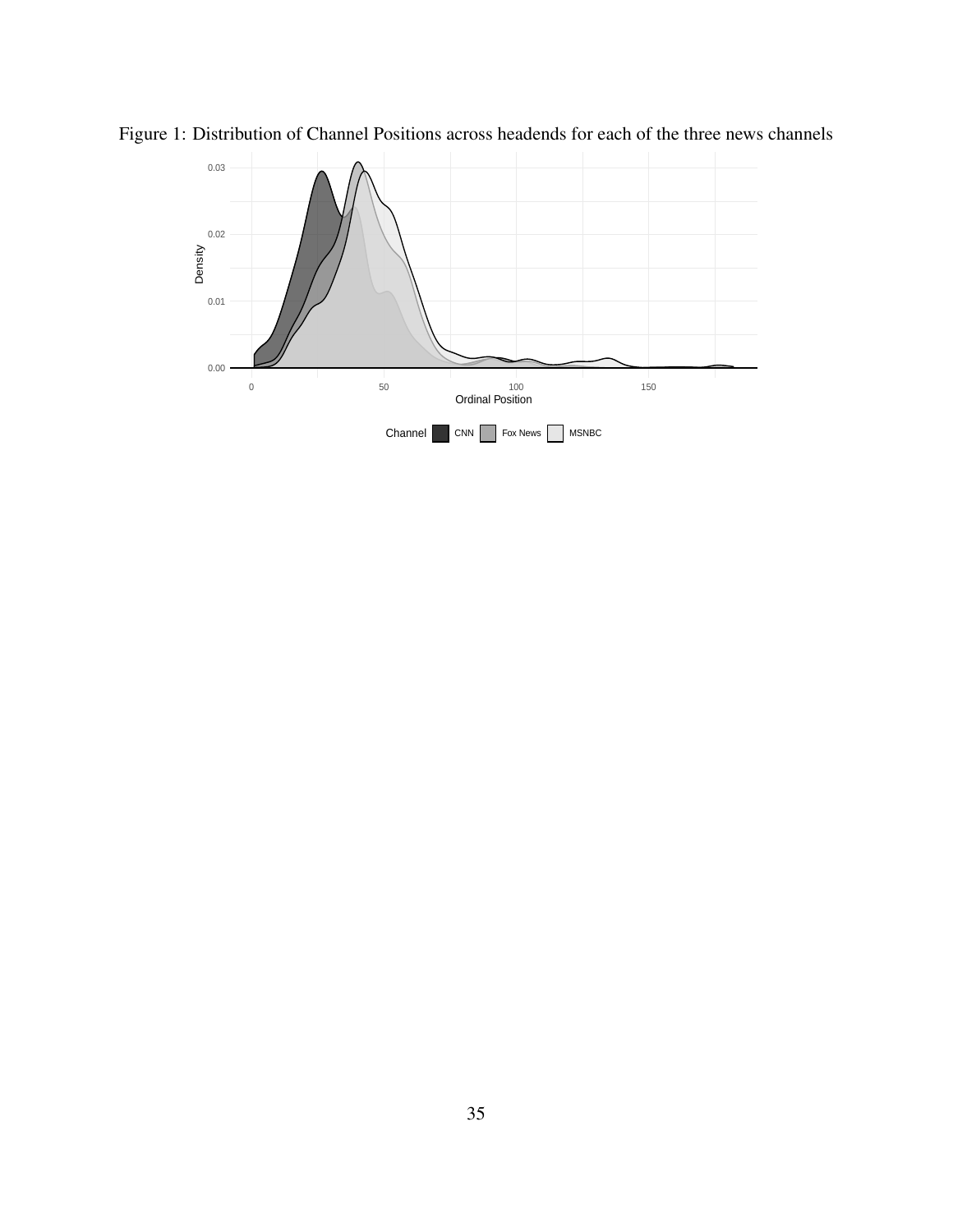Figure 1: Distribution of Channel Positions across headends for each of the three news channels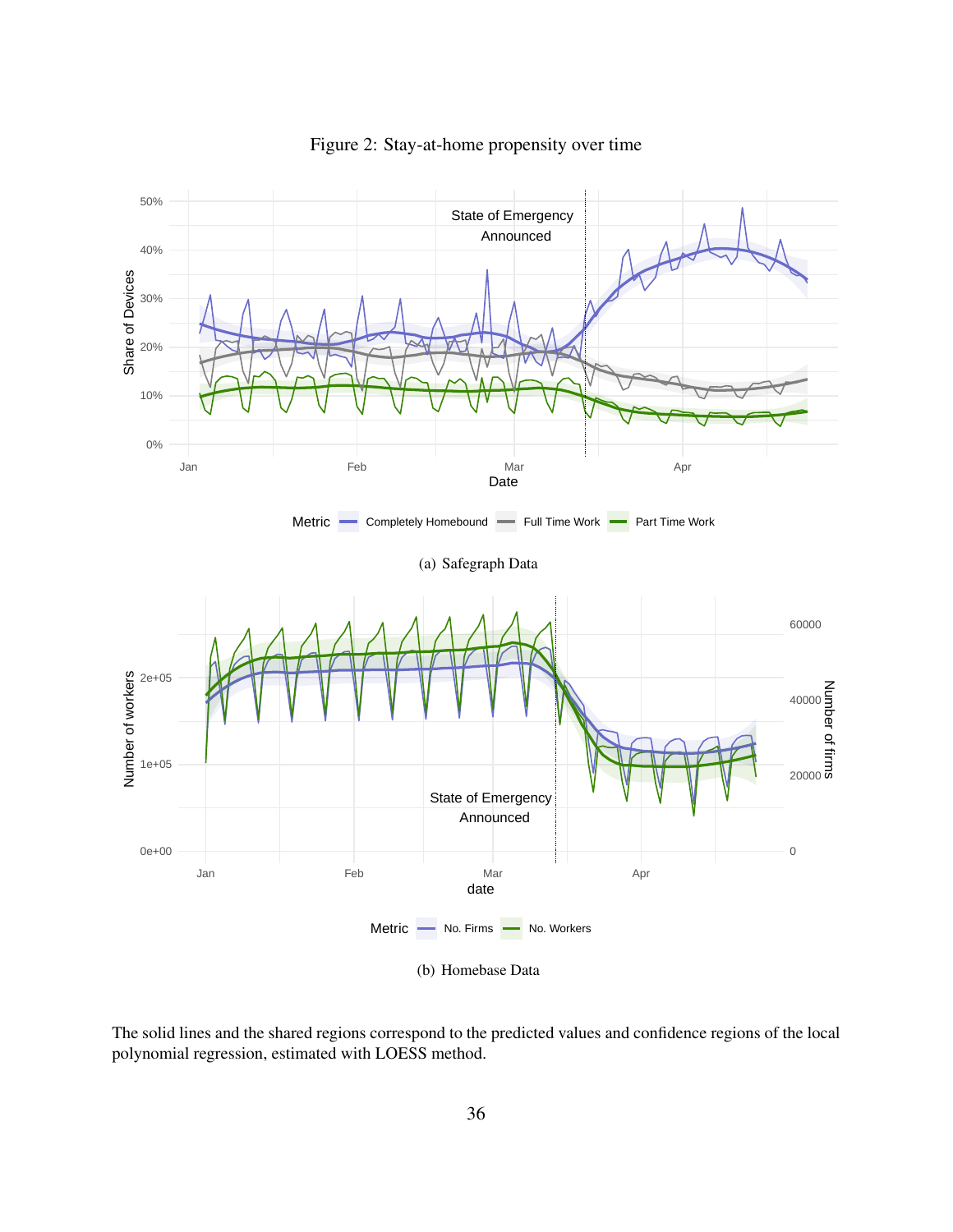Figure 2: Stay-at-home propensity over time

(a) Safegraph Data

(b) Homebase Data

The solid lines and the shared regions correspond to the predicted values and confidence regions of the local polynomial regression, estimated with LOESS method.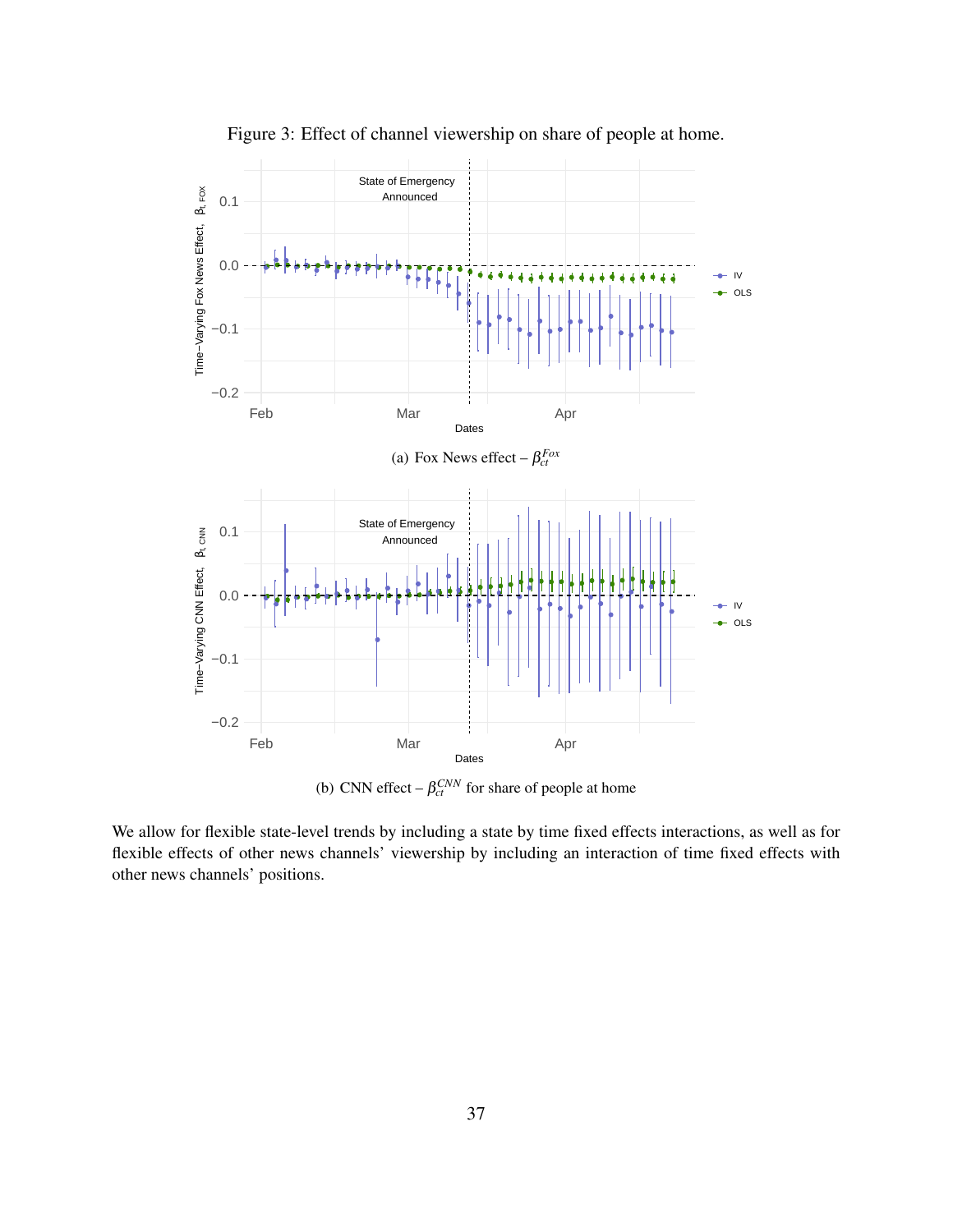Figure 3: Effect of channel viewership on share of people at home.

(a) Fox News effect – $\beta_{ct}^{Fox}$

(b) CNN effect – $\beta_{ct}^{CNN}$ for share of people at home

We allow for flexible state-level trends by including a state by time fixed effects interactions, as well as for flexible effects of other news channels' viewership by including an interaction of time fixed effects with other news channels' positions.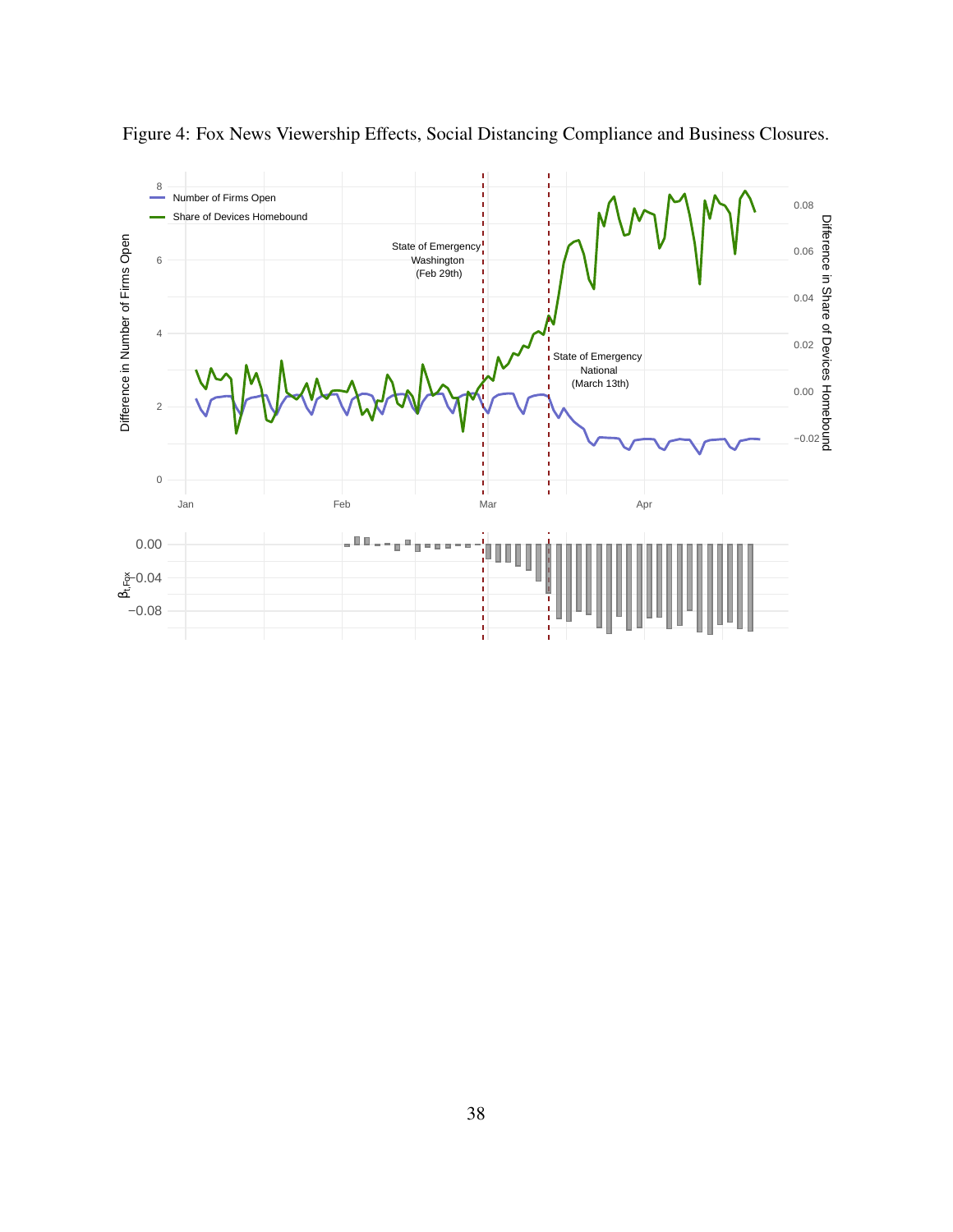Figure 4: Fox News Viewership Effects, Social Distancing Compliance and Business Closures.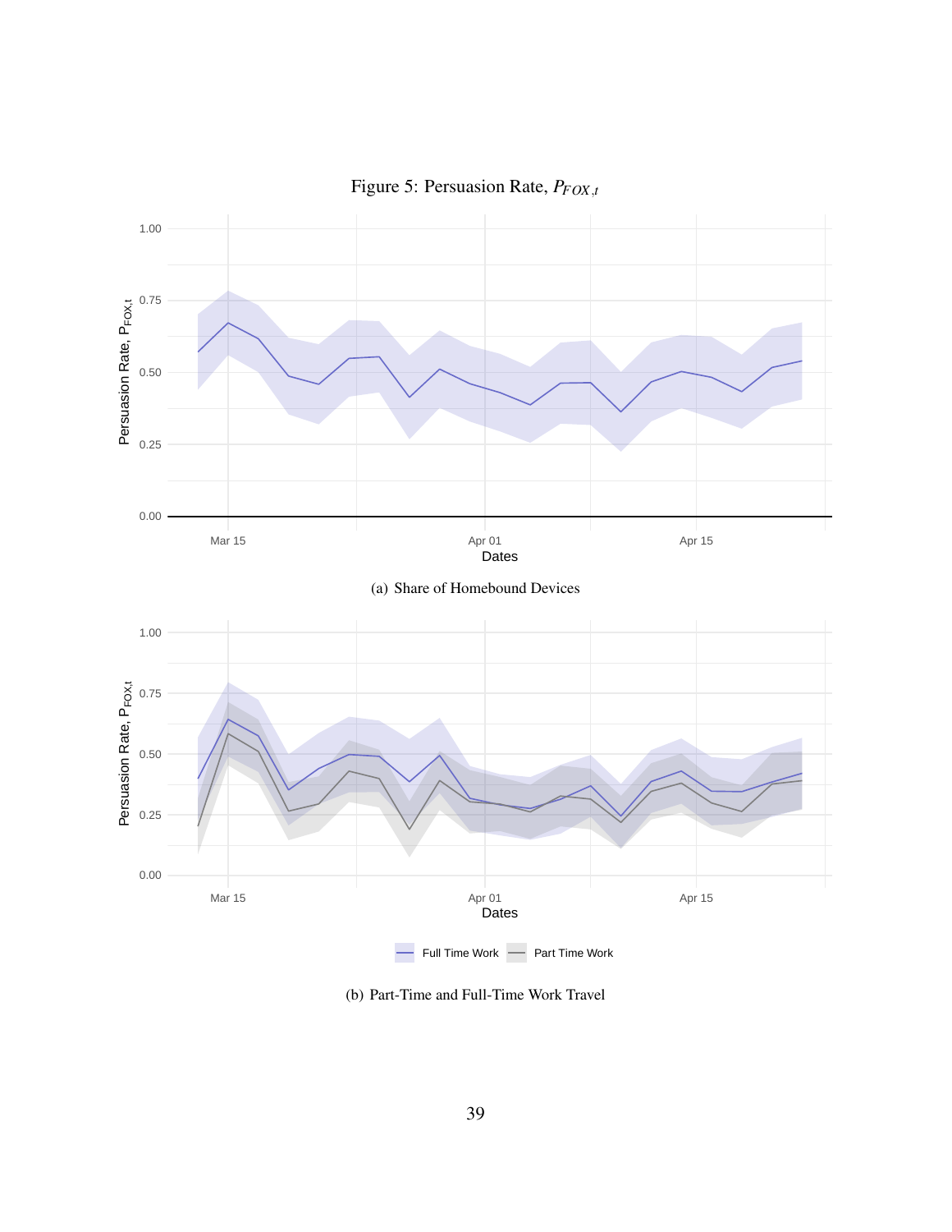Figure 5: Persuasion Rate, $P_{FOX,t}$

(a) Share of Homebound Devices

(b) Part-Time and Full-Time Work Travel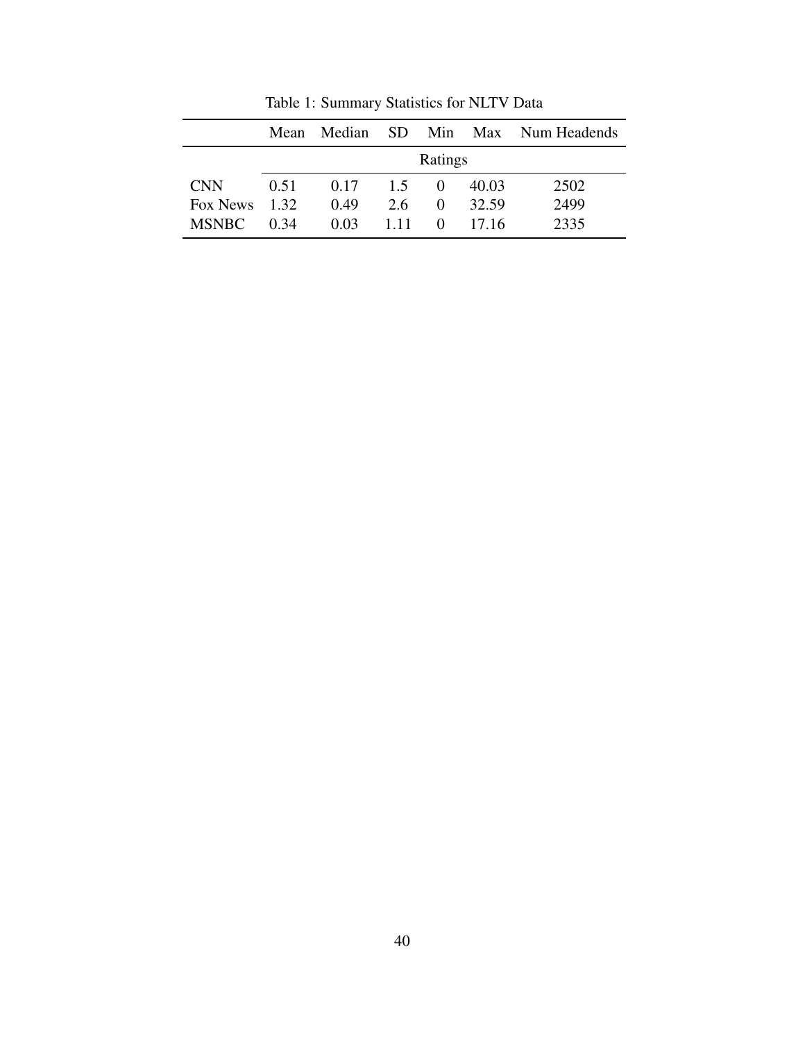Table 1: Summary Statistics for NLTV Data

| | Mean | Median | SD | Min | Max | Num Headends |
|---|---|---|---|---|---|---|
| | Ratings | | | | | |
| CNN | 0.51 | 0.17 | 1.5 | 0 | 40.03 | 2502 |
| Fox News | 1.32 | 0.49 | 2.6 | 0 | 32.59 | 2499 |
| MSNBC | 0.34 | 0.03 | 1.11 | 0 | 17.16 | 2335 |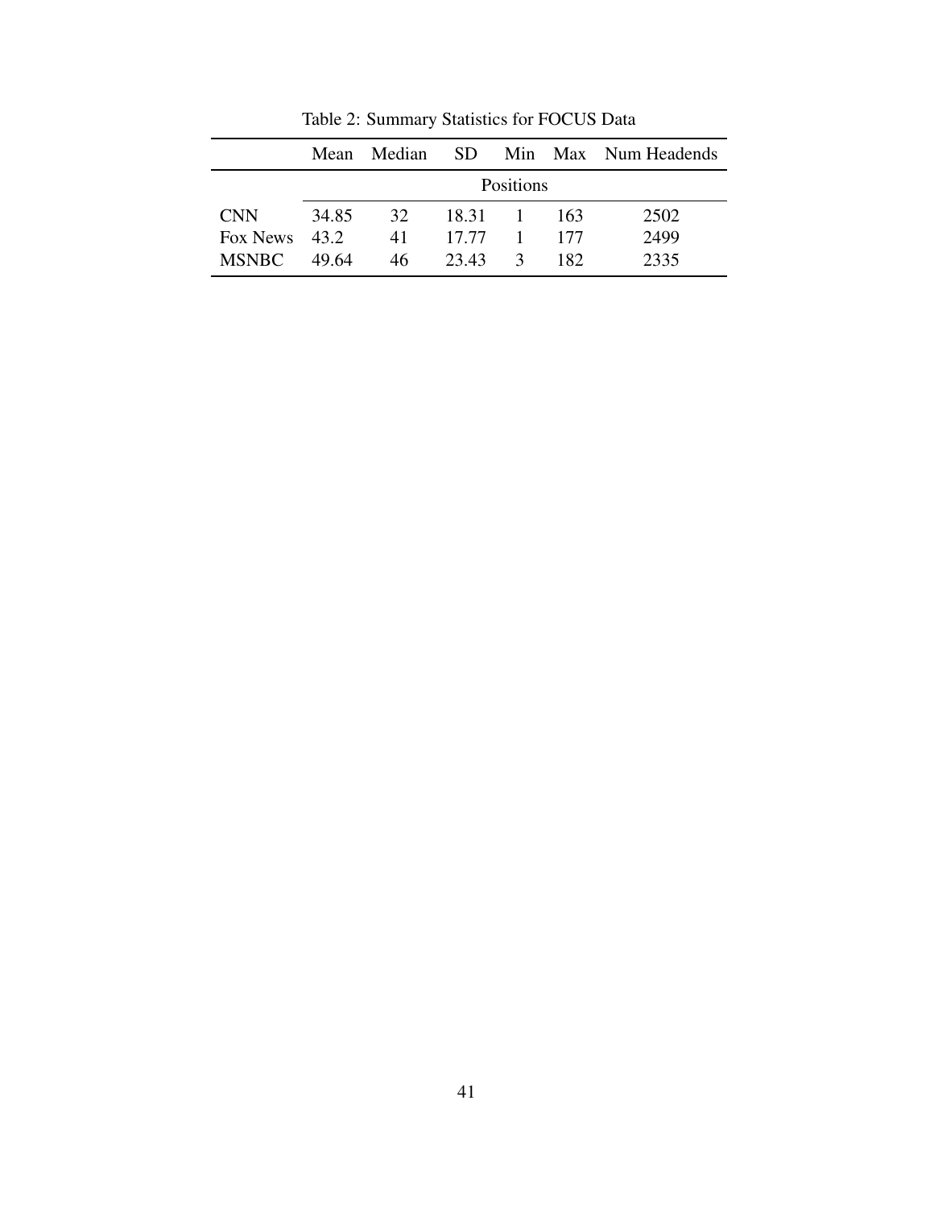Table 2: Summary Statistics for FOCUS Data

| | Mean | Median | SD | Min | Max | Num Headends |
|---|---|---|---|---|---|---|
| | Positions | | | | | |
| CNN | 34.85 | 32 | 18.31 | 1 | 163 | 2502 |
| Fox News | 43.2 | 41 | 17.77 | 1 | 177 | 2499 |
| MSNBC | 49.64 | 46 | 23.43 | 3 | 182 | 2335 |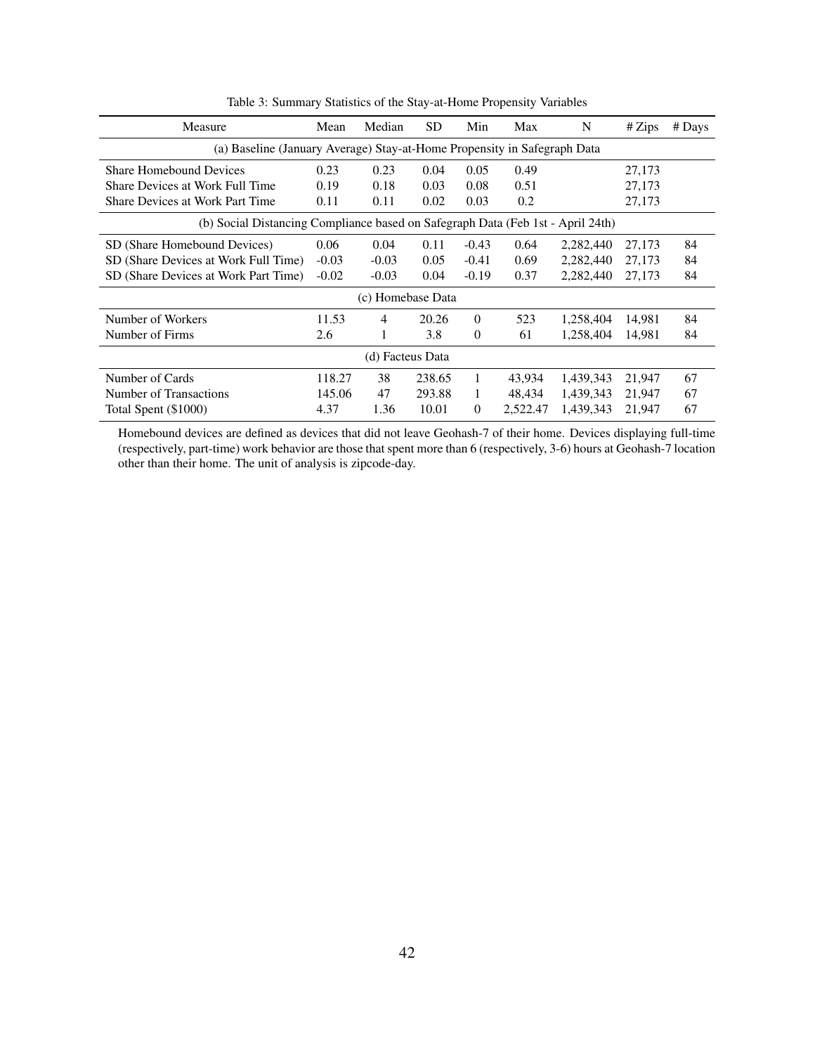Table 3: Summary Statistics of the Stay-at-Home Propensity Variables

| Measure | Mean | Median | SD | Min | Max | N | # Zips | # Days |
|---|---|---|---|---|---|---|---|---|
| (a) Baseline (January Average) Stay-at-Home Propensity in Safegraph Data | | | | | | | | |
| Share Homebound Devices | 0.23 | 0.23 | 0.04 | 0.05 | 0.49 | | 27,173 | |
| Share Devices at Work Full Time | 0.19 | 0.18 | 0.03 | 0.08 | 0.51 | | 27,173 | |
| Share Devices at Work Part Time | 0.11 | 0.11 | 0.02 | 0.03 | 0.2 | | 27,173 | |
| (b) Social Distancing Compliance based on Safegraph Data (Feb 1st - April 24th) | | | | | | | | |
| SD (Share Homebound Devices) | 0.06 | 0.04 | 0.11 | -0.43 | 0.64 | 2,282,440 | 27,173 | 84 |
| SD (Share Devices at Work Full Time) | -0.03 | -0.03 | 0.05 | -0.41 | 0.69 | 2,282,440 | 27,173 | 84 |
| SD (Share Devices at Work Part Time) | -0.02 | -0.03 | 0.04 | -0.19 | 0.37 | 2,282,440 | 27,173 | 84 |
| (c) Homebase Data | | | | | | | | |
| Number of Workers | 11.53 | 4 | 20.26 | 0 | 523 | 1,258,404 | 14,981 | 84 |
| Number of Firms | 2.6 | 1 | 3.8 | 0 | 61 | 1,258,404 | 14,981 | 84 |
| (d) Facteus Data | | | | | | | | |
| Number of Cards | 118.27 | 38 | 238.65 | 1 | 43,934 | 1,439,343 | 21,947 | 67 |
| Number of Transactions | 145.06 | 47 | 293.88 | 1 | 48,434 | 1,439,343 | 21,947 | 67 |
| Total Spent ($1000) | 4.37 | 1.36 | 10.01 | 0 | 2,522.47 | 1,439,343 | 21,947 | 67 |

Homebound devices are defined as devices that did not leave Geohash-7 of their home. Devices displaying full-time (respectively, part-time) work behavior are those that spent more than 6 (respectively, 3-6) hours at Geohash-7 location other than their home. The unit of analysis is zipcode-day.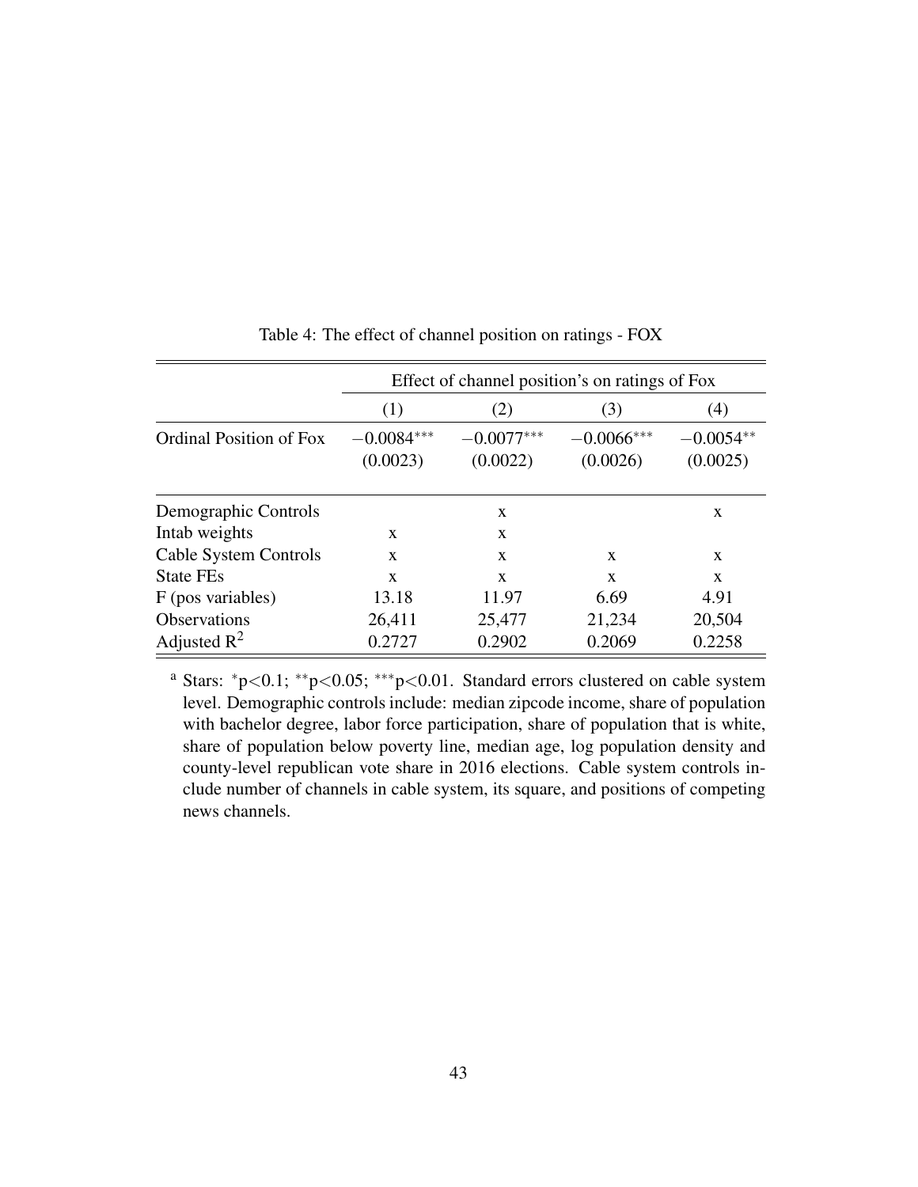Table 4: The effect of channel position on ratings - FOX

| | Effect of channel position's on ratings of Fox | | | |
|---|---|---|---|---|
| | (1) | (2) | (3) | (4) |
| Ordinal Position of Fox | $-0.0084^{***}$ | $-0.0077^{***}$ | $-0.0066^{***}$ | $-0.0054^{**}$ |
| | (0.0023) | (0.0022) | (0.0026) | (0.0025) |
| Demographic Controls | | x | | x |
| Intab weights | x | x | | |
| Cable System Controls | x | x | x | x |
| State FEs | x | x | x | x |
| F (pos variables) | 13.18 | 11.97 | 6.69 | 4.91 |
| Observations | 26,411 | 25,477 | 21,234 | 20,504 |
| Adjusted $R^2$ | 0.2727 | 0.2902 | 0.2069 | 0.2258 |

[a] Stars: $^{*}$p<0.1; $^{**}$p<0.05; $^{***}$p<0.01. Standard errors clustered on cable system level. Demographic controls include: median zipcode income, share of population with bachelor degree, labor force participation, share of population that is white, share of population below poverty line, median age, log population density and county-level republican vote share in 2016 elections. Cable system controls include number of channels in cable system, its square, and positions of competing news channels.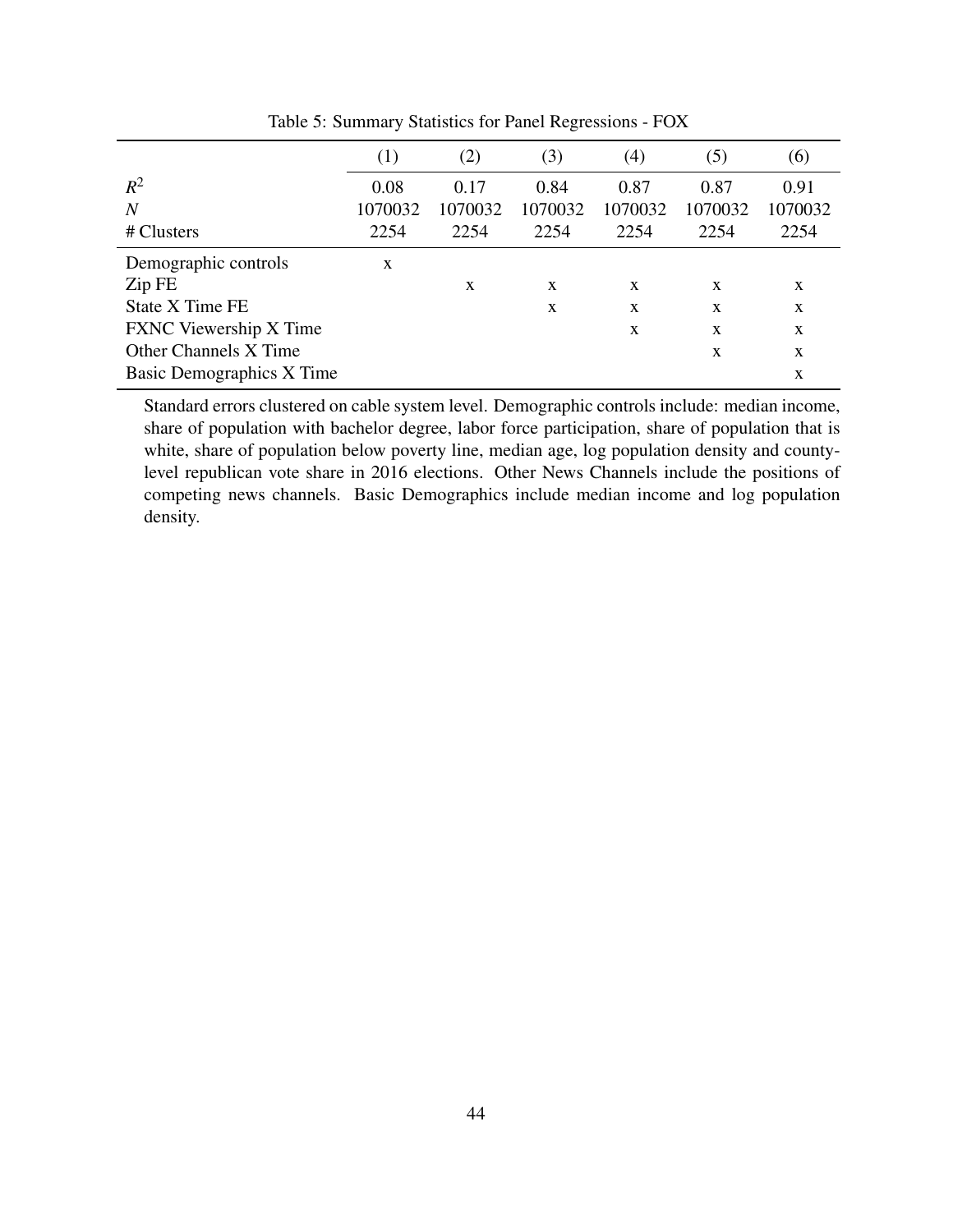Table 5: Summary Statistics for Panel Regressions - FOX

| | (1) | (2) | (3) | (4) | (5) | (6) |
|---|---|---|---|---|---|---|
| $R^2$ | 0.08 | 0.17 | 0.84 | 0.87 | 0.87 | 0.91 |
| $N$ | 1070032 | 1070032 | 1070032 | 1070032 | 1070032 | 1070032 |
| # Clusters | 2254 | 2254 | 2254 | 2254 | 2254 | 2254 |
| Demographic controls | x | | | | | |
| Zip FE | | x | x | x | x | x |
| State X Time FE | | | x | x | x | x |
| FXNC Viewership X Time | | | | x | x | x |
| Other Channels X Time | | | | | x | x |
| Basic Demographics X Time | | | | | | x |

Standard errors clustered on cable system level. Demographic controls include: median income, share of population with bachelor degree, labor force participation, share of population that is white, share of population below poverty line, median age, log population density and county-level republican vote share in 2016 elections. Other News Channels include the positions of competing news channels. Basic Demographics include median income and log population density.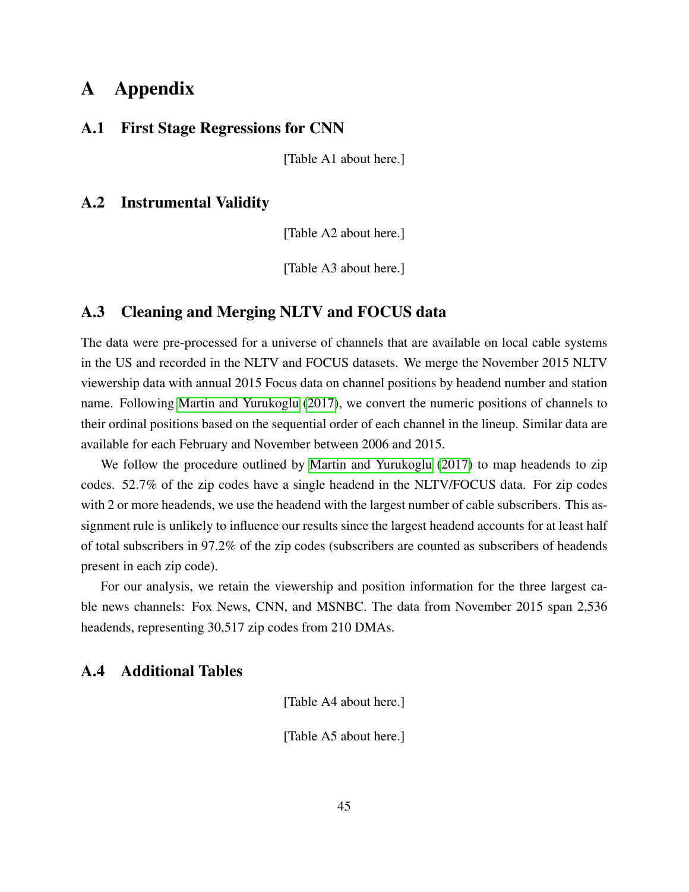# A Appendix

## A.1 First Stage Regressions for CNN

[Table A1 about here.]

## A.2 Instrumental Validity

[Table A2 about here.]

[Table A3 about here.]

## A.3 Cleaning and Merging NLTV and FOCUS data

The data were pre-processed for a universe of channels that are available on local cable systems in the US and recorded in the NLTV and FOCUS datasets. We merge the November 2015 NLTV viewership data with annual 2015 Focus data on channel positions by headend number and station name. Following Martin and Yurukoglu (2017), we convert the numeric positions of channels to their ordinal positions based on the sequential order of each channel in the lineup. Similar data are available for each February and November between 2006 and 2015.

We follow the procedure outlined by Martin and Yurukoglu (2017) to map headends to zip codes. 52.7% of the zip codes have a single headend in the NLTV/FOCUS data. For zip codes with 2 or more headends, we use the headend with the largest number of cable subscribers. This assignment rule is unlikely to influence our results since the largest headend accounts for at least half of total subscribers in 97.2% of the zip codes (subscribers are counted as subscribers of headends present in each zip code).

For our analysis, we retain the viewership and position information for the three largest cable news channels: Fox News, CNN, and MSNBC. The data from November 2015 span 2,536 headends, representing 30,517 zip codes from 210 DMAs.

## A.4 Additional Tables

[Table A4 about here.]

[Table A5 about here.]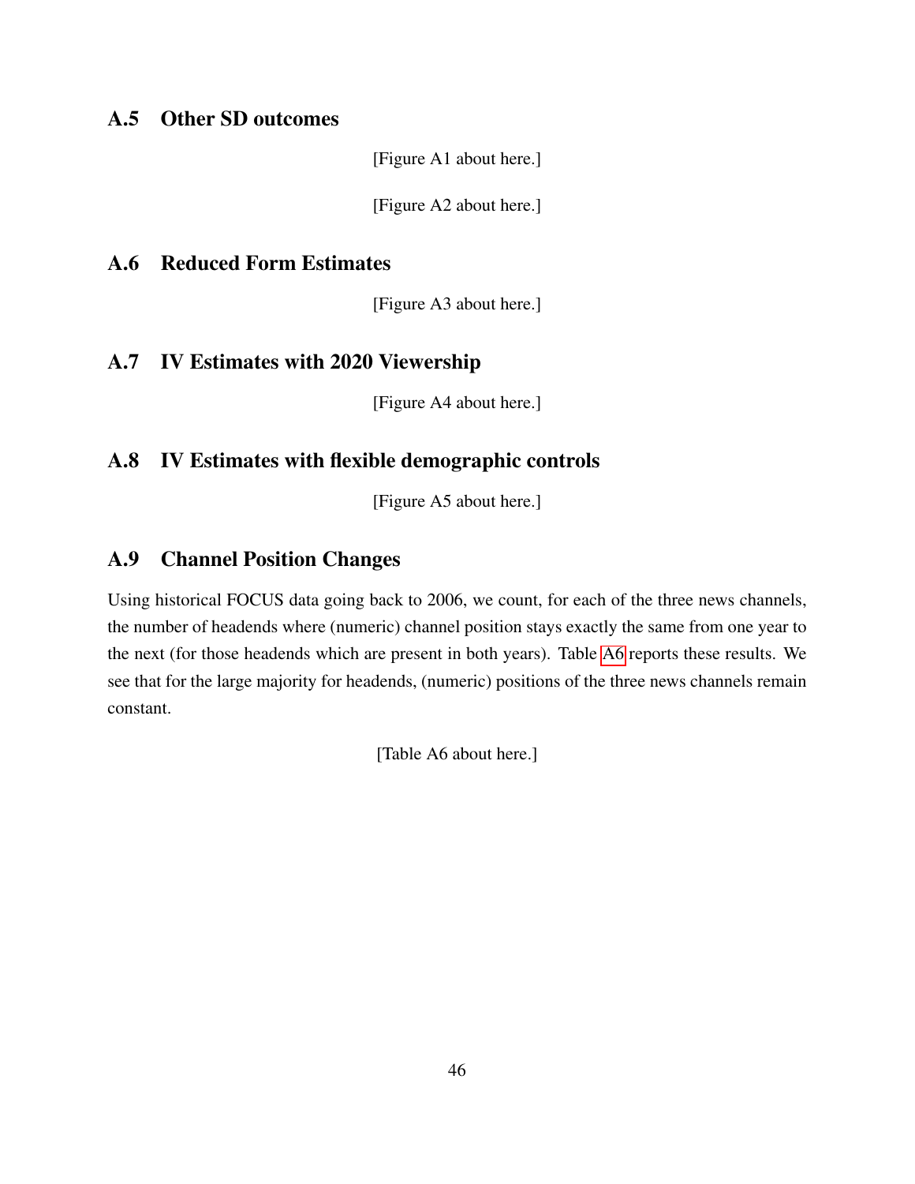## A.5 Other SD outcomes

[Figure A1 about here.]

[Figure A2 about here.]

## A.6 Reduced Form Estimates

[Figure A3 about here.]

## A.7 IV Estimates with 2020 Viewership

[Figure A4 about here.]

## A.8 IV Estimates with flexible demographic controls

[Figure A5 about here.]

## A.9 Channel Position Changes

Using historical FOCUS data going back to 2006, we count, for each of the three news channels, the number of headends where (numeric) channel position stays exactly the same from one year to the next (for those headends which are present in both years). Table A6 reports these results. We see that for the large majority for headends, (numeric) positions of the three news channels remain constant.

[Table A6 about here.]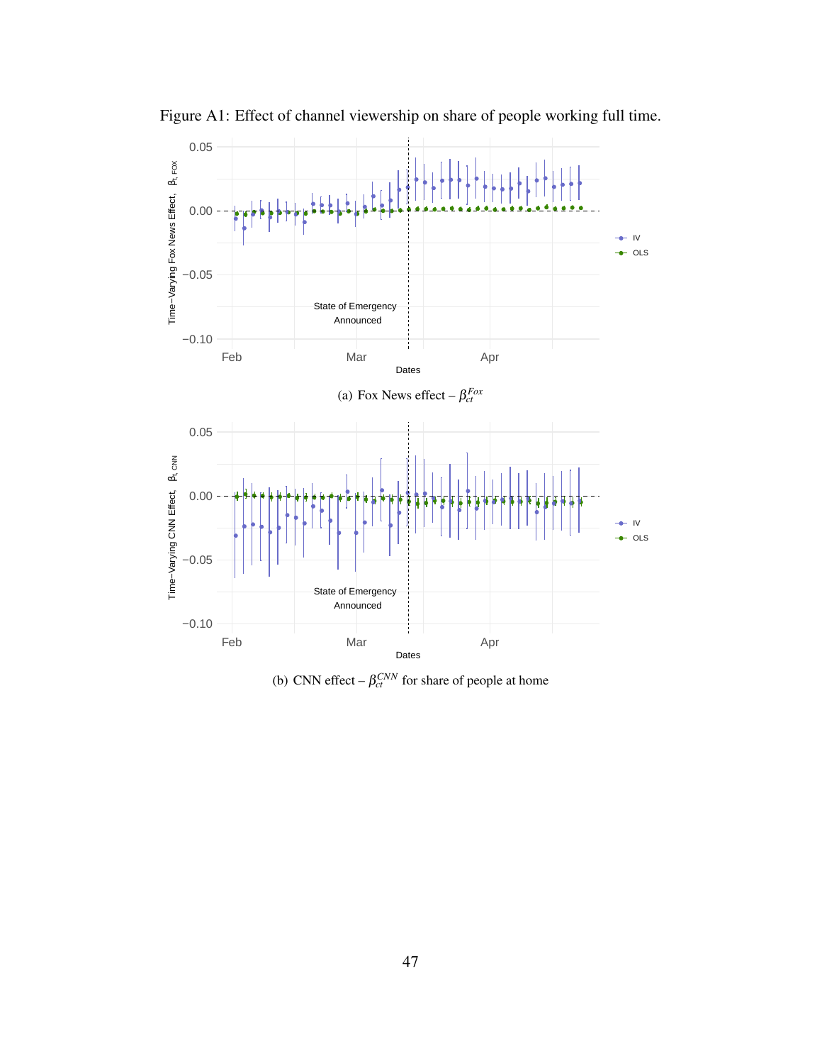Figure A1: Effect of channel viewership on share of people working full time.

(a) Fox News effect – $\beta_{ct}^{Fox}$

(b) CNN effect – $\beta_{ct}^{CNN}$ for share of people at home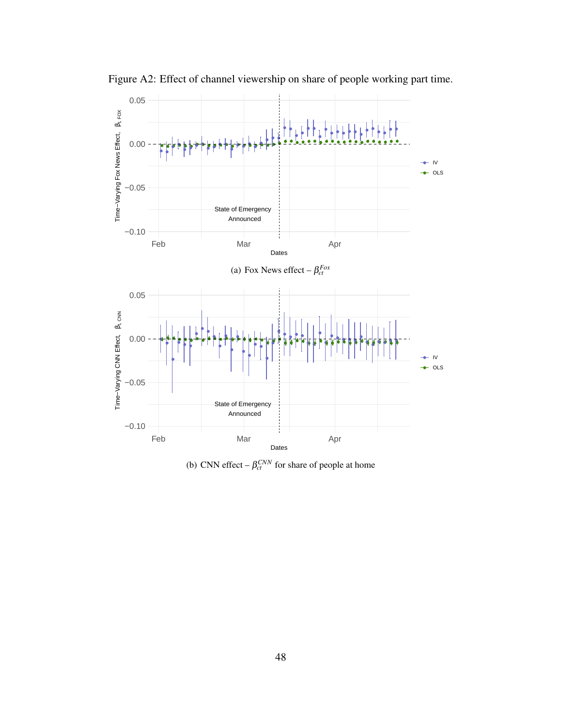Figure A2: Effect of channel viewership on share of people working part time.

(a) Fox News effect – $\beta_{ct}^{Fox}$

(b) CNN effect – $\beta_{ct}^{CNN}$ for share of people at home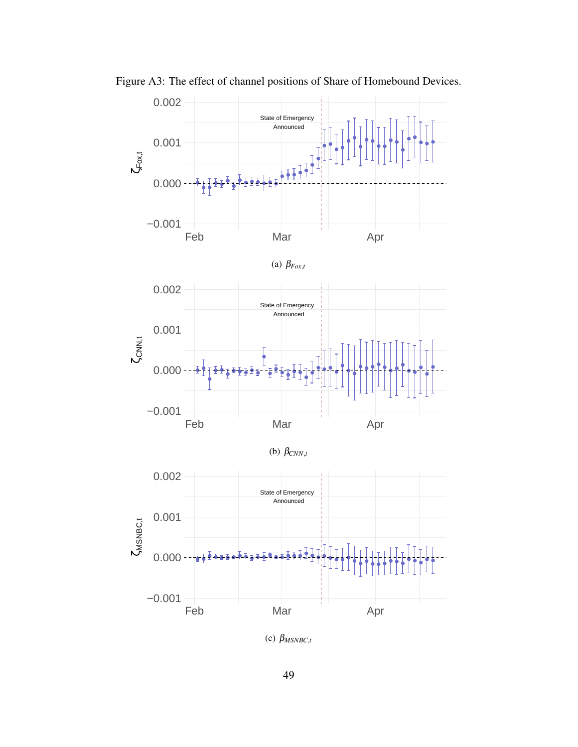Figure A3: The effect of channel positions of Share of Homebound Devices.

(a) $\beta_{Fox,t}$

(b) $\beta_{CNN,t}$

(c) $\beta_{MSNBC,t}$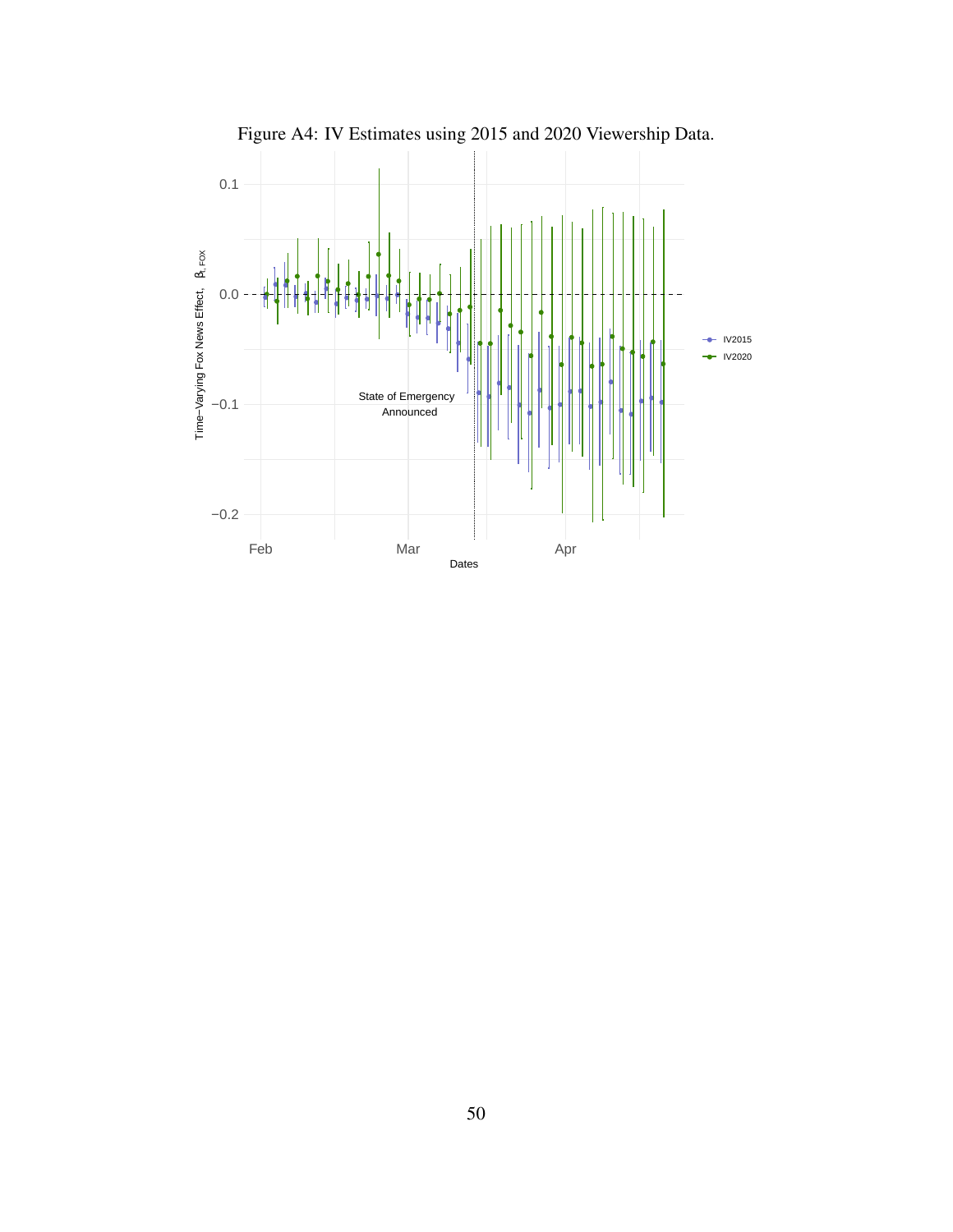Figure A4: IV Estimates using 2015 and 2020 Viewership Data.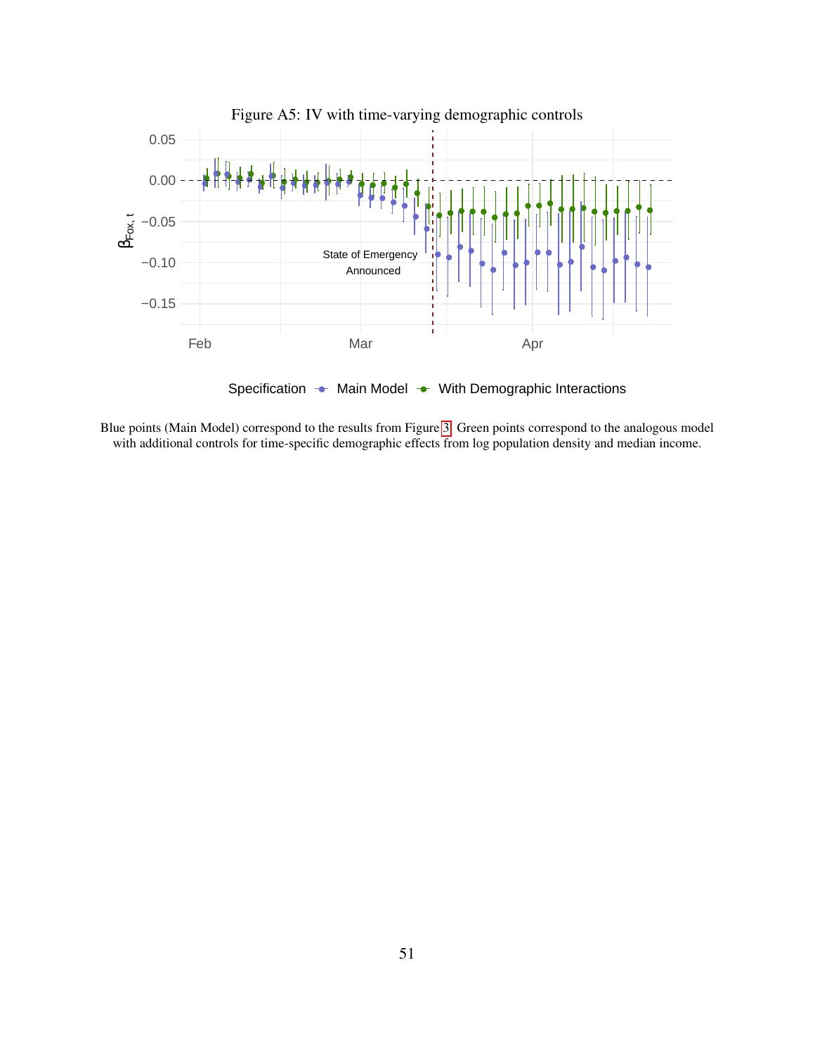Figure A5: IV with time-varying demographic controls

Blue points (Main Model) correspond to the results from Figure 3. Green points correspond to the analogous model with additional controls for time-specific demographic effects from log population density and median income.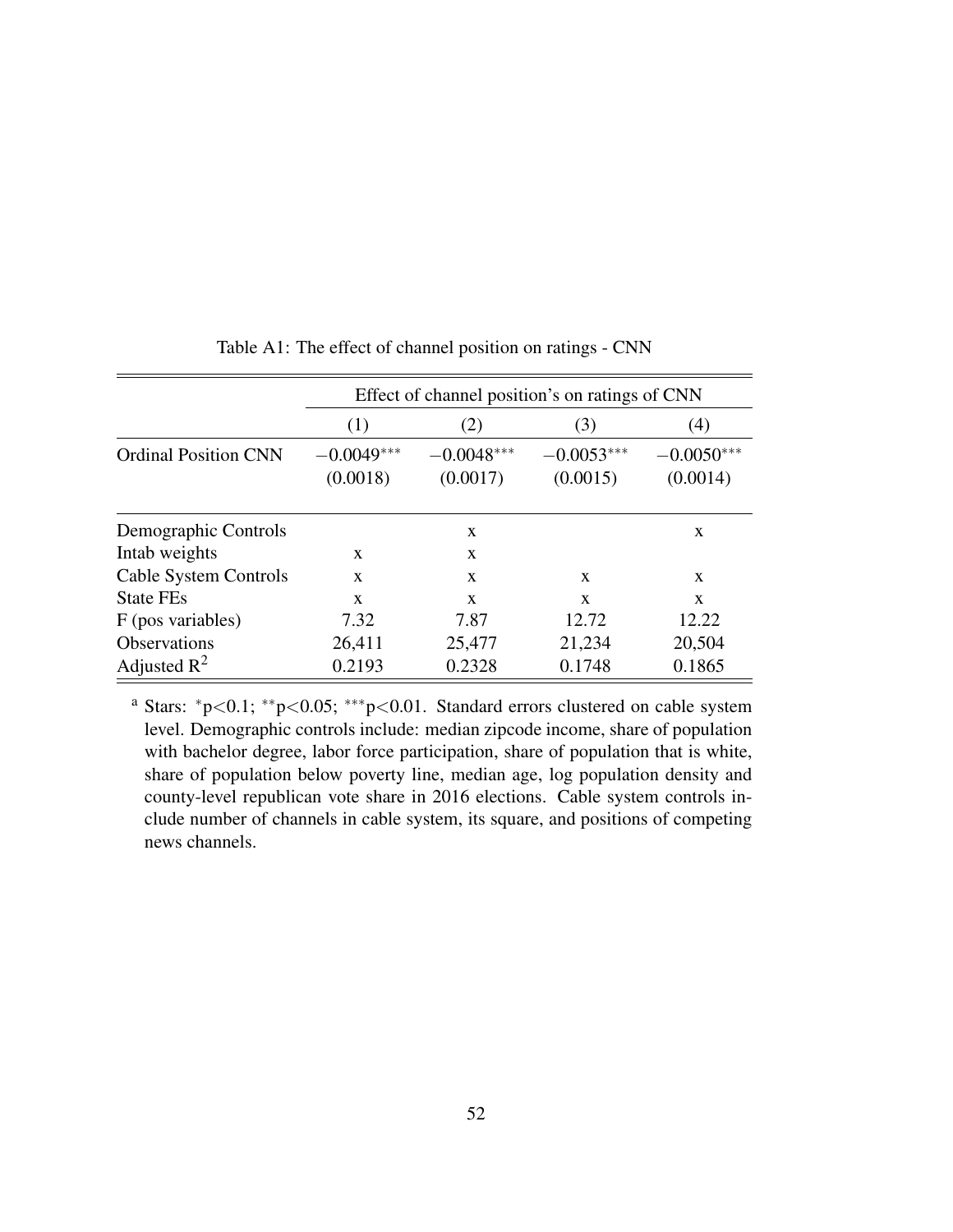Table A1: The effect of channel position on ratings - CNN

| | Effect of channel position's on ratings of CNN | | | |
|---|---|---|---|---|
| | (1) | (2) | (3) | (4) |
| Ordinal Position CNN | $-0.0049^{***}$ | $-0.0048^{***}$ | $-0.0053^{***}$ | $-0.0050^{***}$ |
| | (0.0018) | (0.0017) | (0.0015) | (0.0014) |
| Demographic Controls | | x | | x |
| Intab weights | x | x | | |
| Cable System Controls | x | x | x | x |
| State FEs | x | x | x | x |
| F (pos variables) | 7.32 | 7.87 | 12.72 | 12.22 |
| Observations | 26,411 | 25,477 | 21,234 | 20,504 |
| Adjusted $R^2$ | 0.2193 | 0.2328 | 0.1748 | 0.1865 |

[a] Stars: $^{*}p<0.1$; $^{**}p<0.05$; $^{***}p<0.01$. Standard errors clustered on cable system level. Demographic controls include: median zipcode income, share of population with bachelor degree, labor force participation, share of population that is white, share of population below poverty line, median age, log population density and county-level republican vote share in 2016 elections. Cable system controls include number of channels in cable system, its square, and positions of competing news channels.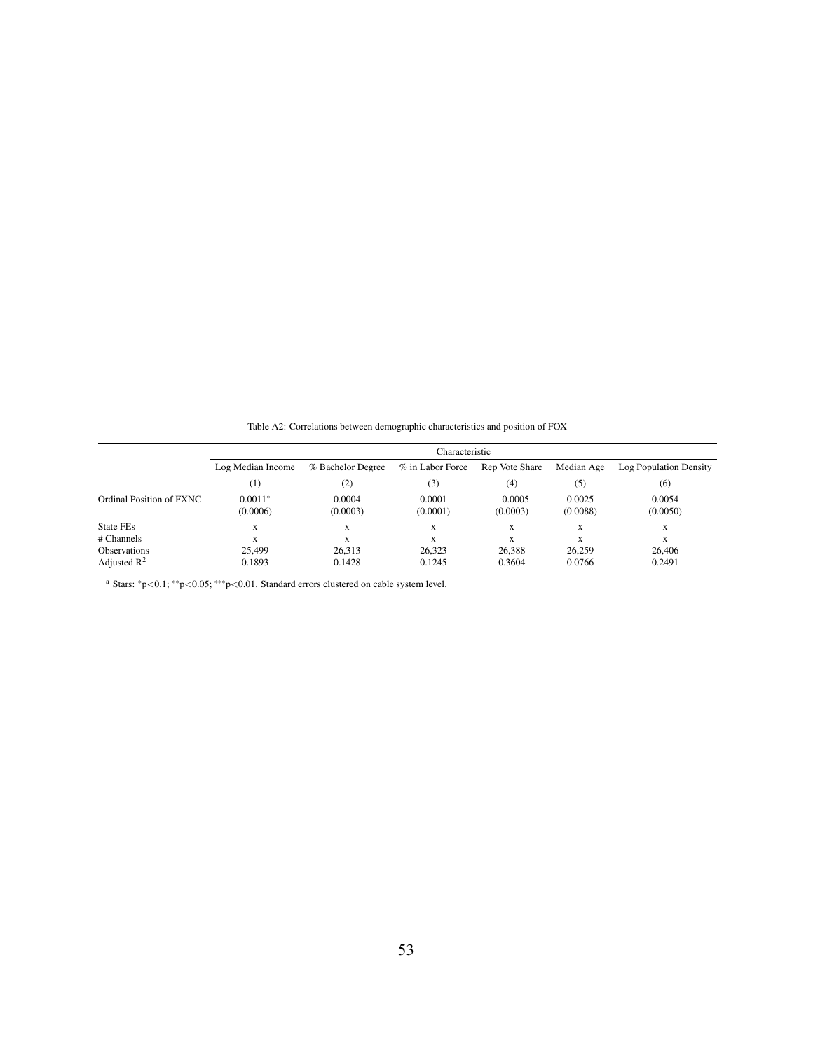Table A2: Correlations between demographic characteristics and position of FOX

| | Characteristic | | | | | |
|---|---|---|---|---|---|---|
| | Log Median Income | % Bachelor Degree | % in Labor Force | Rep Vote Share | Median Age | Log Population Density |
| | (1) | (2) | (3) | (4) | (5) | (6) |
| Ordinal Position of FXNC | 0.0011* | 0.0004 | 0.0001 | −0.0005 | 0.0025 | 0.0054 |
| | (0.0006) | (0.0003) | (0.0001) | (0.0003) | (0.0088) | (0.0050) |
| State FEs | x | x | x | x | x | x |
| # Channels | x | x | x | x | x | x |
| Observations | 25,499 | 26,313 | 26,323 | 26,388 | 26,259 | 26,406 |
| Adjusted $R^2$ | 0.1893 | 0.1428 | 0.1245 | 0.3604 | 0.0766 | 0.2491 |

[a] Stars: *p<0.1; **p<0.05; ***p<0.01. Standard errors clustered on cable system level.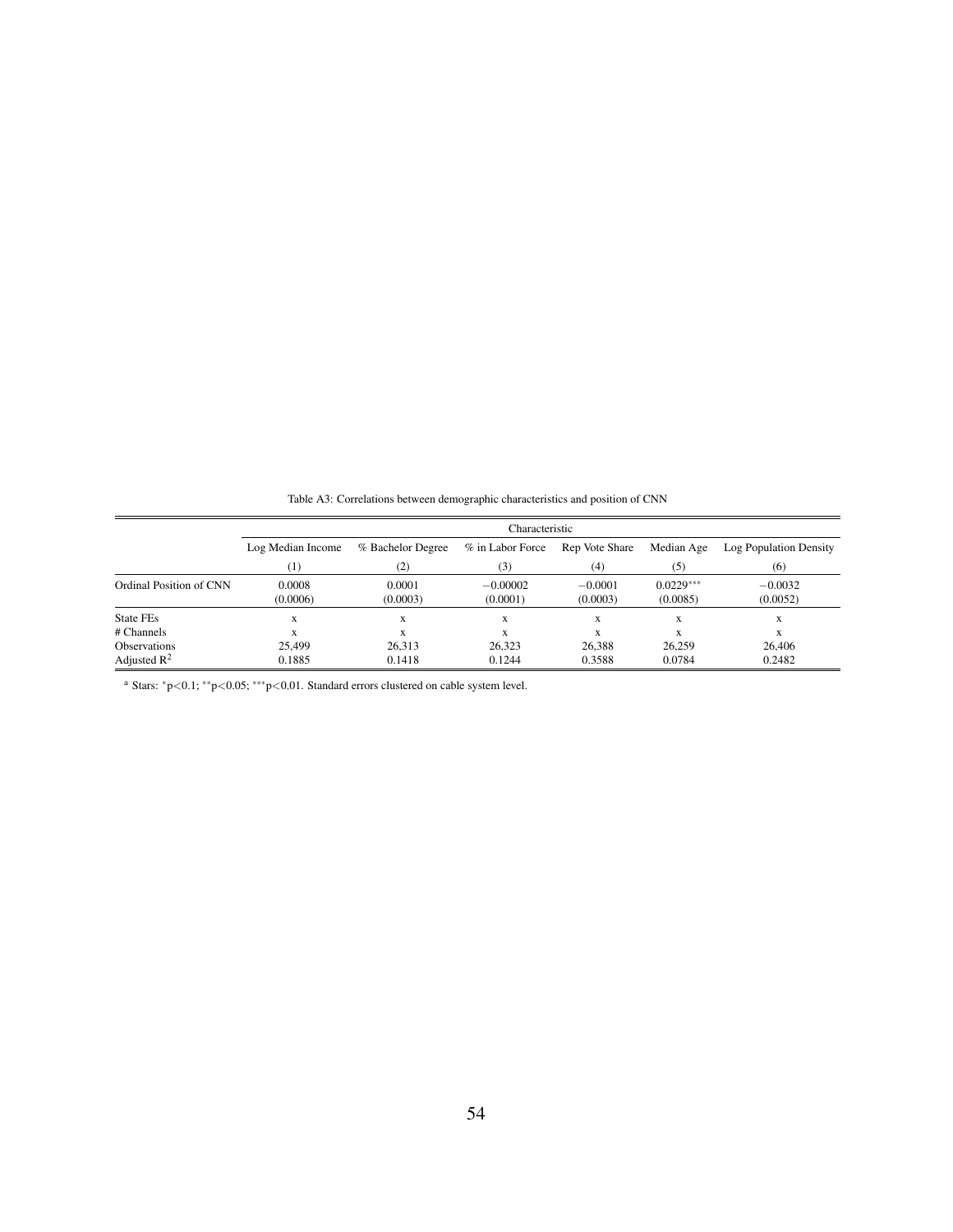Table A3: Correlations between demographic characteristics and position of CNN

| | Characteristic | | | | | |
|---|---|---|---|---|---|---|
| | Log Median Income | % Bachelor Degree | % in Labor Force | Rep Vote Share | Median Age | Log Population Density |
| | (1) | (2) | (3) | (4) | (5) | (6) |
| Ordinal Position of CNN | 0.0008 | 0.0001 | −0.00002 | −0.0001 | 0.0229*** | −0.0032 |
| | (0.0006) | (0.0003) | (0.0001) | (0.0003) | (0.0085) | (0.0052) |
| State FEs | x | x | x | x | x | x |
| # Channels | x | x | x | x | x | x |
| Observations | 25,499 | 26,313 | 26,323 | 26,388 | 26,259 | 26,406 |
| Adjusted $R^2$ | 0.1885 | 0.1418 | 0.1244 | 0.3588 | 0.0784 | 0.2482 |

[a] Stars: *p<0.1; **p<0.05; ***p<0.01. Standard errors clustered on cable system level.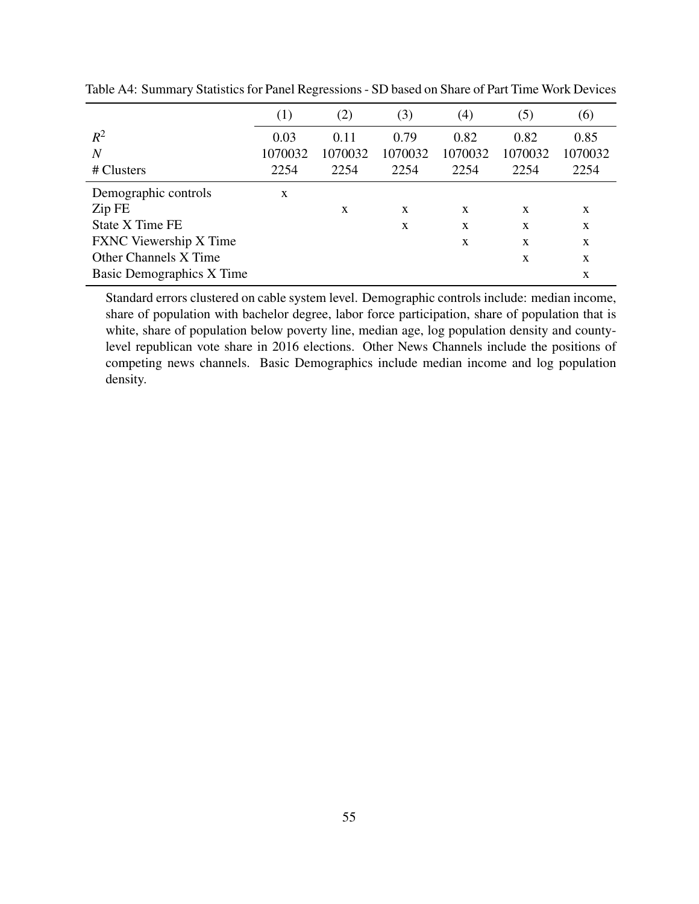Table A4: Summary Statistics for Panel Regressions - SD based on Share of Part Time Work Devices

| | (1) | (2) | (3) | (4) | (5) | (6) |
|---|---|---|---|---|---|---|
| $R^2$ | 0.03 | 0.11 | 0.79 | 0.82 | 0.82 | 0.85 |
| $N$ | 1070032 | 1070032 | 1070032 | 1070032 | 1070032 | 1070032 |
| # Clusters | 2254 | 2254 | 2254 | 2254 | 2254 | 2254 |
| Demographic controls | x | | | | | |
| Zip FE | | x | x | x | x | x |
| State X Time FE | | | x | x | x | x |
| FXNC Viewership X Time | | | | x | x | x |
| Other Channels X Time | | | | | x | x |
| Basic Demographics X Time | | | | | | x |

Standard errors clustered on cable system level. Demographic controls include: median income, share of population with bachelor degree, labor force participation, share of population that is white, share of population below poverty line, median age, log population density and county-level republican vote share in 2016 elections. Other News Channels include the positions of competing news channels. Basic Demographics include median income and log population density.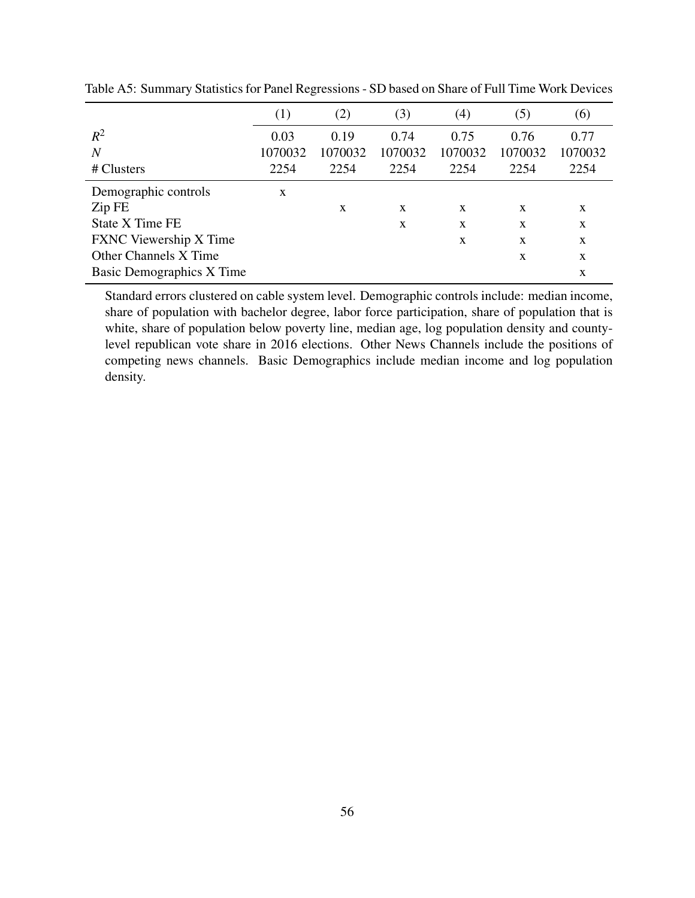Table A5: Summary Statistics for Panel Regressions - SD based on Share of Full Time Work Devices

| | (1) | (2) | (3) | (4) | (5) | (6) |
|---|---|---|---|---|---|---|
| $R^2$ | 0.03 | 0.19 | 0.74 | 0.75 | 0.76 | 0.77 |
| $N$ | 1070032 | 1070032 | 1070032 | 1070032 | 1070032 | 1070032 |
| # Clusters | 2254 | 2254 | 2254 | 2254 | 2254 | 2254 |
| Demographic controls | x | | | | | |
| Zip FE | | x | x | x | x | x |
| State X Time FE | | | x | x | x | x |
| FXNC Viewership X Time | | | | x | x | x |
| Other Channels X Time | | | | | x | x |
| Basic Demographics X Time | | | | | | x |

Standard errors clustered on cable system level. Demographic controls include: median income, share of population with bachelor degree, labor force participation, share of population that is white, share of population below poverty line, median age, log population density and county-level republican vote share in 2016 elections. Other News Channels include the positions of competing news channels. Basic Demographics include median income and log population density.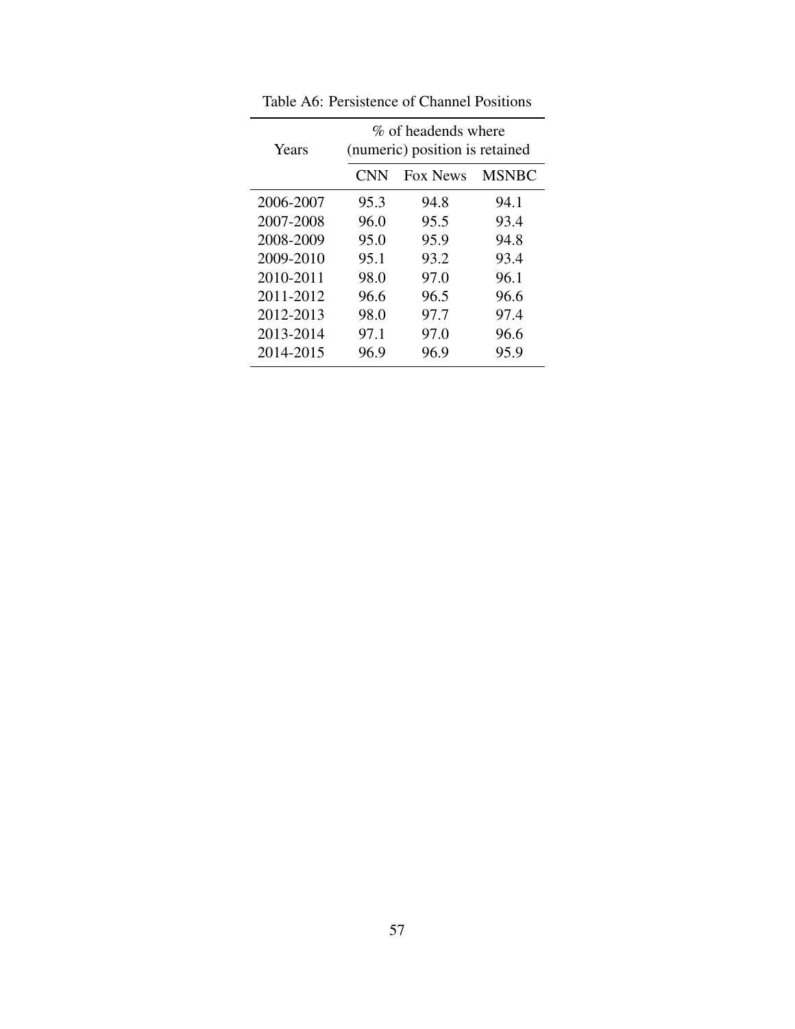Table A6: Persistence of Channel Positions

| Years | % of headends where (numeric) position is retained | | |
|---|---|---|---|
| | CNN | Fox News | MSNBC |
| 2006-2007 | 95.3 | 94.8 | 94.1 |
| 2007-2008 | 96.0 | 95.5 | 93.4 |
| 2008-2009 | 95.0 | 95.9 | 94.8 |
| 2009-2010 | 95.1 | 93.2 | 93.4 |
| 2010-2011 | 98.0 | 97.0 | 96.1 |
| 2011-2012 | 96.6 | 96.5 | 96.6 |
| 2012-2013 | 98.0 | 97.7 | 97.4 |
| 2013-2014 | 97.1 | 97.0 | 96.6 |
| 2014-2015 | 96.9 | 96.9 | 95.9 |